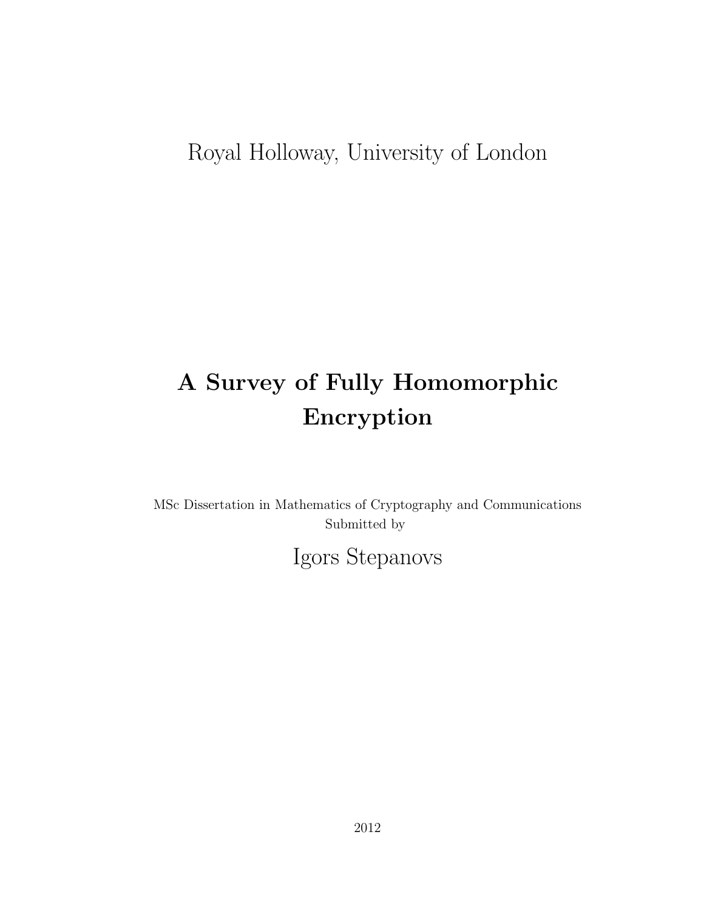Royal Holloway, University of London

# A Survey of Fully Homomorphic Encryption

MSc Dissertation in Mathematics of Cryptography and Communications
Submitted by

Igors Stepanovs

2012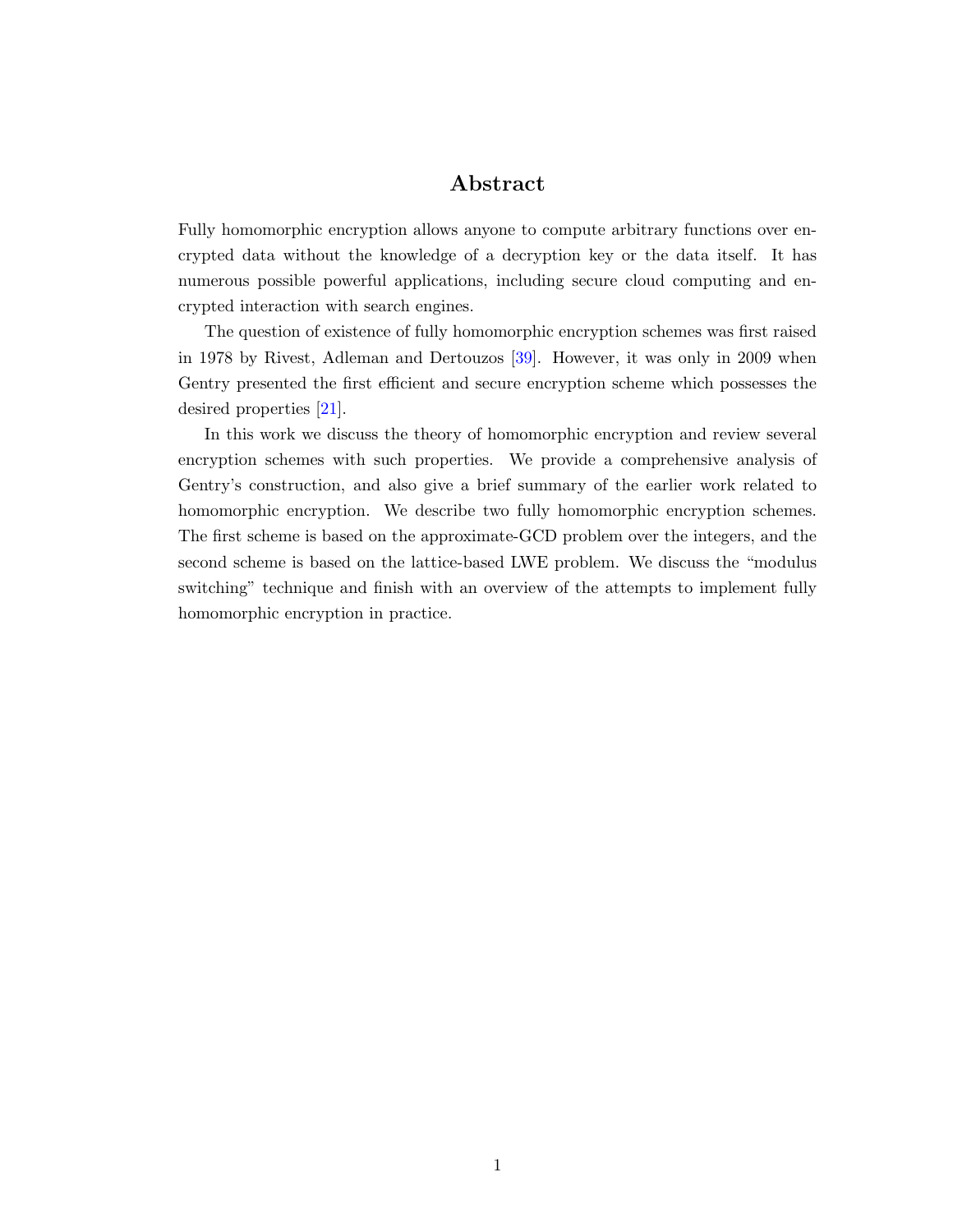# Abstract

Fully homomorphic encryption allows anyone to compute arbitrary functions over encrypted data without the knowledge of a decryption key or the data itself. It has numerous possible powerful applications, including secure cloud computing and encrypted interaction with search engines.

The question of existence of fully homomorphic encryption schemes was first raised in 1978 by Rivest, Adleman and Dertouzos [39]. However, it was only in 2009 when Gentry presented the first efficient and secure encryption scheme which possesses the desired properties [21].

In this work we discuss the theory of homomorphic encryption and review several encryption schemes with such properties. We provide a comprehensive analysis of Gentry's construction, and also give a brief summary of the earlier work related to homomorphic encryption. We describe two fully homomorphic encryption schemes. The first scheme is based on the approximate-GCD problem over the integers, and the second scheme is based on the lattice-based LWE problem. We discuss the "modulus switching" technique and finish with an overview of the attempts to implement fully homomorphic encryption in practice.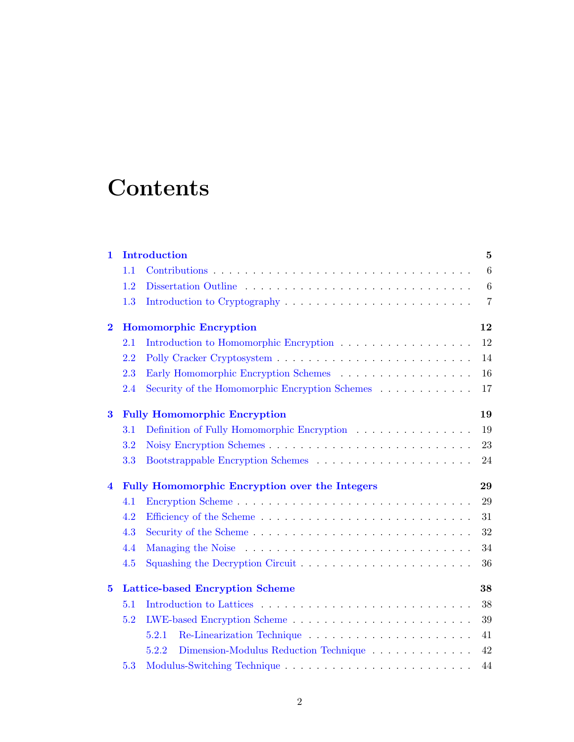# Contents

**1 Introduction** **5**

1.1 Contributions . . . . . . . . . . . . . . . . . . . . . . . . . . . . . . . . 6

1.2 Dissertation Outline . . . . . . . . . . . . . . . . . . . . . . . . . . . . . 6

1.3 Introduction to Cryptography . . . . . . . . . . . . . . . . . . . . . . . . 7

**2 Homomorphic Encryption** **12**

2.1 Introduction to Homomorphic Encryption . . . . . . . . . . . . . . . . . . 12

2.2 Polly Cracker Cryptosystem . . . . . . . . . . . . . . . . . . . . . . . . . 14

2.3 Early Homomorphic Encryption Schemes . . . . . . . . . . . . . . . . . . 16

2.4 Security of the Homomorphic Encryption Schemes . . . . . . . . . . . . . 17

**3 Fully Homomorphic Encryption** **19**

3.1 Definition of Fully Homomorphic Encryption . . . . . . . . . . . . . . . . 19

3.2 Noisy Encryption Schemes . . . . . . . . . . . . . . . . . . . . . . . . . . 23

3.3 Bootstrappable Encryption Schemes . . . . . . . . . . . . . . . . . . . . . 24

**4 Fully Homomorphic Encryption over the Integers** **29**

4.1 Encryption Scheme . . . . . . . . . . . . . . . . . . . . . . . . . . . . . . 29

4.2 Efficiency of the Scheme . . . . . . . . . . . . . . . . . . . . . . . . . . . 31

4.3 Security of the Scheme . . . . . . . . . . . . . . . . . . . . . . . . . . . . 32

4.4 Managing the Noise . . . . . . . . . . . . . . . . . . . . . . . . . . . . . 34

4.5 Squashing the Decryption Circuit . . . . . . . . . . . . . . . . . . . . . . 36

**5 Lattice-based Encryption Scheme** **38**

5.1 Introduction to Lattices . . . . . . . . . . . . . . . . . . . . . . . . . . . 38

5.2 LWE-based Encryption Scheme . . . . . . . . . . . . . . . . . . . . . . . 39

5.2.1 Re-Linearization Technique . . . . . . . . . . . . . . . . . . . . . . 41

5.2.2 Dimension-Modulus Reduction Technique . . . . . . . . . . . . . . 42

5.3 Modulus-Switching Technique . . . . . . . . . . . . . . . . . . . . . . . . 44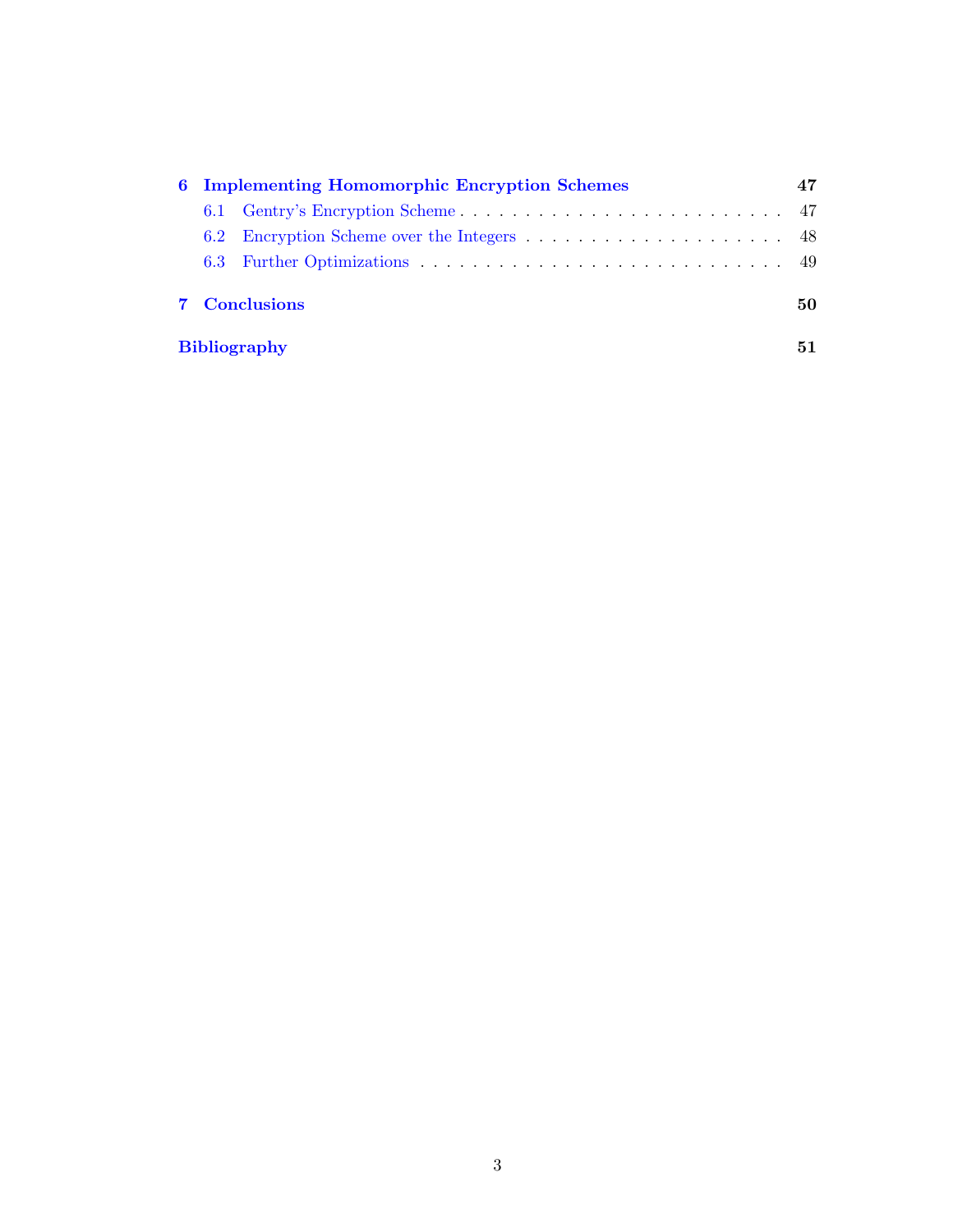**6 Implementing Homomorphic Encryption Schemes** **47**

6.1 Gentry's Encryption Scheme . . . . . . . . . . . . . . . . . . . . . . . . 47

6.2 Encryption Scheme over the Integers . . . . . . . . . . . . . . . . . . . . 48

6.3 Further Optimizations . . . . . . . . . . . . . . . . . . . . . . . . . . . 49

**7 Conclusions** **50**

**Bibliography** **51**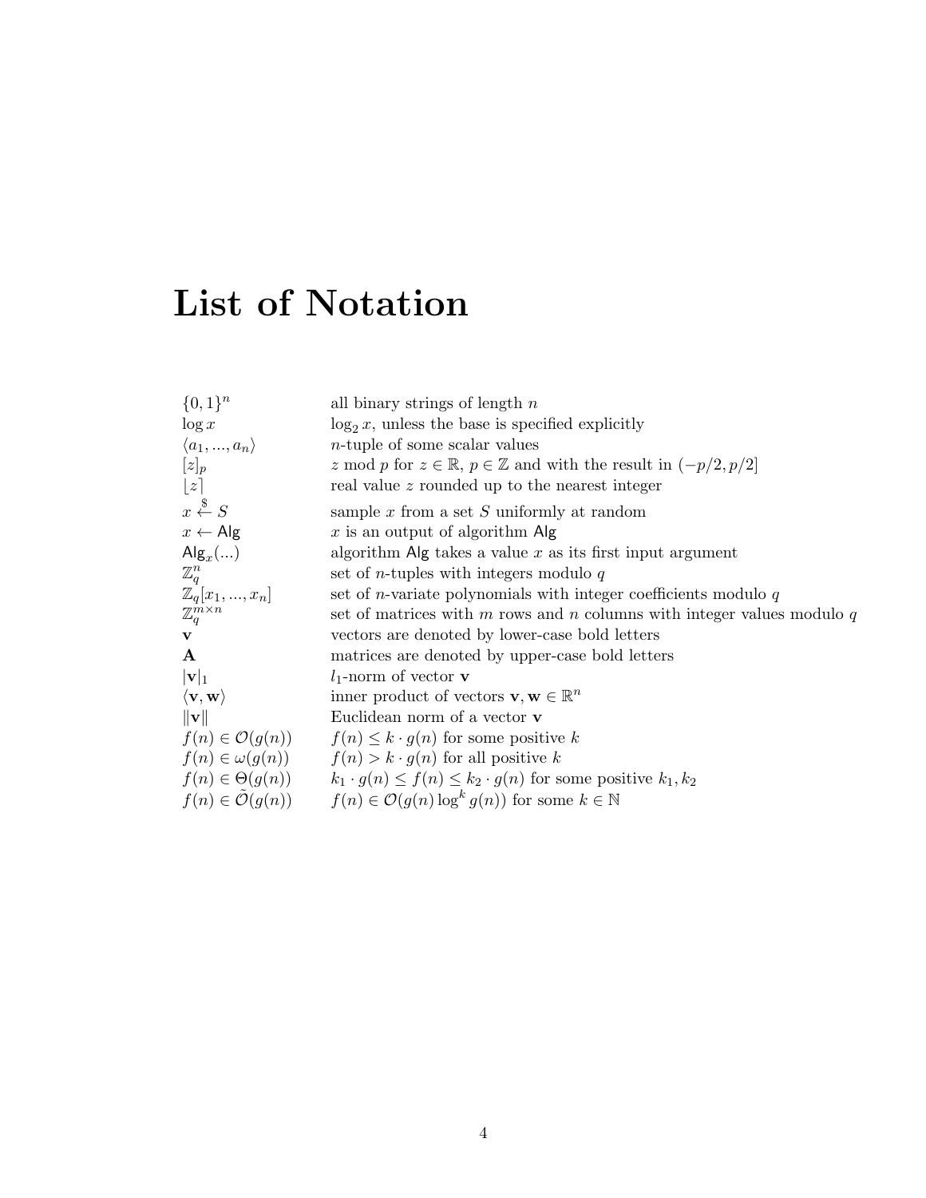# List of Notation

| | |
|---|---|
| $\{0,1\}^n$ | all binary strings of length $n$ |
| $\log x$ | $\log_2 x$, unless the base is specified explicitly |
| $\langle a_1, ..., a_n \rangle$ | $n$-tuple of some scalar values |
| $[z]_p$ | $z$ mod $p$ for $z \in \mathbb{R}$, $p \in \mathbb{Z}$ and with the result in $(-p/2, p/2]$ |
| $\lfloor z \rceil$ | real value $z$ rounded up to the nearest integer |
| $x \xleftarrow{\$} S$ | sample $x$ from a set $S$ uniformly at random |
| $x \leftarrow \mathsf{Alg}$ | $x$ is an output of algorithm $\mathsf{Alg}$ |
| $\mathsf{Alg}_x(...)$ | algorithm $\mathsf{Alg}$ takes a value $x$ as its first input argument |
| $\mathbb{Z}_q^n$ | set of $n$-tuples with integers modulo $q$ |
| $\mathbb{Z}_q[x_1, ..., x_n]$ | set of $n$-variate polynomials with integer coefficients modulo $q$ |
| $\mathbb{Z}_q^{m \times n}$ | set of matrices with $m$ rows and $n$ columns with integer values modulo $q$ |
| $\mathbf{v}$ | vectors are denoted by lower-case bold letters |
| $\mathbf{A}$ | matrices are denoted by upper-case bold letters |
| $\lvert\mathbf{v}\rvert_1$ | $l_1$-norm of vector $\mathbf{v}$ |
| $\langle \mathbf{v}, \mathbf{w} \rangle$ | inner product of vectors $\mathbf{v}, \mathbf{w} \in \mathbb{R}^n$ |
| $\lVert\mathbf{v}\rVert$ | Euclidean norm of a vector $\mathbf{v}$ |
| $f(n) \in \mathcal{O}(g(n))$ | $f(n) \leq k \cdot g(n)$ for some positive $k$ |
| $f(n) \in \omega(g(n))$ | $f(n) > k \cdot g(n)$ for all positive $k$ |
| $f(n) \in \Theta(g(n))$ | $k_1 \cdot g(n) \leq f(n) \leq k_2 \cdot g(n)$ for some positive $k_1, k_2$ |
| $f(n) \in \tilde{\mathcal{O}}(g(n))$ | $f(n) \in \mathcal{O}(g(n) \log^k g(n))$ for some $k \in \mathbb{N}$ |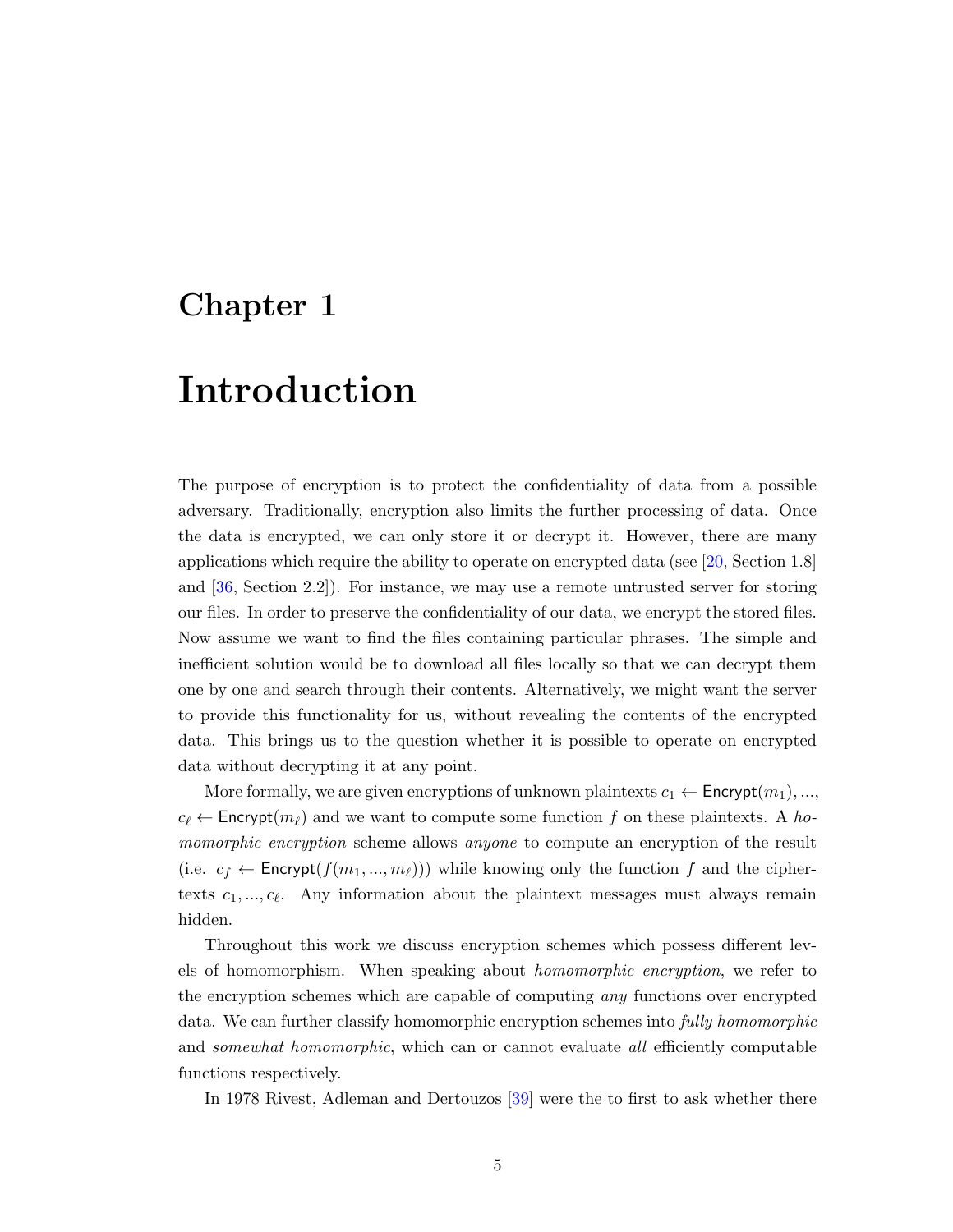# Chapter 1

# Introduction

The purpose of encryption is to protect the confidentiality of data from a possible adversary. Traditionally, encryption also limits the further processing of data. Once the data is encrypted, we can only store it or decrypt it. However, there are many applications which require the ability to operate on encrypted data (see [20, Section 1.8] and [36, Section 2.2]). For instance, we may use a remote untrusted server for storing our files. In order to preserve the confidentiality of our data, we encrypt the stored files. Now assume we want to find the files containing particular phrases. The simple and inefficient solution would be to download all files locally so that we can decrypt them one by one and search through their contents. Alternatively, we might want the server to provide this functionality for us, without revealing the contents of the encrypted data. This brings us to the question whether it is possible to operate on encrypted data without decrypting it at any point.

More formally, we are given encryptions of unknown plaintexts $c_1 \leftarrow \mathsf{Encrypt}(m_1), ...,$ $c_\ell \leftarrow \mathsf{Encrypt}(m_\ell)$ and we want to compute some function $f$ on these plaintexts. A *homomorphic encryption* scheme allows *anyone* to compute an encryption of the result (i.e. $c_f \leftarrow \mathsf{Encrypt}(f(m_1, ..., m_\ell))$) while knowing only the function $f$ and the ciphertexts $c_1, ..., c_\ell$. Any information about the plaintext messages must always remain hidden.

Throughout this work we discuss encryption schemes which possess different levels of homomorphism. When speaking about *homomorphic encryption*, we refer to the encryption schemes which are capable of computing *any* functions over encrypted data. We can further classify homomorphic encryption schemes into *fully homomorphic* and *somewhat homomorphic*, which can or cannot evaluate *all* efficiently computable functions respectively.

In 1978 Rivest, Adleman and Dertouzos [39] were the to first to ask whether there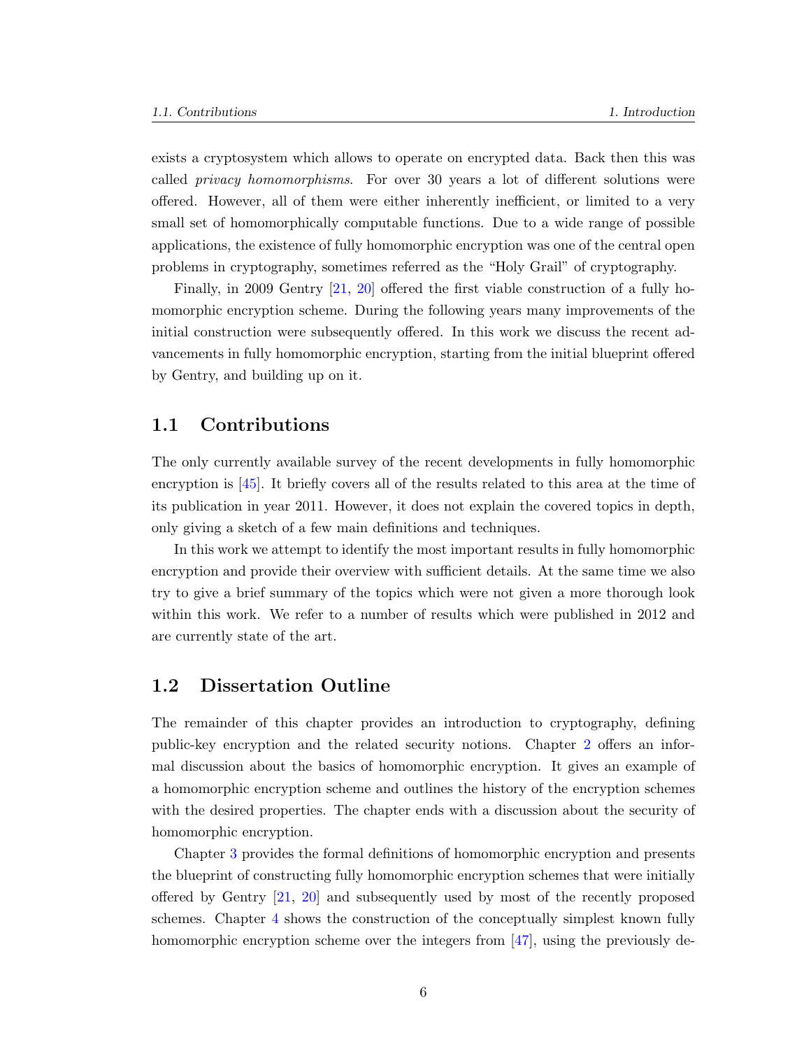exists a cryptosystem which allows to operate on encrypted data. Back then this was called *privacy homomorphisms*. For over 30 years a lot of different solutions were offered. However, all of them were either inherently inefficient, or limited to a very small set of homomorphically computable functions. Due to a wide range of possible applications, the existence of fully homomorphic encryption was one of the central open problems in cryptography, sometimes referred as the "Holy Grail" of cryptography.

Finally, in 2009 Gentry [21, 20] offered the first viable construction of a fully homomorphic encryption scheme. During the following years many improvements of the initial construction were subsequently offered. In this work we discuss the recent advancements in fully homomorphic encryption, starting from the initial blueprint offered by Gentry, and building up on it.

## 1.1 Contributions

The only currently available survey of the recent developments in fully homomorphic encryption is [45]. It briefly covers all of the results related to this area at the time of its publication in year 2011. However, it does not explain the covered topics in depth, only giving a sketch of a few main definitions and techniques.

In this work we attempt to identify the most important results in fully homomorphic encryption and provide their overview with sufficient details. At the same time we also try to give a brief summary of the topics which were not given a more thorough look within this work. We refer to a number of results which were published in 2012 and are currently state of the art.

## 1.2 Dissertation Outline

The remainder of this chapter provides an introduction to cryptography, defining public-key encryption and the related security notions. Chapter 2 offers an informal discussion about the basics of homomorphic encryption. It gives an example of a homomorphic encryption scheme and outlines the history of the encryption schemes with the desired properties. The chapter ends with a discussion about the security of homomorphic encryption.

Chapter 3 provides the formal definitions of homomorphic encryption and presents the blueprint of constructing fully homomorphic encryption schemes that were initially offered by Gentry [21, 20] and subsequently used by most of the recently proposed schemes. Chapter 4 shows the construction of the conceptually simplest known fully homomorphic encryption scheme over the integers from [47], using the previously de-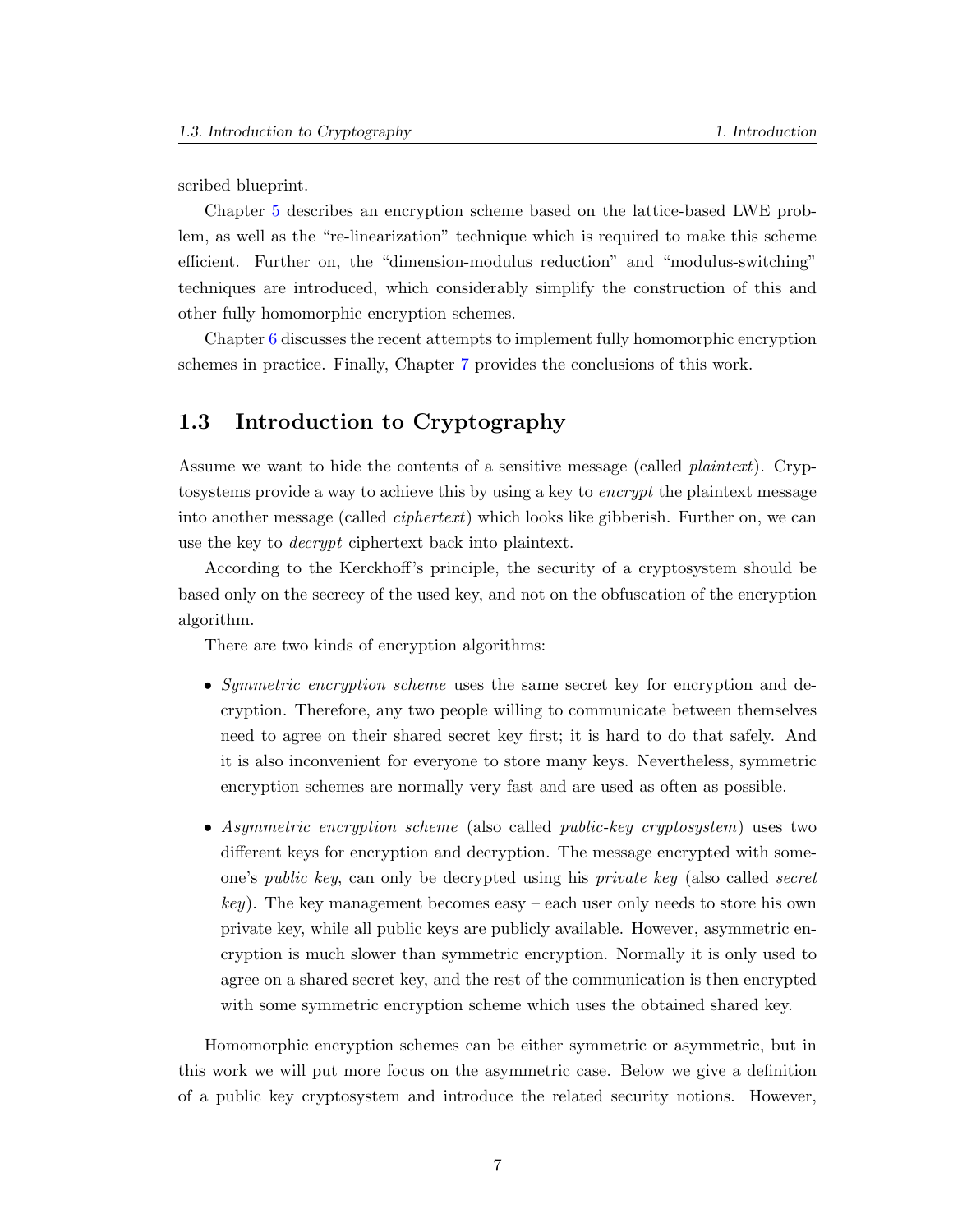scribed blueprint.

Chapter 5 describes an encryption scheme based on the lattice-based LWE problem, as well as the "re-linearization" technique which is required to make this scheme efficient. Further on, the "dimension-modulus reduction" and "modulus-switching" techniques are introduced, which considerably simplify the construction of this and other fully homomorphic encryption schemes.

Chapter 6 discusses the recent attempts to implement fully homomorphic encryption schemes in practice. Finally, Chapter 7 provides the conclusions of this work.

## 1.3 Introduction to Cryptography

Assume we want to hide the contents of a sensitive message (called *plaintext*). Cryptosystems provide a way to achieve this by using a key to *encrypt* the plaintext message into another message (called *ciphertext*) which looks like gibberish. Further on, we can use the key to *decrypt* ciphertext back into plaintext.

According to the Kerckhoff's principle, the security of a cryptosystem should be based only on the secrecy of the used key, and not on the obfuscation of the encryption algorithm.

There are two kinds of encryption algorithms:

- *Symmetric encryption scheme* uses the same secret key for encryption and decryption. Therefore, any two people willing to communicate between themselves need to agree on their shared secret key first; it is hard to do that safely. And it is also inconvenient for everyone to store many keys. Nevertheless, symmetric encryption schemes are normally very fast and are used as often as possible.

- *Asymmetric encryption scheme* (also called *public-key cryptosystem*) uses two different keys for encryption and decryption. The message encrypted with someone's *public key*, can only be decrypted using his *private key* (also called *secret key*). The key management becomes easy – each user only needs to store his own private key, while all public keys are publicly available. However, asymmetric encryption is much slower than symmetric encryption. Normally it is only used to agree on a shared secret key, and the rest of the communication is then encrypted with some symmetric encryption scheme which uses the obtained shared key.

Homomorphic encryption schemes can be either symmetric or asymmetric, but in this work we will put more focus on the asymmetric case. Below we give a definition of a public key cryptosystem and introduce the related security notions. However,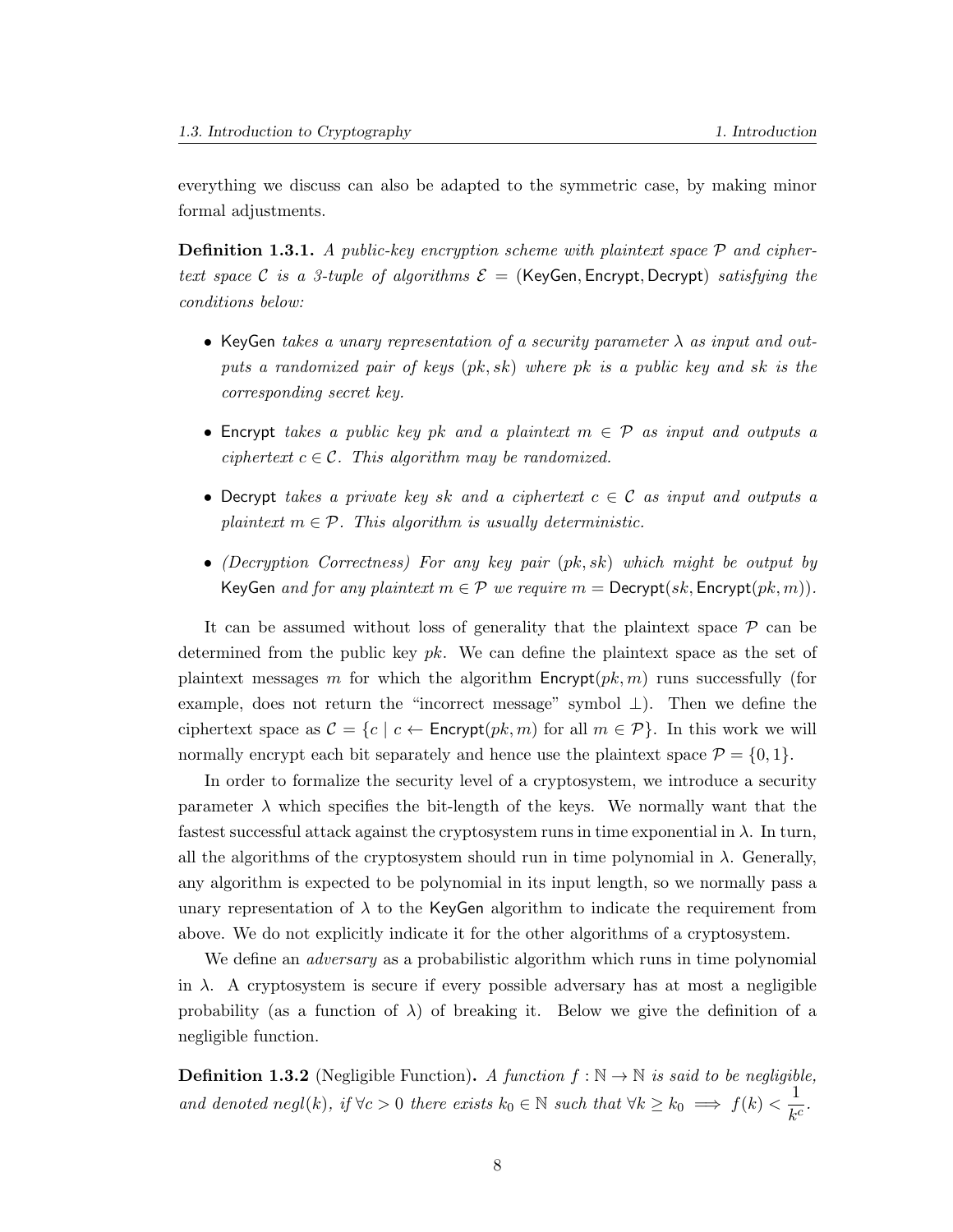everything we discuss can also be adapted to the symmetric case, by making minor formal adjustments.

**Definition 1.3.1.** *A public-key encryption scheme with plaintext space $\mathcal{P}$ and ciphertext space $\mathcal{C}$ is a 3-tuple of algorithms $\mathcal{E} = (\mathsf{KeyGen}, \mathsf{Encrypt}, \mathsf{Decrypt})$ satisfying the conditions below:*

- $\mathsf{KeyGen}$ *takes a unary representation of a security parameter $\lambda$ as input and outputs a randomized pair of keys $(pk, sk)$ where $pk$ is a public key and $sk$ is the corresponding secret key.*
- $\mathsf{Encrypt}$ *takes a public key $pk$ and a plaintext $m \in \mathcal{P}$ as input and outputs a ciphertext $c \in \mathcal{C}$. This algorithm may be randomized.*
- $\mathsf{Decrypt}$ *takes a private key $sk$ and a ciphertext $c \in \mathcal{C}$ as input and outputs a plaintext $m \in \mathcal{P}$. This algorithm is usually deterministic.*
- *(Decryption Correctness) For any key pair $(pk, sk)$ which might be output by* $\mathsf{KeyGen}$ *and for any plaintext $m \in \mathcal{P}$ we require $m = \mathsf{Decrypt}(sk, \mathsf{Encrypt}(pk, m))$.*

It can be assumed without loss of generality that the plaintext space $\mathcal{P}$ can be determined from the public key $pk$. We can define the plaintext space as the set of plaintext messages $m$ for which the algorithm $\mathsf{Encrypt}(pk, m)$ runs successfully (for example, does not return the "incorrect message" symbol $\perp$). Then we define the ciphertext space as $\mathcal{C} = \{c \mid c \leftarrow \mathsf{Encrypt}(pk, m) \text{ for all } m \in \mathcal{P}\}$. In this work we will normally encrypt each bit separately and hence use the plaintext space $\mathcal{P} = \{0, 1\}$.

In order to formalize the security level of a cryptosystem, we introduce a security parameter $\lambda$ which specifies the bit-length of the keys. We normally want that the fastest successful attack against the cryptosystem runs in time exponential in $\lambda$. In turn, all the algorithms of the cryptosystem should run in time polynomial in $\lambda$. Generally, any algorithm is expected to be polynomial in its input length, so we normally pass a unary representation of $\lambda$ to the $\mathsf{KeyGen}$ algorithm to indicate the requirement from above. We do not explicitly indicate it for the other algorithms of a cryptosystem.

We define an *adversary* as a probabilistic algorithm which runs in time polynomial in $\lambda$. A cryptosystem is secure if every possible adversary has at most a negligible probability (as a function of $\lambda$) of breaking it. Below we give the definition of a negligible function.

**Definition 1.3.2** (Negligible Function)**.** *A function $f : \mathbb{N} \to \mathbb{N}$ is said to be negligible, and denoted $negl(k)$, if $\forall c > 0$ there exists $k_0 \in \mathbb{N}$ such that $\forall k \geq k_0 \implies f(k) < \dfrac{1}{k^c}$.*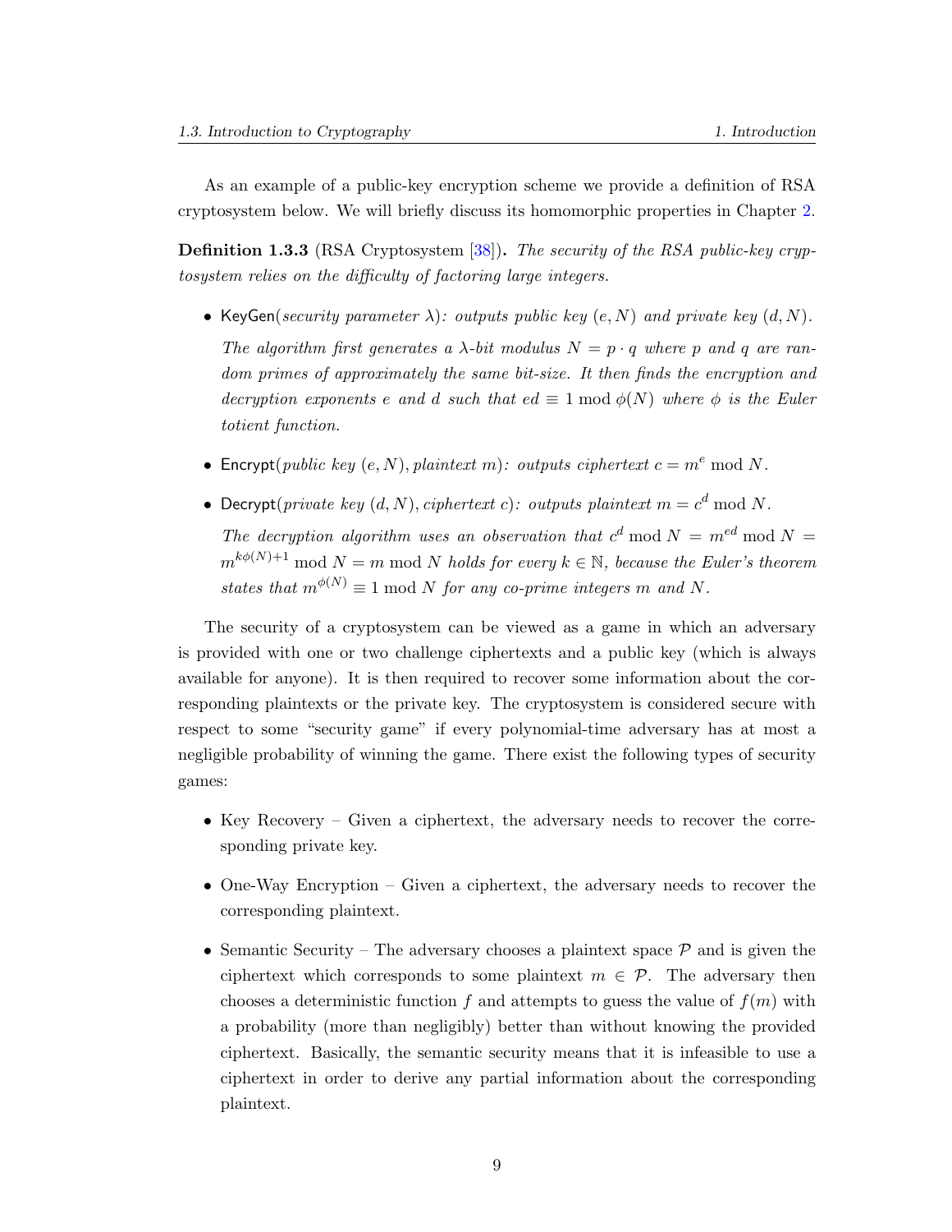As an example of a public-key encryption scheme we provide a definition of RSA cryptosystem below. We will briefly discuss its homomorphic properties in Chapter 2.

**Definition 1.3.3** (RSA Cryptosystem [38])**.** *The security of the RSA public-key cryptosystem relies on the difficulty of factoring large integers.*

- KeyGen(*security parameter* $\lambda$)*: outputs public key* $(e, N)$ *and private key* $(d, N)$*.*

  *The algorithm first generates a* $\lambda$*-bit modulus* $N = p \cdot q$ *where* $p$ *and* $q$ *are random primes of approximately the same bit-size. It then finds the encryption and decryption exponents* $e$ *and* $d$ *such that* $ed \equiv 1 \bmod \phi(N)$ *where* $\phi$ *is the Euler totient function.*

- Encrypt(*public key* $(e, N)$*, plaintext* $m$)*: outputs ciphertext* $c = m^e \bmod N$*.*

- Decrypt(*private key* $(d, N)$*, ciphertext* $c$)*: outputs plaintext* $m = c^d \bmod N$*.*

  *The decryption algorithm uses an observation that* $c^d \bmod N = m^{ed} \bmod N = m^{k\phi(N)+1} \bmod N = m \bmod N$ *holds for every* $k \in \mathbb{N}$*, because the Euler's theorem states that* $m^{\phi(N)} \equiv 1 \bmod N$ *for any co-prime integers* $m$ *and* $N$*.*

The security of a cryptosystem can be viewed as a game in which an adversary is provided with one or two challenge ciphertexts and a public key (which is always available for anyone). It is then required to recover some information about the corresponding plaintexts or the private key. The cryptosystem is considered secure with respect to some "security game" if every polynomial-time adversary has at most a negligible probability of winning the game. There exist the following types of security games:

- Key Recovery – Given a ciphertext, the adversary needs to recover the corresponding private key.

- One-Way Encryption – Given a ciphertext, the adversary needs to recover the corresponding plaintext.

- Semantic Security – The adversary chooses a plaintext space $\mathcal{P}$ and is given the ciphertext which corresponds to some plaintext $m \in \mathcal{P}$. The adversary then chooses a deterministic function $f$ and attempts to guess the value of $f(m)$ with a probability (more than negligibly) better than without knowing the provided ciphertext. Basically, the semantic security means that it is infeasible to use a ciphertext in order to derive any partial information about the corresponding plaintext.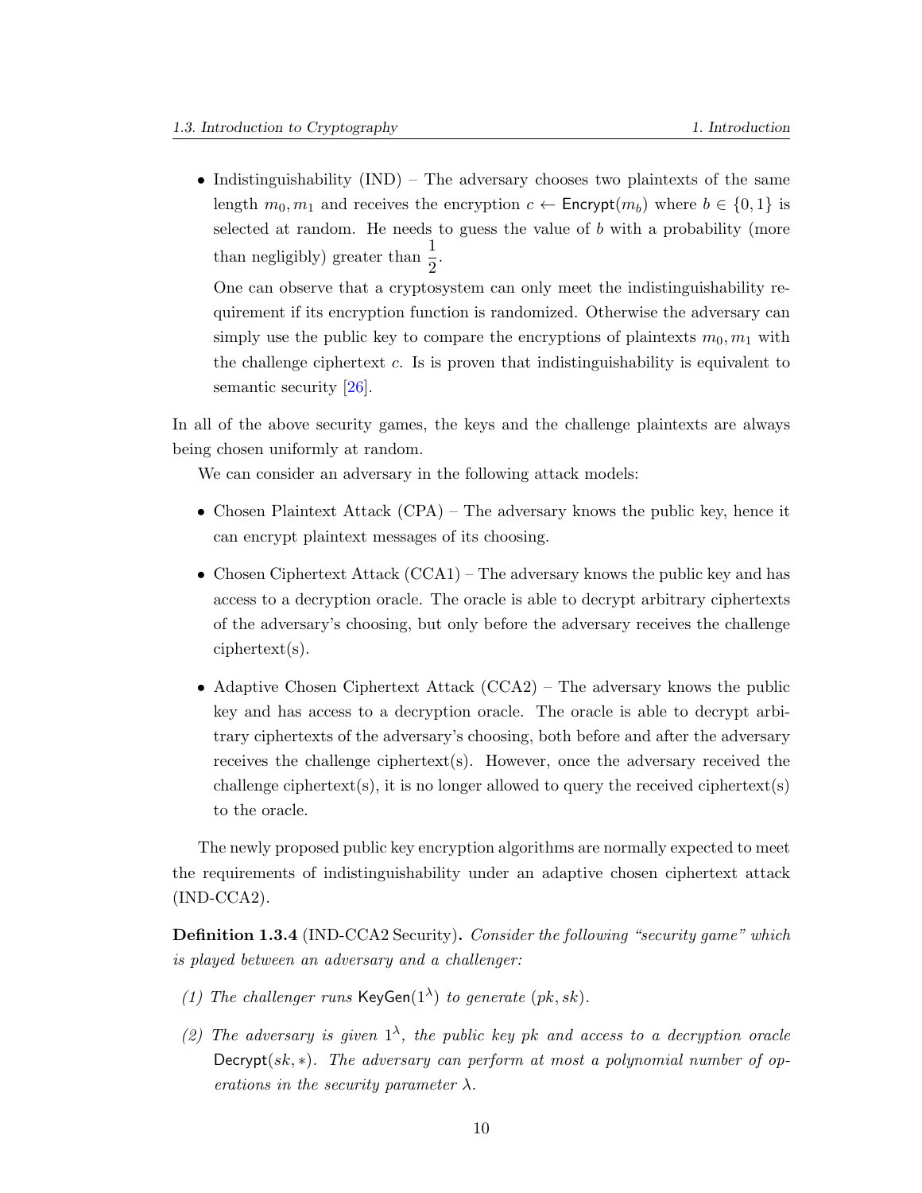- Indistinguishability (IND) – The adversary chooses two plaintexts of the same length $m_0, m_1$ and receives the encryption $c \leftarrow \mathsf{Encrypt}(m_b)$ where $b \in \{0, 1\}$ is selected at random. He needs to guess the value of $b$ with a probability (more than negligibly) greater than $\frac{1}{2}$.

  One can observe that a cryptosystem can only meet the indistinguishability requirement if its encryption function is randomized. Otherwise the adversary can simply use the public key to compare the encryptions of plaintexts $m_0, m_1$ with the challenge ciphertext $c$. Is is proven that indistinguishability is equivalent to semantic security [26].

In all of the above security games, the keys and the challenge plaintexts are always being chosen uniformly at random.

We can consider an adversary in the following attack models:

- Chosen Plaintext Attack (CPA) – The adversary knows the public key, hence it can encrypt plaintext messages of its choosing.
- Chosen Ciphertext Attack (CCA1) – The adversary knows the public key and has access to a decryption oracle. The oracle is able to decrypt arbitrary ciphertexts of the adversary's choosing, but only before the adversary receives the challenge ciphertext(s).
- Adaptive Chosen Ciphertext Attack (CCA2) – The adversary knows the public key and has access to a decryption oracle. The oracle is able to decrypt arbitrary ciphertexts of the adversary's choosing, both before and after the adversary receives the challenge ciphertext(s). However, once the adversary received the challenge ciphertext(s), it is no longer allowed to query the received ciphertext(s) to the oracle.

The newly proposed public key encryption algorithms are normally expected to meet the requirements of indistinguishability under an adaptive chosen ciphertext attack (IND-CCA2).

**Definition 1.3.4** (IND-CCA2 Security)**.** *Consider the following "security game" which is played between an adversary and a challenger:*

*(1) The challenger runs $\mathsf{KeyGen}(1^\lambda)$ to generate $(pk, sk)$.*

*(2) The adversary is given $1^\lambda$, the public key $pk$ and access to a decryption oracle $\mathsf{Decrypt}(sk, *)$. The adversary can perform at most a polynomial number of operations in the security parameter $\lambda$.*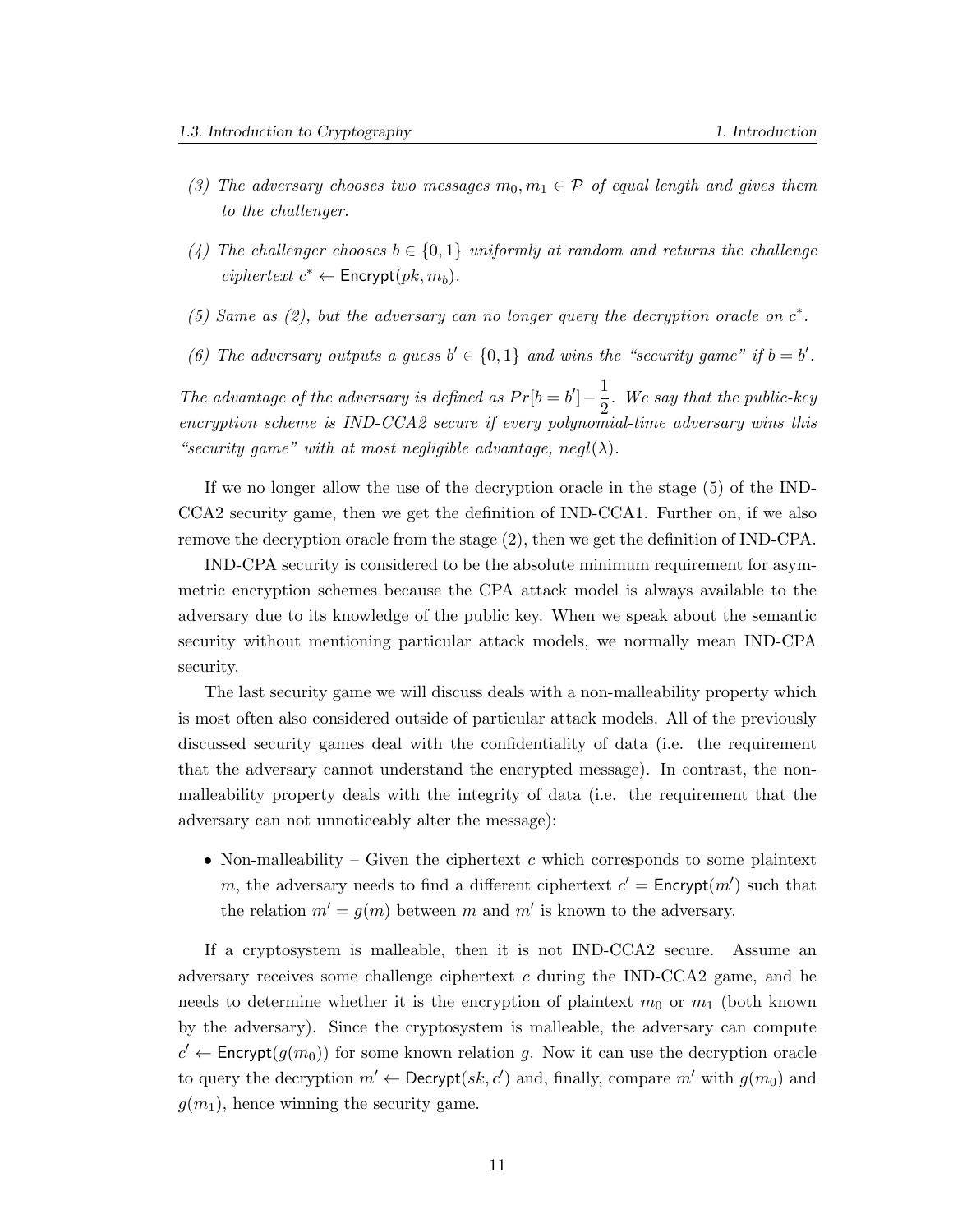*(3) The adversary chooses two messages $m_0, m_1 \in \mathcal{P}$ of equal length and gives them to the challenger.*

*(4) The challenger chooses $b \in \{0, 1\}$ uniformly at random and returns the challenge ciphertext $c^* \leftarrow \mathsf{Encrypt}(pk, m_b)$.*

*(5) Same as (2), but the adversary can no longer query the decryption oracle on $c^*$.*

*(6) The adversary outputs a guess $b' \in \{0, 1\}$ and wins the "security game" if $b = b'$.*

*The advantage of the adversary is defined as $Pr[b = b'] - \frac{1}{2}$. We say that the public-key encryption scheme is IND-CCA2 secure if every polynomial-time adversary wins this "security game" with at most negligible advantage, $negl(\lambda)$.*

If we no longer allow the use of the decryption oracle in the stage (5) of the IND-CCA2 security game, then we get the definition of IND-CCA1. Further on, if we also remove the decryption oracle from the stage (2), then we get the definition of IND-CPA.

IND-CPA security is considered to be the absolute minimum requirement for asymmetric encryption schemes because the CPA attack model is always available to the adversary due to its knowledge of the public key. When we speak about the semantic security without mentioning particular attack models, we normally mean IND-CPA security.

The last security game we will discuss deals with a non-malleability property which is most often also considered outside of particular attack models. All of the previously discussed security games deal with the confidentiality of data (i.e. the requirement that the adversary cannot understand the encrypted message). In contrast, the non-malleability property deals with the integrity of data (i.e. the requirement that the adversary can not unnoticeably alter the message):

- Non-malleability – Given the ciphertext $c$ which corresponds to some plaintext $m$, the adversary needs to find a different ciphertext $c' = \mathsf{Encrypt}(m')$ such that the relation $m' = g(m)$ between $m$ and $m'$ is known to the adversary.

If a cryptosystem is malleable, then it is not IND-CCA2 secure. Assume an adversary receives some challenge ciphertext $c$ during the IND-CCA2 game, and he needs to determine whether it is the encryption of plaintext $m_0$ or $m_1$ (both known by the adversary). Since the cryptosystem is malleable, the adversary can compute $c' \leftarrow \mathsf{Encrypt}(g(m_0))$ for some known relation $g$. Now it can use the decryption oracle to query the decryption $m' \leftarrow \mathsf{Decrypt}(sk, c')$ and, finally, compare $m'$ with $g(m_0)$ and $g(m_1)$, hence winning the security game.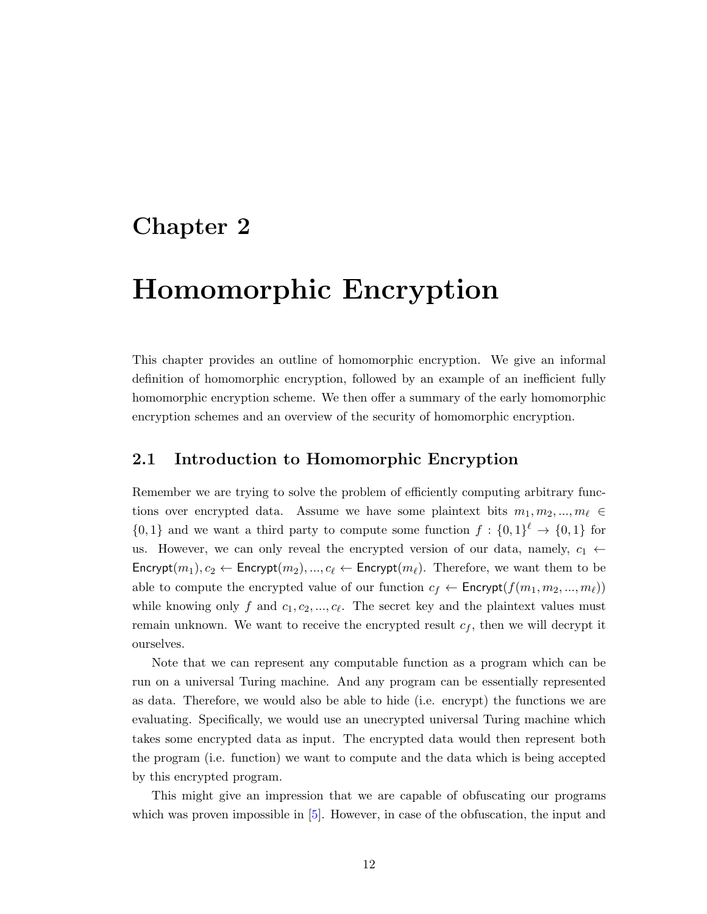# Chapter 2

# Homomorphic Encryption

This chapter provides an outline of homomorphic encryption. We give an informal definition of homomorphic encryption, followed by an example of an inefficient fully homomorphic encryption scheme. We then offer a summary of the early homomorphic encryption schemes and an overview of the security of homomorphic encryption.

## 2.1 Introduction to Homomorphic Encryption

Remember we are trying to solve the problem of efficiently computing arbitrary functions over encrypted data. Assume we have some plaintext bits $m_1, m_2, ..., m_\ell \in \{0, 1\}$ and we want a third party to compute some function $f : \{0, 1\}^\ell \rightarrow \{0, 1\}$ for us. However, we can only reveal the encrypted version of our data, namely, $c_1 \leftarrow \mathsf{Encrypt}(m_1), c_2 \leftarrow \mathsf{Encrypt}(m_2), ..., c_\ell \leftarrow \mathsf{Encrypt}(m_\ell)$. Therefore, we want them to be able to compute the encrypted value of our function $c_f \leftarrow \mathsf{Encrypt}(f(m_1, m_2, ..., m_\ell))$ while knowing only $f$ and $c_1, c_2, ..., c_\ell$. The secret key and the plaintext values must remain unknown. We want to receive the encrypted result $c_f$, then we will decrypt it ourselves.

Note that we can represent any computable function as a program which can be run on a universal Turing machine. And any program can be essentially represented as data. Therefore, we would also be able to hide (i.e. encrypt) the functions we are evaluating. Specifically, we would use an unencrypted universal Turing machine which takes some encrypted data as input. The encrypted data would then represent both the program (i.e. function) we want to compute and the data which is being accepted by this encrypted program.

This might give an impression that we are capable of obfuscating our programs which was proven impossible in [5]. However, in case of the obfuscation, the input and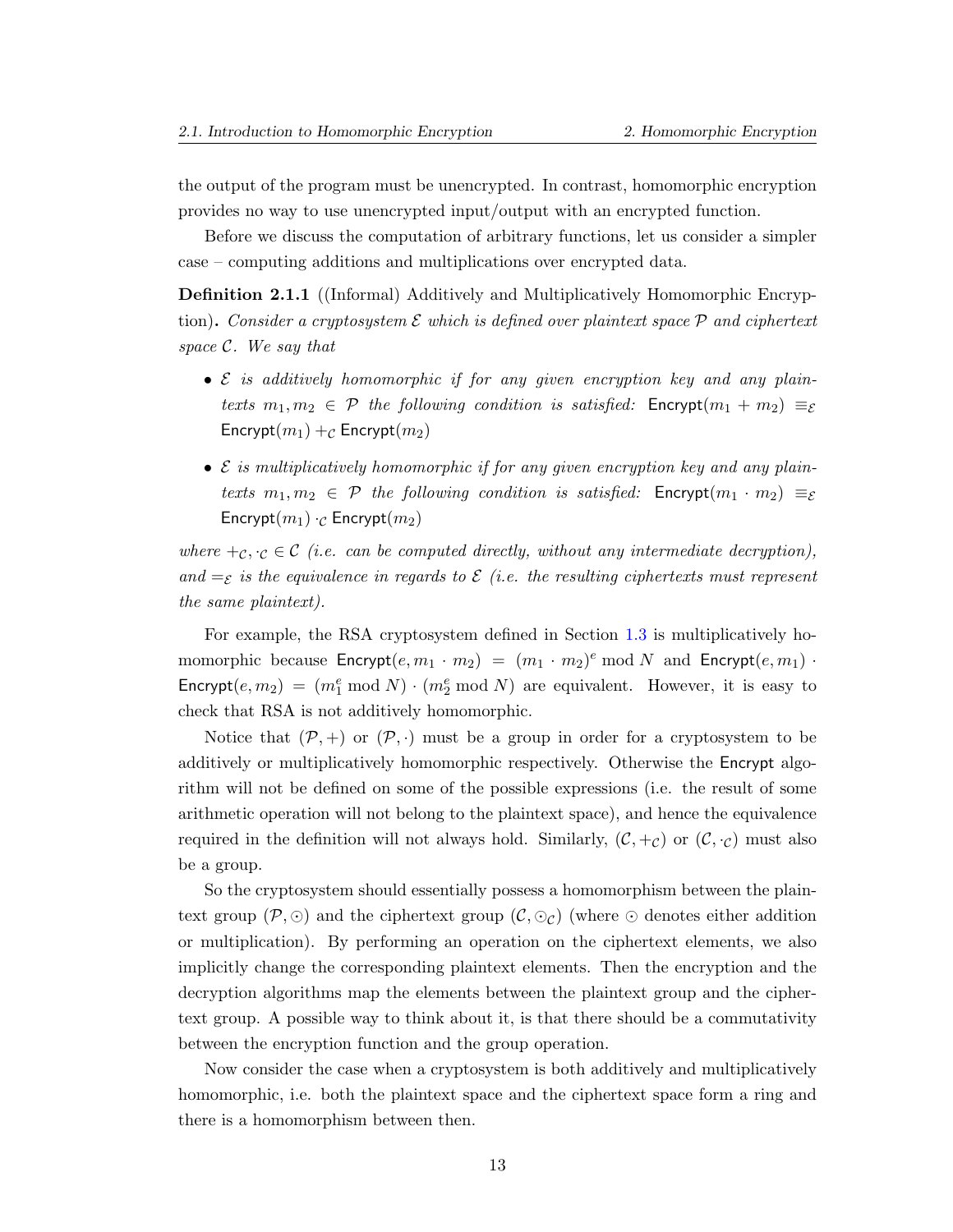the output of the program must be unencrypted. In contrast, homomorphic encryption provides no way to use unencrypted input/output with an encrypted function.

Before we discuss the computation of arbitrary functions, let us consider a simpler case – computing additions and multiplications over encrypted data.

**Definition 2.1.1** ((Informal) Additively and Multiplicatively Homomorphic Encryption)**.** *Consider a cryptosystem $\mathcal{E}$ which is defined over plaintext space $\mathcal{P}$ and ciphertext space $\mathcal{C}$. We say that*

- *$\mathcal{E}$ is additively homomorphic if for any given encryption key and any plaintexts $m_1, m_2 \in \mathcal{P}$ the following condition is satisfied:* $\mathsf{Encrypt}(m_1 + m_2) \equiv_{\mathcal{E}} \mathsf{Encrypt}(m_1) +_{\mathcal{C}} \mathsf{Encrypt}(m_2)$
- *$\mathcal{E}$ is multiplicatively homomorphic if for any given encryption key and any plaintexts $m_1, m_2 \in \mathcal{P}$ the following condition is satisfied:* $\mathsf{Encrypt}(m_1 \cdot m_2) \equiv_{\mathcal{E}} \mathsf{Encrypt}(m_1) \cdot_{\mathcal{C}} \mathsf{Encrypt}(m_2)$

*where $+_{\mathcal{C}}, \cdot_{\mathcal{C}} \in \mathcal{C}$ (i.e. can be computed directly, without any intermediate decryption), and $=_{\mathcal{E}}$ is the equivalence in regards to $\mathcal{E}$ (i.e. the resulting ciphertexts must represent the same plaintext).*

For example, the RSA cryptosystem defined in Section 1.3 is multiplicatively homomorphic because $\mathsf{Encrypt}(e, m_1 \cdot m_2) = (m_1 \cdot m_2)^e \bmod N$ and $\mathsf{Encrypt}(e, m_1) \cdot \mathsf{Encrypt}(e, m_2) = (m_1^e \bmod N) \cdot (m_2^e \bmod N)$ are equivalent. However, it is easy to check that RSA is not additively homomorphic.

Notice that $(\mathcal{P}, +)$ or $(\mathcal{P}, \cdot)$ must be a group in order for a cryptosystem to be additively or multiplicatively homomorphic respectively. Otherwise the Encrypt algorithm will not be defined on some of the possible expressions (i.e. the result of some arithmetic operation will not belong to the plaintext space), and hence the equivalence required in the definition will not always hold. Similarly, $(\mathcal{C}, +_{\mathcal{C}})$ or $(\mathcal{C}, \cdot_{\mathcal{C}})$ must also be a group.

So the cryptosystem should essentially possess a homomorphism between the plaintext group $(\mathcal{P}, \odot)$ and the ciphertext group $(\mathcal{C}, \odot_{\mathcal{C}})$ (where $\odot$ denotes either addition or multiplication). By performing an operation on the ciphertext elements, we also implicitly change the corresponding plaintext elements. Then the encryption and the decryption algorithms map the elements between the plaintext group and the ciphertext group. A possible way to think about it, is that there should be a commutativity between the encryption function and the group operation.

Now consider the case when a cryptosystem is both additively and multiplicatively homomorphic, i.e. both the plaintext space and the ciphertext space form a ring and there is a homomorphism between then.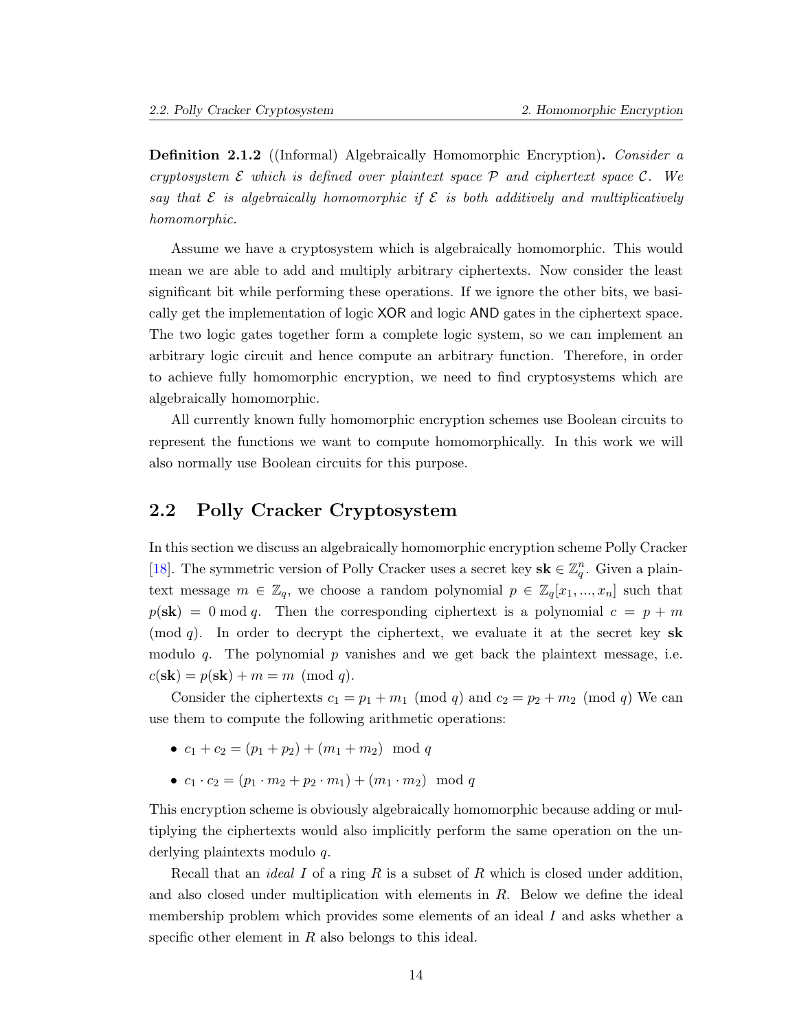**Definition 2.1.2** ((Informal) Algebraically Homomorphic Encryption)**.** *Consider a cryptosystem $\mathcal{E}$ which is defined over plaintext space $\mathcal{P}$ and ciphertext space $\mathcal{C}$. We say that $\mathcal{E}$ is algebraically homomorphic if $\mathcal{E}$ is both additively and multiplicatively homomorphic.*

Assume we have a cryptosystem which is algebraically homomorphic. This would mean we are able to add and multiply arbitrary ciphertexts. Now consider the least significant bit while performing these operations. If we ignore the other bits, we basically get the implementation of logic XOR and logic AND gates in the ciphertext space. The two logic gates together form a complete logic system, so we can implement an arbitrary logic circuit and hence compute an arbitrary function. Therefore, in order to achieve fully homomorphic encryption, we need to find cryptosystems which are algebraically homomorphic.

All currently known fully homomorphic encryption schemes use Boolean circuits to represent the functions we want to compute homomorphically. In this work we will also normally use Boolean circuits for this purpose.

## 2.2 Polly Cracker Cryptosystem

In this section we discuss an algebraically homomorphic encryption scheme Polly Cracker [18]. The symmetric version of Polly Cracker uses a secret key $\mathbf{sk} \in \mathbb{Z}_q^n$. Given a plaintext message $m \in \mathbb{Z}_q$, we choose a random polynomial $p \in \mathbb{Z}_q[x_1, ..., x_n]$ such that $p(\mathbf{sk}) = 0 \bmod q$. Then the corresponding ciphertext is a polynomial $c = p + m \pmod q$. In order to decrypt the ciphertext, we evaluate it at the secret key $\mathbf{sk}$ modulo $q$. The polynomial $p$ vanishes and we get back the plaintext message, i.e. $c(\mathbf{sk}) = p(\mathbf{sk}) + m = m \pmod q$.

Consider the ciphertexts $c_1 = p_1 + m_1 \pmod q$ and $c_2 = p_2 + m_2 \pmod q$ We can use them to compute the following arithmetic operations:

- $c_1 + c_2 = (p_1 + p_2) + (m_1 + m_2) \mod q$
- $c_1 \cdot c_2 = (p_1 \cdot m_2 + p_2 \cdot m_1) + (m_1 \cdot m_2) \mod q$

This encryption scheme is obviously algebraically homomorphic because adding or multiplying the ciphertexts would also implicitly perform the same operation on the underlying plaintexts modulo $q$.

Recall that an *ideal* $I$ of a ring $R$ is a subset of $R$ which is closed under addition, and also closed under multiplication with elements in $R$. Below we define the ideal membership problem which provides some elements of an ideal $I$ and asks whether a specific other element in $R$ also belongs to this ideal.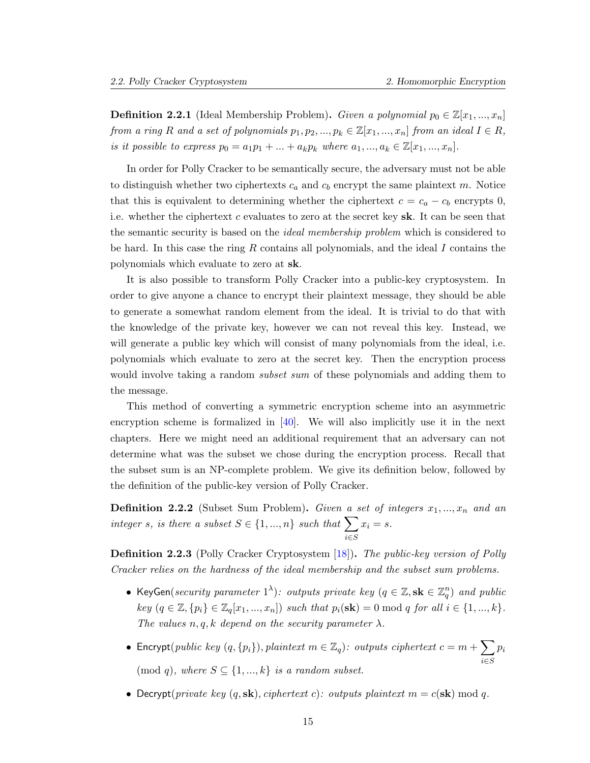**Definition 2.2.1** (Ideal Membership Problem)**.** *Given a polynomial $p_0 \in \mathbb{Z}[x_1, ..., x_n]$ from a ring $R$ and a set of polynomials $p_1, p_2, ..., p_k \in \mathbb{Z}[x_1, ..., x_n]$ from an ideal $I \in R$, is it possible to express $p_0 = a_1 p_1 + ... + a_k p_k$ where $a_1, ..., a_k \in \mathbb{Z}[x_1, ..., x_n]$.*

In order for Polly Cracker to be semantically secure, the adversary must not be able to distinguish whether two ciphertexts $c_a$ and $c_b$ encrypt the same plaintext $m$. Notice that this is equivalent to determining whether the ciphertext $c = c_a - c_b$ encrypts 0, i.e. whether the ciphertext $c$ evaluates to zero at the secret key $\mathbf{sk}$. It can be seen that the semantic security is based on the *ideal membership problem* which is considered to be hard. In this case the ring $R$ contains all polynomials, and the ideal $I$ contains the polynomials which evaluate to zero at $\mathbf{sk}$.

It is also possible to transform Polly Cracker into a public-key cryptosystem. In order to give anyone a chance to encrypt their plaintext message, they should be able to generate a somewhat random element from the ideal. It is trivial to do that with the knowledge of the private key, however we can not reveal this key. Instead, we will generate a public key which will consist of many polynomials from the ideal, i.e. polynomials which evaluate to zero at the secret key. Then the encryption process would involve taking a random *subset sum* of these polynomials and adding them to the message.

This method of converting a symmetric encryption scheme into an asymmetric encryption scheme is formalized in [40]. We will also implicitly use it in the next chapters. Here we might need an additional requirement that an adversary can not determine what was the subset we chose during the encryption process. Recall that the subset sum is an NP-complete problem. We give its definition below, followed by the definition of the public-key version of Polly Cracker.

**Definition 2.2.2** (Subset Sum Problem)**.** *Given a set of integers $x_1, ..., x_n$ and an integer $s$, is there a subset $S \in \{1, ..., n\}$ such that $\sum_{i \in S} x_i = s$.*

**Definition 2.2.3** (Polly Cracker Cryptosystem [18])**.** *The public-key version of Polly Cracker relies on the hardness of the ideal membership and the subset sum problems.*

- KeyGen(*security parameter $1^\lambda$*)*: outputs private key ($q \in \mathbb{Z}, \mathbf{sk} \in \mathbb{Z}_q^n$) and public key ($q \in \mathbb{Z}, \{p_i\} \in \mathbb{Z}_q[x_1, ..., x_n]$) such that $p_i(\mathbf{sk}) = 0 \bmod q$ for all $i \in \{1, ..., k\}$. The values $n, q, k$ depend on the security parameter $\lambda$.*
- Encrypt(*public key $(q, \{p_i\})$, plaintext $m \in \mathbb{Z}_q$*)*: outputs ciphertext $c = m + \sum_{i \in S} p_i \pmod q$, where $S \subseteq \{1, ..., k\}$ is a random subset.*
- Decrypt(*private key $(q, \mathbf{sk})$, ciphertext $c$*)*: outputs plaintext $m = c(\mathbf{sk}) \bmod q$.*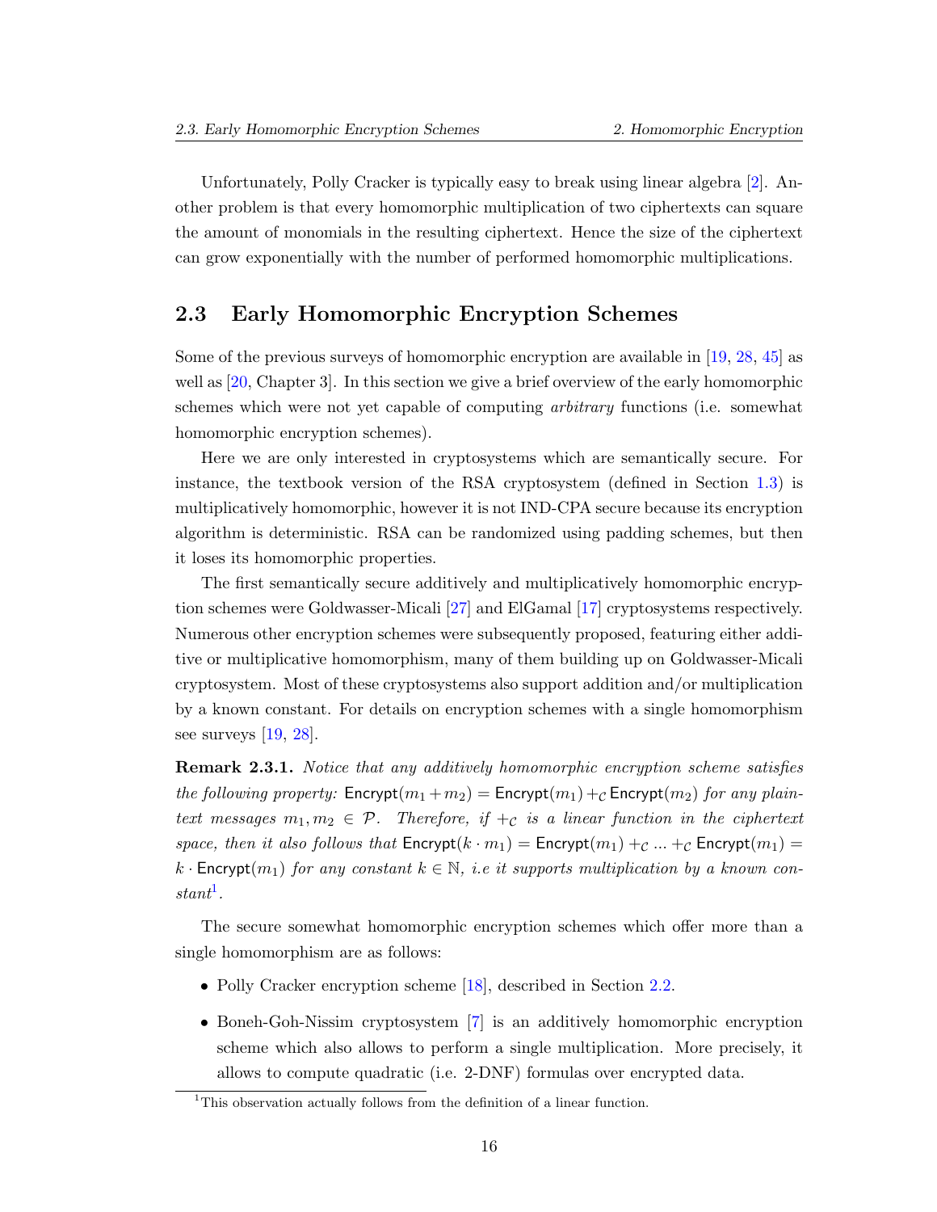Unfortunately, Polly Cracker is typically easy to break using linear algebra [2]. Another problem is that every homomorphic multiplication of two ciphertexts can square the amount of monomials in the resulting ciphertext. Hence the size of the ciphertext can grow exponentially with the number of performed homomorphic multiplications.

## 2.3 Early Homomorphic Encryption Schemes

Some of the previous surveys of homomorphic encryption are available in [19, 28, 45] as well as [20, Chapter 3]. In this section we give a brief overview of the early homomorphic schemes which were not yet capable of computing *arbitrary* functions (i.e. somewhat homomorphic encryption schemes).

Here we are only interested in cryptosystems which are semantically secure. For instance, the textbook version of the RSA cryptosystem (defined in Section 1.3) is multiplicatively homomorphic, however it is not IND-CPA secure because its encryption algorithm is deterministic. RSA can be randomized using padding schemes, but then it loses its homomorphic properties.

The first semantically secure additively and multiplicatively homomorphic encryption schemes were Goldwasser-Micali [27] and ElGamal [17] cryptosystems respectively. Numerous other encryption schemes were subsequently proposed, featuring either additive or multiplicative homomorphism, many of them building up on Goldwasser-Micali cryptosystem. Most of these cryptosystems also support addition and/or multiplication by a known constant. For details on encryption schemes with a single homomorphism see surveys [19, 28].

**Remark 2.3.1.** *Notice that any additively homomorphic encryption scheme satisfies the following property:* $\mathsf{Encrypt}(m_1 + m_2) = \mathsf{Encrypt}(m_1) +_{\mathcal{C}} \mathsf{Encrypt}(m_2)$ *for any plaintext messages* $m_1, m_2 \in \mathcal{P}$*. Therefore, if* $+_{\mathcal{C}}$ *is a linear function in the ciphertext space, then it also follows that* $\mathsf{Encrypt}(k \cdot m_1) = \mathsf{Encrypt}(m_1) +_{\mathcal{C}} \ldots +_{\mathcal{C}} \mathsf{Encrypt}(m_1) = k \cdot \mathsf{Encrypt}(m_1)$ *for any constant* $k \in \mathbb{N}$*, i.e it supports multiplication by a known constant*[1]*.*

The secure somewhat homomorphic encryption schemes which offer more than a single homomorphism are as follows:

- Polly Cracker encryption scheme [18], described in Section 2.2.
- Boneh-Goh-Nissim cryptosystem [7] is an additively homomorphic encryption scheme which also allows to perform a single multiplication. More precisely, it allows to compute quadratic (i.e. 2-DNF) formulas over encrypted data.

[1] This observation actually follows from the definition of a linear function.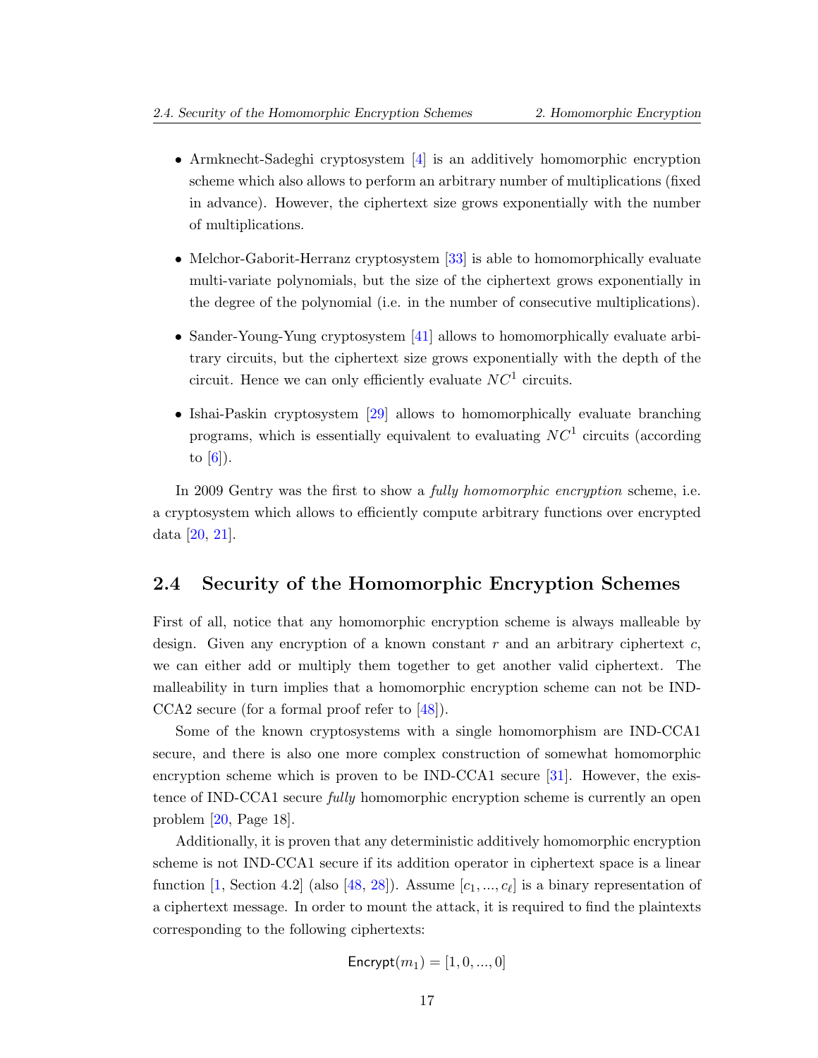- Armknecht-Sadeghi cryptosystem [4] is an additively homomorphic encryption scheme which also allows to perform an arbitrary number of multiplications (fixed in advance). However, the ciphertext size grows exponentially with the number of multiplications.

- Melchor-Gaborit-Herranz cryptosystem [33] is able to homomorphically evaluate multi-variate polynomials, but the size of the ciphertext grows exponentially in the degree of the polynomial (i.e. in the number of consecutive multiplications).

- Sander-Young-Yung cryptosystem [41] allows to homomorphically evaluate arbitrary circuits, but the ciphertext size grows exponentially with the depth of the circuit. Hence we can only efficiently evaluate $NC^1$ circuits.

- Ishai-Paskin cryptosystem [29] allows to homomorphically evaluate branching programs, which is essentially equivalent to evaluating $NC^1$ circuits (according to [6]).

In 2009 Gentry was the first to show a *fully homomorphic encryption* scheme, i.e. a cryptosystem which allows to efficiently compute arbitrary functions over encrypted data [20, 21].

## 2.4 Security of the Homomorphic Encryption Schemes

First of all, notice that any homomorphic encryption scheme is always malleable by design. Given any encryption of a known constant $r$ and an arbitrary ciphertext $c$, we can either add or multiply them together to get another valid ciphertext. The malleability in turn implies that a homomorphic encryption scheme can not be IND-CCA2 secure (for a formal proof refer to [48]).

Some of the known cryptosystems with a single homomorphism are IND-CCA1 secure, and there is also one more complex construction of somewhat homomorphic encryption scheme which is proven to be IND-CCA1 secure [31]. However, the existence of IND-CCA1 secure *fully* homomorphic encryption scheme is currently an open problem [20, Page 18].

Additionally, it is proven that any deterministic additively homomorphic encryption scheme is not IND-CCA1 secure if its addition operator in ciphertext space is a linear function [1, Section 4.2] (also [48, 28]). Assume $[c_1, ..., c_\ell]$ is a binary representation of a ciphertext message. In order to mount the attack, it is required to find the plaintexts corresponding to the following ciphertexts:

$$\mathsf{Encrypt}(m_1) = [1, 0, ..., 0]$$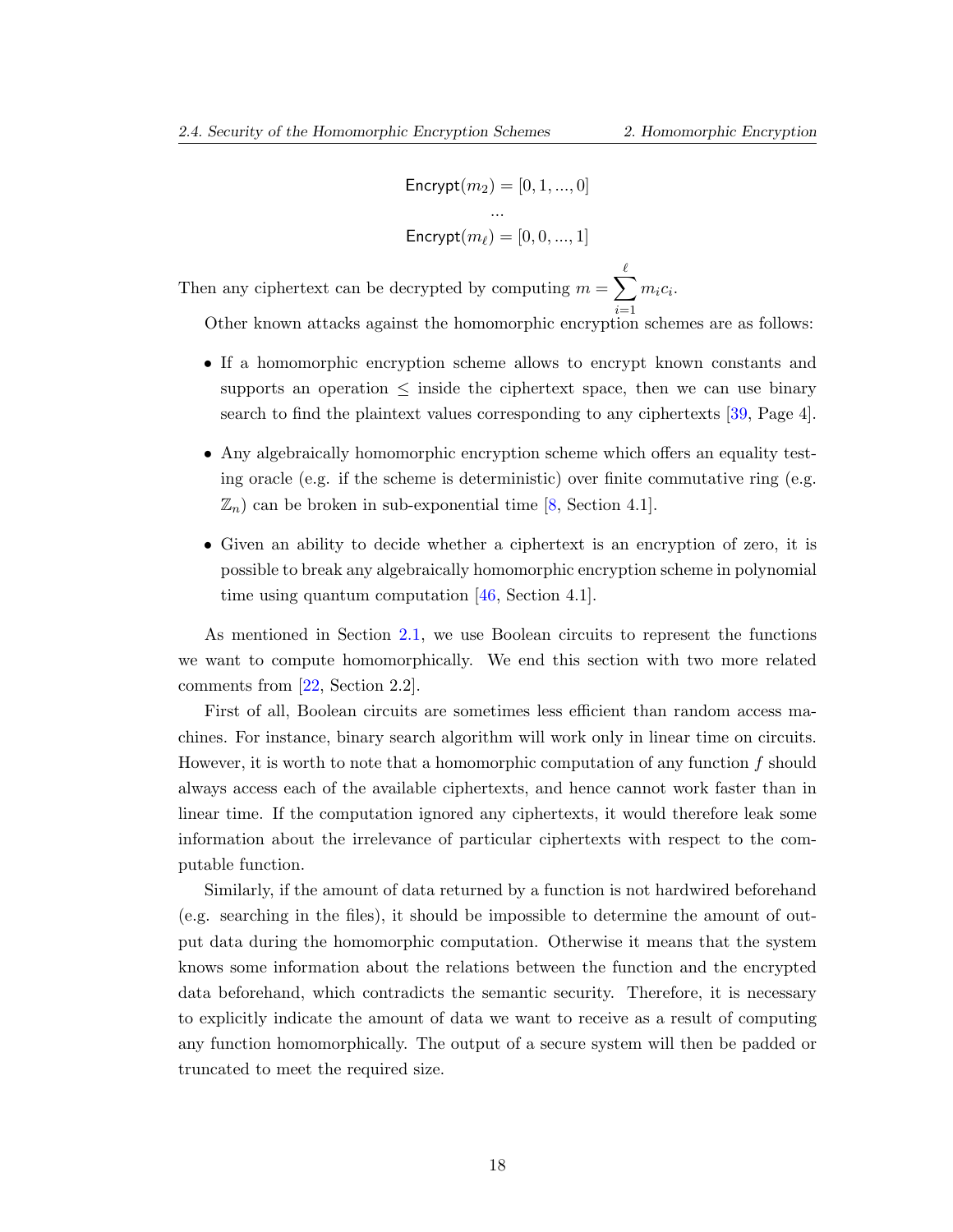$$\text{Encrypt}(m_2) = [0, 1, ..., 0]$$

$$...$$

$$\text{Encrypt}(m_\ell) = [0, 0, ..., 1]$$

Then any ciphertext can be decrypted by computing $m = \sum_{i=1}^{\ell} m_i c_i$.

Other known attacks against the homomorphic encryption schemes are as follows:

- If a homomorphic encryption scheme allows to encrypt known constants and supports an operation $\leq$ inside the ciphertext space, then we can use binary search to find the plaintext values corresponding to any ciphertexts [39, Page 4].
- Any algebraically homomorphic encryption scheme which offers an equality testing oracle (e.g. if the scheme is deterministic) over finite commutative ring (e.g. $\mathbb{Z}_n$) can be broken in sub-exponential time [8, Section 4.1].
- Given an ability to decide whether a ciphertext is an encryption of zero, it is possible to break any algebraically homomorphic encryption scheme in polynomial time using quantum computation [46, Section 4.1].

As mentioned in Section 2.1, we use Boolean circuits to represent the functions we want to compute homomorphically. We end this section with two more related comments from [22, Section 2.2].

First of all, Boolean circuits are sometimes less efficient than random access machines. For instance, binary search algorithm will work only in linear time on circuits. However, it is worth to note that a homomorphic computation of any function $f$ should always access each of the available ciphertexts, and hence cannot work faster than in linear time. If the computation ignored any ciphertexts, it would therefore leak some information about the irrelevance of particular ciphertexts with respect to the computable function.

Similarly, if the amount of data returned by a function is not hardwired beforehand (e.g. searching in the files), it should be impossible to determine the amount of output data during the homomorphic computation. Otherwise it means that the system knows some information about the relations between the function and the encrypted data beforehand, which contradicts the semantic security. Therefore, it is necessary to explicitly indicate the amount of data we want to receive as a result of computing any function homomorphically. The output of a secure system will then be padded or truncated to meet the required size.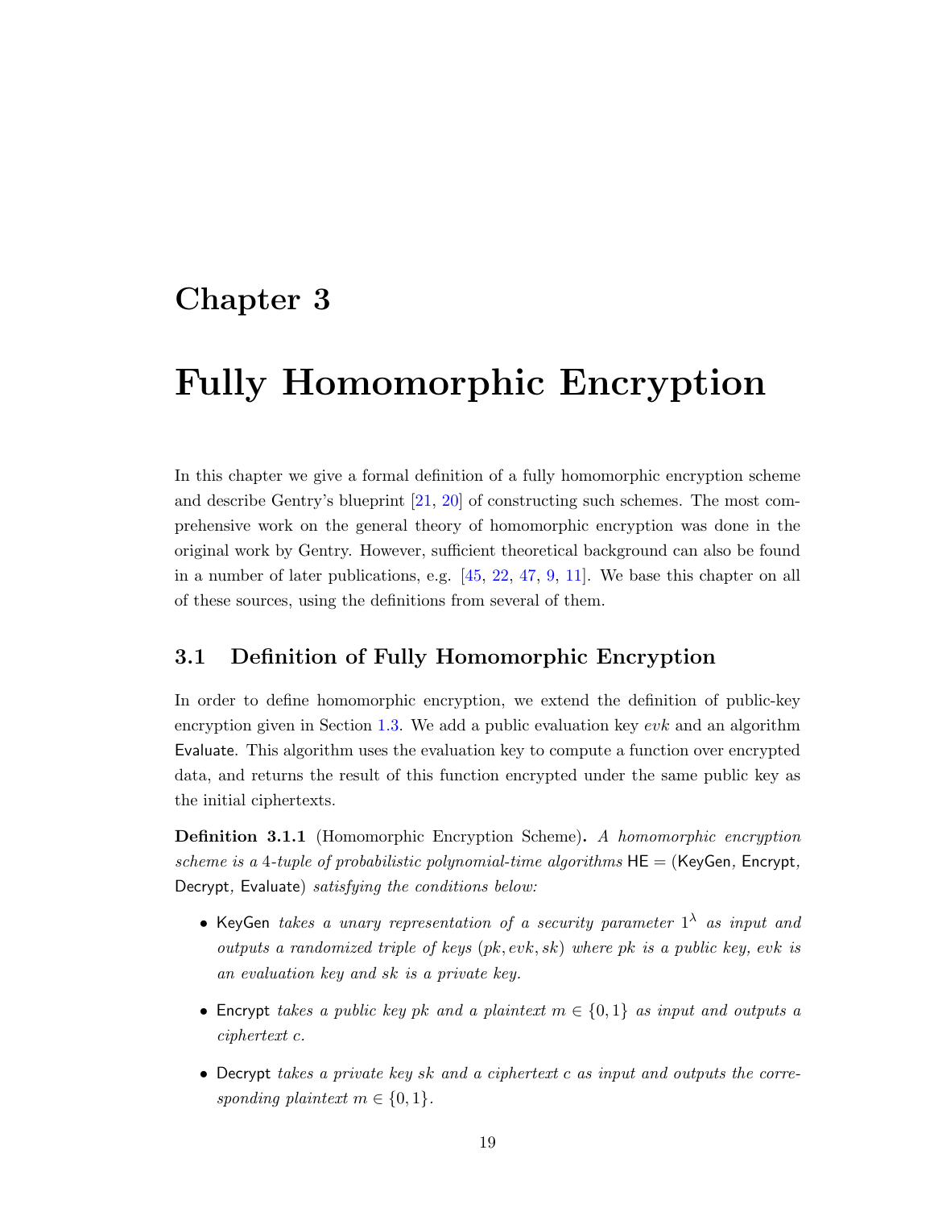# Chapter 3

# Fully Homomorphic Encryption

In this chapter we give a formal definition of a fully homomorphic encryption scheme and describe Gentry's blueprint [21, 20] of constructing such schemes. The most comprehensive work on the general theory of homomorphic encryption was done in the original work by Gentry. However, sufficient theoretical background can also be found in a number of later publications, e.g. [45, 22, 47, 9, 11]. We base this chapter on all of these sources, using the definitions from several of them.

## 3.1 Definition of Fully Homomorphic Encryption

In order to define homomorphic encryption, we extend the definition of public-key encryption given in Section 1.3. We add a public evaluation key $evk$ and an algorithm Evaluate. This algorithm uses the evaluation key to compute a function over encrypted data, and returns the result of this function encrypted under the same public key as the initial ciphertexts.

**Definition 3.1.1** (Homomorphic Encryption Scheme)**.** *A homomorphic encryption scheme is a 4-tuple of probabilistic polynomial-time algorithms* HE = (KeyGen*,* Encrypt*,* Decrypt*,* Evaluate) *satisfying the conditions below:*

- KeyGen *takes a unary representation of a security parameter $1^\lambda$ as input and outputs a randomized triple of keys $(pk, evk, sk)$ where $pk$ is a public key, $evk$ is an evaluation key and $sk$ is a private key.*
- Encrypt *takes a public key $pk$ and a plaintext $m \in \{0, 1\}$ as input and outputs a ciphertext $c$.*
- Decrypt *takes a private key $sk$ and a ciphertext $c$ as input and outputs the corresponding plaintext $m \in \{0, 1\}$.*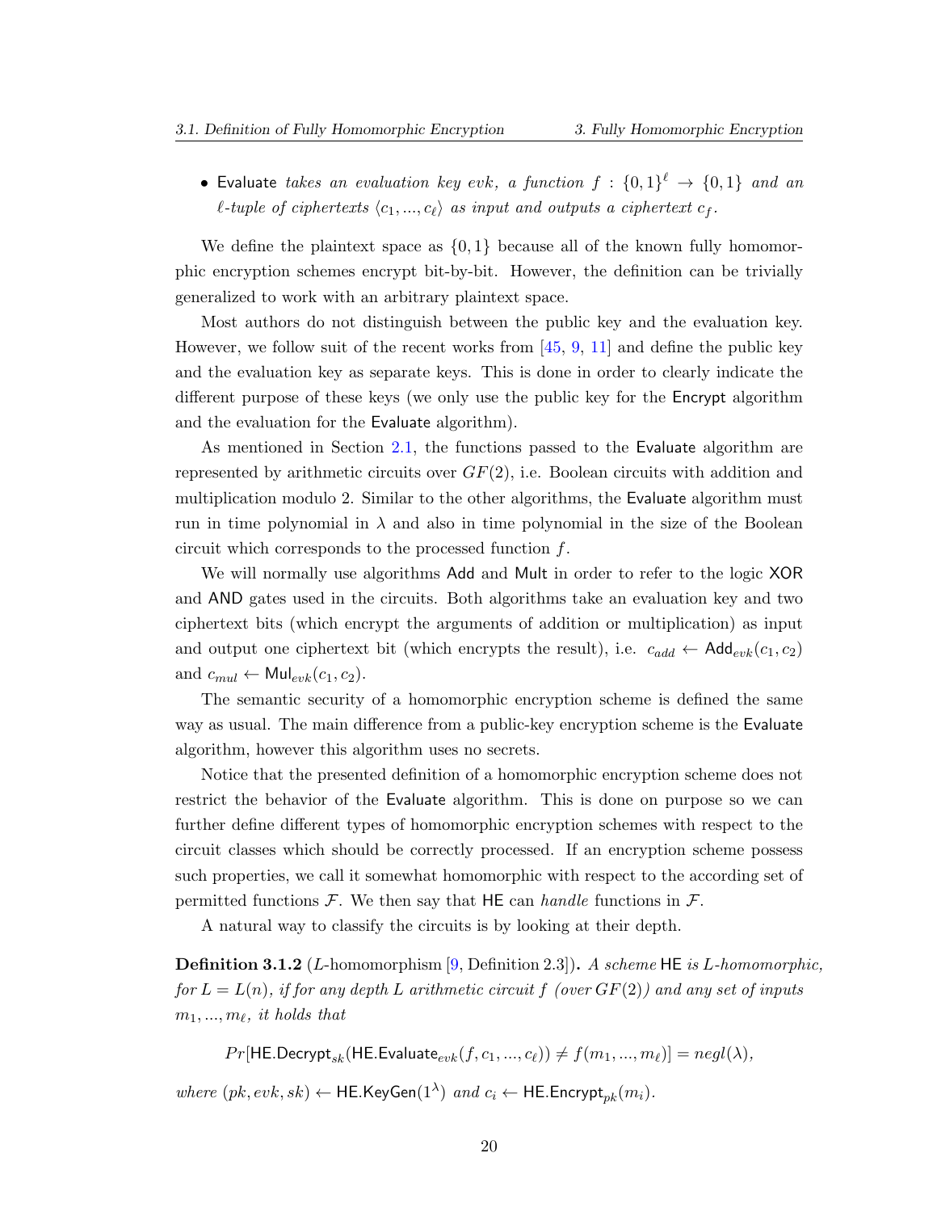- Evaluate *takes an evaluation key $evk$, a function $f : \{0,1\}^\ell \to \{0,1\}$ and an $\ell$-tuple of ciphertexts $\langle c_1, ..., c_\ell \rangle$ as input and outputs a ciphertext $c_f$.*

We define the plaintext space as $\{0,1\}$ because all of the known fully homomorphic encryption schemes encrypt bit-by-bit. However, the definition can be trivially generalized to work with an arbitrary plaintext space.

Most authors do not distinguish between the public key and the evaluation key. However, we follow suit of the recent works from [45, 9, 11] and define the public key and the evaluation key as separate keys. This is done in order to clearly indicate the different purpose of these keys (we only use the public key for the Encrypt algorithm and the evaluation for the Evaluate algorithm).

As mentioned in Section 2.1, the functions passed to the Evaluate algorithm are represented by arithmetic circuits over $GF(2)$, i.e. Boolean circuits with addition and multiplication modulo 2. Similar to the other algorithms, the Evaluate algorithm must run in time polynomial in $\lambda$ and also in time polynomial in the size of the Boolean circuit which corresponds to the processed function $f$.

We will normally use algorithms Add and Mult in order to refer to the logic XOR and AND gates used in the circuits. Both algorithms take an evaluation key and two ciphertext bits (which encrypt the arguments of addition or multiplication) as input and output one ciphertext bit (which encrypts the result), i.e. $c_{add} \leftarrow \mathsf{Add}_{evk}(c_1, c_2)$ and $c_{mul} \leftarrow \mathsf{Mul}_{evk}(c_1, c_2)$.

The semantic security of a homomorphic encryption scheme is defined the same way as usual. The main difference from a public-key encryption scheme is the Evaluate algorithm, however this algorithm uses no secrets.

Notice that the presented definition of a homomorphic encryption scheme does not restrict the behavior of the Evaluate algorithm. This is done on purpose so we can further define different types of homomorphic encryption schemes with respect to the circuit classes which should be correctly processed. If an encryption scheme possess such properties, we call it somewhat homomorphic with respect to the according set of permitted functions $\mathcal{F}$. We then say that HE can *handle* functions in $\mathcal{F}$.

A natural way to classify the circuits is by looking at their depth.

**Definition 3.1.2** ($L$-homomorphism [9, Definition 2.3])**.** *A scheme* HE *is $L$-homomorphic, for $L = L(n)$, if for any depth $L$ arithmetic circuit $f$ (over $GF(2)$) and any set of inputs $m_1, ..., m_\ell$, it holds that*

$$Pr[\mathsf{HE.Decrypt}_{sk}(\mathsf{HE.Evaluate}_{evk}(f, c_1, ..., c_\ell)) \neq f(m_1, ..., m_\ell)] = negl(\lambda),$$

*where* $(pk, evk, sk) \leftarrow \mathsf{HE.KeyGen}(1^\lambda)$ *and* $c_i \leftarrow \mathsf{HE.Encrypt}_{pk}(m_i)$.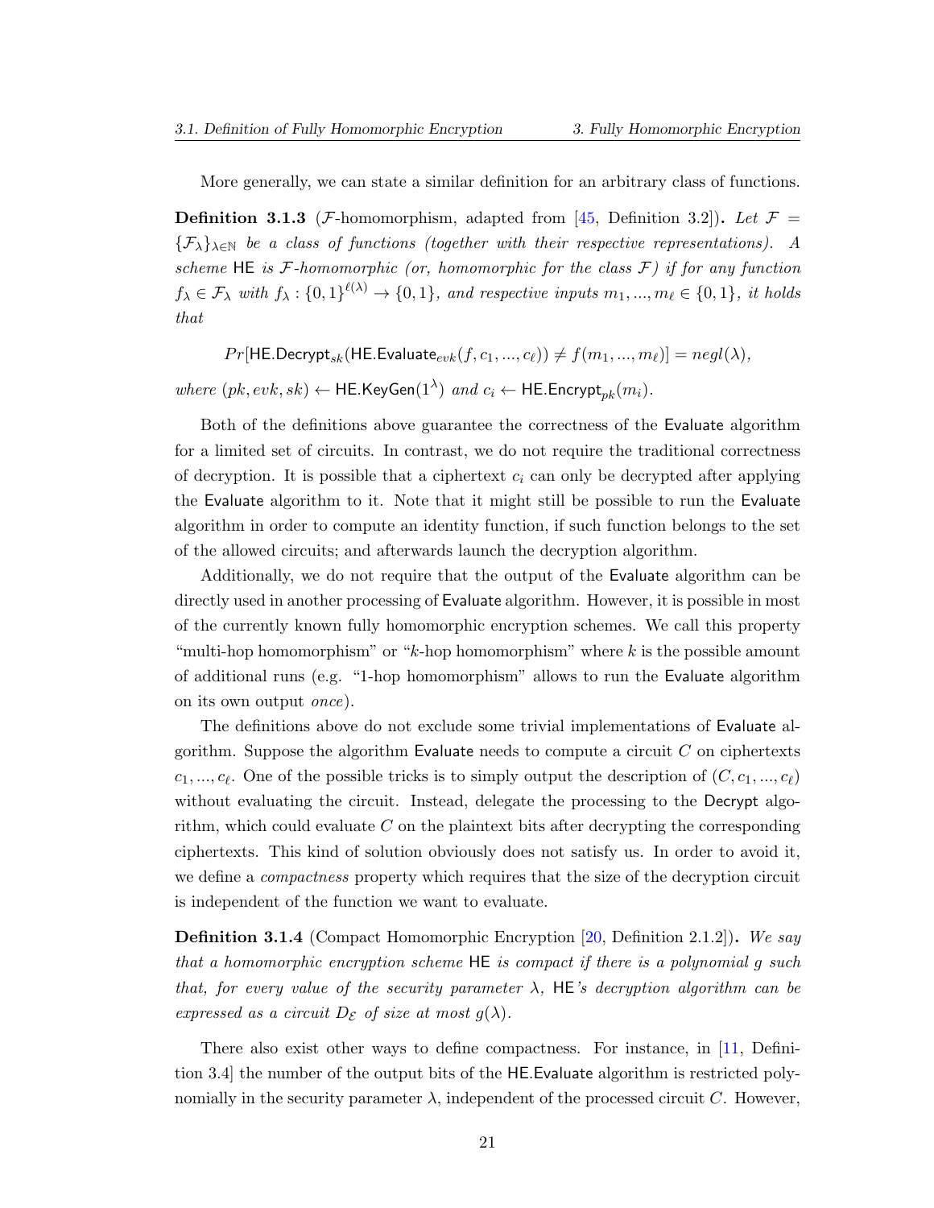More generally, we can state a similar definition for an arbitrary class of functions.

**Definition 3.1.3** ($\mathcal{F}$-homomorphism, adapted from [45, Definition 3.2])**.** *Let $\mathcal{F} = \{\mathcal{F}_\lambda\}_{\lambda \in \mathbb{N}}$ be a class of functions (together with their respective representations). A scheme* HE *is $\mathcal{F}$-homomorphic (or, homomorphic for the class $\mathcal{F}$) if for any function $f_\lambda \in \mathcal{F}_\lambda$ with $f_\lambda : \{0,1\}^{\ell(\lambda)} \to \{0,1\}$, and respective inputs $m_1, ..., m_\ell \in \{0,1\}$, it holds that*

$$Pr[\mathsf{HE.Decrypt}_{sk}(\mathsf{HE.Evaluate}_{evk}(f, c_1, ..., c_\ell)) \neq f(m_1, ..., m_\ell)] = negl(\lambda),$$

*where $(pk, evk, sk) \leftarrow \mathsf{HE.KeyGen}(1^\lambda)$ and $c_i \leftarrow \mathsf{HE.Encrypt}_{pk}(m_i)$.*

Both of the definitions above guarantee the correctness of the Evaluate algorithm for a limited set of circuits. In contrast, we do not require the traditional correctness of decryption. It is possible that a ciphertext $c_i$ can only be decrypted after applying the Evaluate algorithm to it. Note that it might still be possible to run the Evaluate algorithm in order to compute an identity function, if such function belongs to the set of the allowed circuits; and afterwards launch the decryption algorithm.

Additionally, we do not require that the output of the Evaluate algorithm can be directly used in another processing of Evaluate algorithm. However, it is possible in most of the currently known fully homomorphic encryption schemes. We call this property "multi-hop homomorphism" or "$k$-hop homomorphism" where $k$ is the possible amount of additional runs (e.g. "1-hop homomorphism" allows to run the Evaluate algorithm on its own output *once*).

The definitions above do not exclude some trivial implementations of Evaluate algorithm. Suppose the algorithm Evaluate needs to compute a circuit $C$ on ciphertexts $c_1, ..., c_\ell$. One of the possible tricks is to simply output the description of $(C, c_1, ..., c_\ell)$ without evaluating the circuit. Instead, delegate the processing to the Decrypt algorithm, which could evaluate $C$ on the plaintext bits after decrypting the corresponding ciphertexts. This kind of solution obviously does not satisfy us. In order to avoid it, we define a *compactness* property which requires that the size of the decryption circuit is independent of the function we want to evaluate.

**Definition 3.1.4** (Compact Homomorphic Encryption [20, Definition 2.1.2])**.** *We say that a homomorphic encryption scheme* HE *is compact if there is a polynomial $g$ such that, for every value of the security parameter $\lambda$,* HE*'s decryption algorithm can be expressed as a circuit $D_\mathcal{E}$ of size at most $g(\lambda)$.*

There also exist other ways to define compactness. For instance, in [11, Definition 3.4] the number of the output bits of the HE.Evaluate algorithm is restricted polynomially in the security parameter $\lambda$, independent of the processed circuit $C$. However,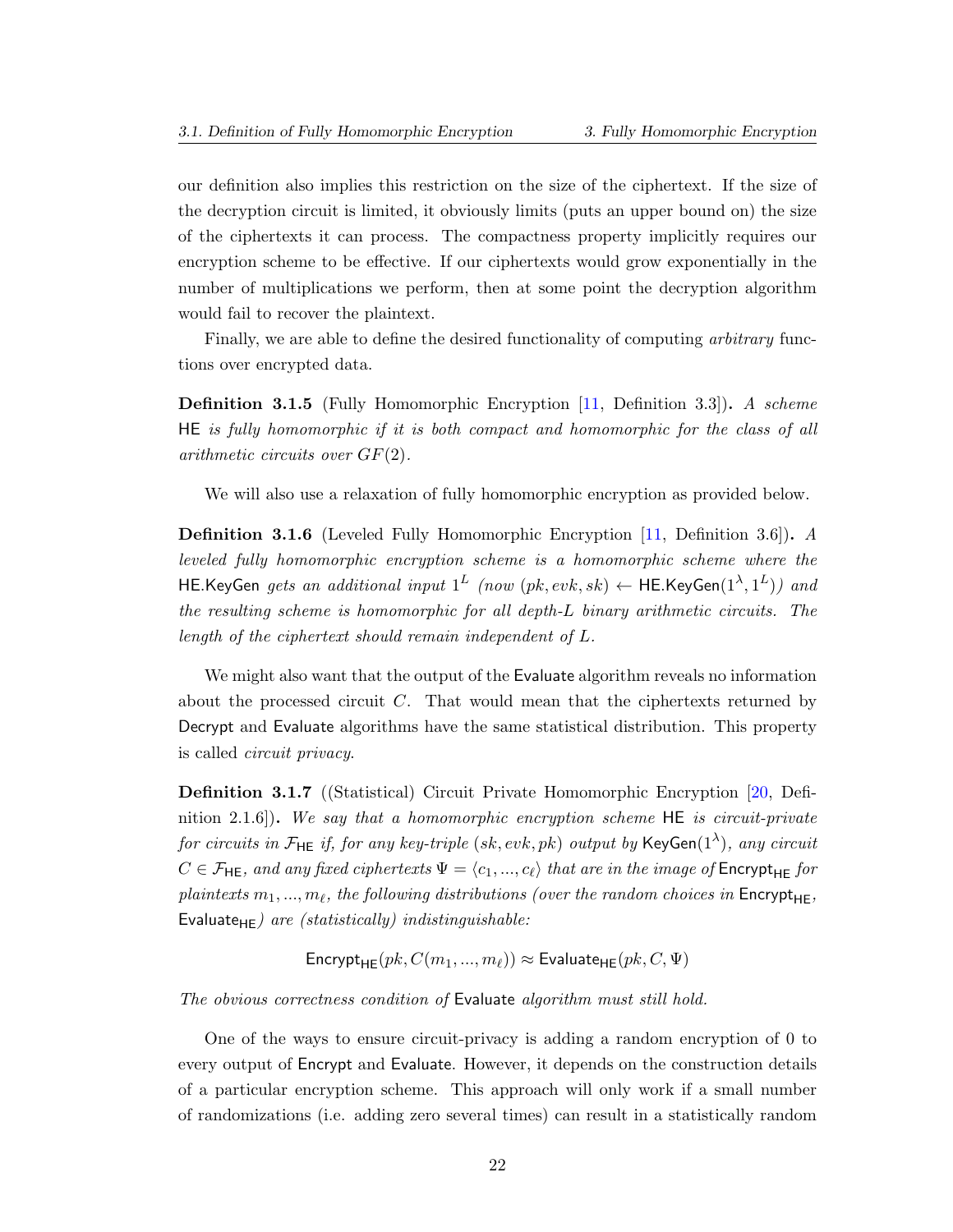our definition also implies this restriction on the size of the ciphertext. If the size of the decryption circuit is limited, it obviously limits (puts an upper bound on) the size of the ciphertexts it can process. The compactness property implicitly requires our encryption scheme to be effective. If our ciphertexts would grow exponentially in the number of multiplications we perform, then at some point the decryption algorithm would fail to recover the plaintext.

Finally, we are able to define the desired functionality of computing *arbitrary* functions over encrypted data.

**Definition 3.1.5** (Fully Homomorphic Encryption [11, Definition 3.3])**.** *A scheme* $\mathsf{HE}$ *is fully homomorphic if it is both compact and homomorphic for the class of all arithmetic circuits over* $GF(2)$*.*

We will also use a relaxation of fully homomorphic encryption as provided below.

**Definition 3.1.6** (Leveled Fully Homomorphic Encryption [11, Definition 3.6])**.** *A leveled fully homomorphic encryption scheme is a homomorphic scheme where the* $\mathsf{HE.KeyGen}$ *gets an additional input* $1^L$ *(now* $(pk, evk, sk) \leftarrow \mathsf{HE.KeyGen}(1^\lambda, 1^L)$*) and the resulting scheme is homomorphic for all depth-*$L$ *binary arithmetic circuits. The length of the ciphertext should remain independent of* $L$*.*

We might also want that the output of the $\mathsf{Evaluate}$ algorithm reveals no information about the processed circuit $C$. That would mean that the ciphertexts returned by $\mathsf{Decrypt}$ and $\mathsf{Evaluate}$ algorithms have the same statistical distribution. This property is called *circuit privacy*.

**Definition 3.1.7** ((Statistical) Circuit Private Homomorphic Encryption [20, Definition 2.1.6])**.** *We say that a homomorphic encryption scheme* $\mathsf{HE}$ *is circuit-private for circuits in* $\mathcal{F}_{\mathsf{HE}}$ *if, for any key-triple* $(sk, evk, pk)$ *output by* $\mathsf{KeyGen}(1^\lambda)$*, any circuit* $C \in \mathcal{F}_{\mathsf{HE}}$*, and any fixed ciphertexts* $\Psi = \langle c_1, ..., c_\ell \rangle$ *that are in the image of* $\mathsf{Encrypt_{HE}}$ *for plaintexts* $m_1, ..., m_\ell$*, the following distributions (over the random choices in* $\mathsf{Encrypt_{HE}}$*,* $\mathsf{Evaluate_{HE}}$*) are (statistically) indistinguishable:*

$$\mathsf{Encrypt_{HE}}(pk, C(m_1, ..., m_\ell)) \approx \mathsf{Evaluate_{HE}}(pk, C, \Psi)$$

*The obvious correctness condition of* $\mathsf{Evaluate}$ *algorithm must still hold.*

One of the ways to ensure circuit-privacy is adding a random encryption of 0 to every output of $\mathsf{Encrypt}$ and $\mathsf{Evaluate}$. However, it depends on the construction details of a particular encryption scheme. This approach will only work if a small number of randomizations (i.e. adding zero several times) can result in a statistically random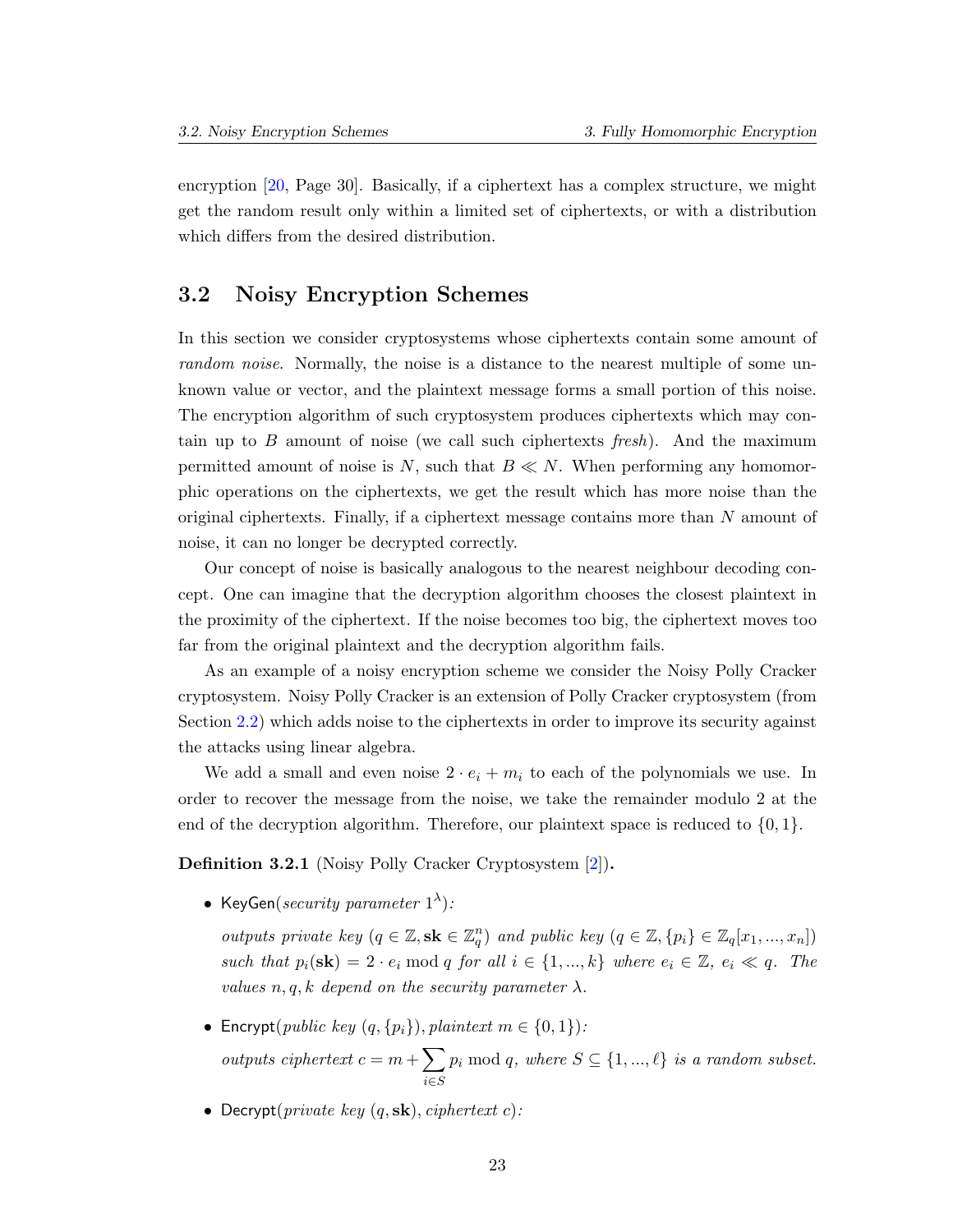encryption [20, Page 30]. Basically, if a ciphertext has a complex structure, we might get the random result only within a limited set of ciphertexts, or with a distribution which differs from the desired distribution.

## 3.2 Noisy Encryption Schemes

In this section we consider cryptosystems whose ciphertexts contain some amount of *random noise*. Normally, the noise is a distance to the nearest multiple of some unknown value or vector, and the plaintext message forms a small portion of this noise. The encryption algorithm of such cryptosystem produces ciphertexts which may contain up to $B$ amount of noise (we call such ciphertexts *fresh*). And the maximum permitted amount of noise is $N$, such that $B \ll N$. When performing any homomorphic operations on the ciphertexts, we get the result which has more noise than the original ciphertexts. Finally, if a ciphertext message contains more than $N$ amount of noise, it can no longer be decrypted correctly.

Our concept of noise is basically analogous to the nearest neighbour decoding concept. One can imagine that the decryption algorithm chooses the closest plaintext in the proximity of the ciphertext. If the noise becomes too big, the ciphertext moves too far from the original plaintext and the decryption algorithm fails.

As an example of a noisy encryption scheme we consider the Noisy Polly Cracker cryptosystem. Noisy Polly Cracker is an extension of Polly Cracker cryptosystem (from Section 2.2) which adds noise to the ciphertexts in order to improve its security against the attacks using linear algebra.

We add a small and even noise $2 \cdot e_i + m_i$ to each of the polynomials we use. In order to recover the message from the noise, we take the remainder modulo 2 at the end of the decryption algorithm. Therefore, our plaintext space is reduced to $\{0, 1\}$.

**Definition 3.2.1** (Noisy Polly Cracker Cryptosystem [2])**.**

- KeyGen(*security parameter* $1^\lambda$)*:*

  *outputs private key* $(q \in \mathbb{Z}, \mathbf{sk} \in \mathbb{Z}_q^n)$ *and public key* $(q \in \mathbb{Z}, \{p_i\} \in \mathbb{Z}_q[x_1, ..., x_n])$ *such that* $p_i(\mathbf{sk}) = 2 \cdot e_i \bmod q$ *for all* $i \in \{1, ..., k\}$ *where* $e_i \in \mathbb{Z}$*,* $e_i \ll q$*. The values* $n, q, k$ *depend on the security parameter* $\lambda$*.*

- Encrypt(*public key* $(q, \{p_i\})$*, plaintext* $m \in \{0, 1\}$)*:*

  *outputs ciphertext* $c = m + \sum_{i \in S} p_i \bmod q$*, where* $S \subseteq \{1, ..., \ell\}$ *is a random subset.*

- Decrypt(*private key* $(q, \mathbf{sk})$*, ciphertext* $c$)*:*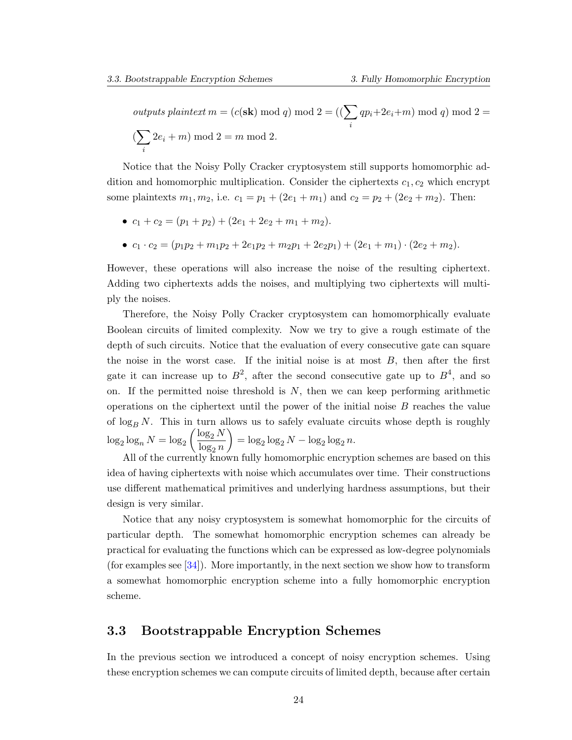*outputs plaintext* $m = (c(\mathbf{sk}) \bmod q) \bmod 2 = ((\sum_i qp_i + 2e_i + m) \bmod q) \bmod 2 = (\sum_i 2e_i + m) \bmod 2 = m \bmod 2.$

Notice that the Noisy Polly Cracker cryptosystem still supports homomorphic addition and homomorphic multiplication. Consider the ciphertexts $c_1, c_2$ which encrypt some plaintexts $m_1, m_2$, i.e. $c_1 = p_1 + (2e_1 + m_1)$ and $c_2 = p_2 + (2e_2 + m_2)$. Then:

- $c_1 + c_2 = (p_1 + p_2) + (2e_1 + 2e_2 + m_1 + m_2)$.
- $c_1 \cdot c_2 = (p_1 p_2 + m_1 p_2 + 2e_1 p_2 + m_2 p_1 + 2e_2 p_1) + (2e_1 + m_1) \cdot (2e_2 + m_2)$.

However, these operations will also increase the noise of the resulting ciphertext. Adding two ciphertexts adds the noises, and multiplying two ciphertexts will multiply the noises.

Therefore, the Noisy Polly Cracker cryptosystem can homomorphically evaluate Boolean circuits of limited complexity. Now we try to give a rough estimate of the depth of such circuits. Notice that the evaluation of every consecutive gate can square the noise in the worst case. If the initial noise is at most $B$, then after the first gate it can increase up to $B^2$, after the second consecutive gate up to $B^4$, and so on. If the permitted noise threshold is $N$, then we can keep performing arithmetic operations on the ciphertext until the power of the initial noise $B$ reaches the value of $\log_B N$. This in turn allows us to safely evaluate circuits whose depth is roughly $\log_2 \log_n N = \log_2 \left( \frac{\log_2 N}{\log_2 n} \right) = \log_2 \log_2 N - \log_2 \log_2 n$.

All of the currently known fully homomorphic encryption schemes are based on this idea of having ciphertexts with noise which accumulates over time. Their constructions use different mathematical primitives and underlying hardness assumptions, but their design is very similar.

Notice that any noisy cryptosystem is somewhat homomorphic for the circuits of particular depth. The somewhat homomorphic encryption schemes can already be practical for evaluating the functions which can be expressed as low-degree polynomials (for examples see [34]). More importantly, in the next section we show how to transform a somewhat homomorphic encryption scheme into a fully homomorphic encryption scheme.

## 3.3 Bootstrappable Encryption Schemes

In the previous section we introduced a concept of noisy encryption schemes. Using these encryption schemes we can compute circuits of limited depth, because after certain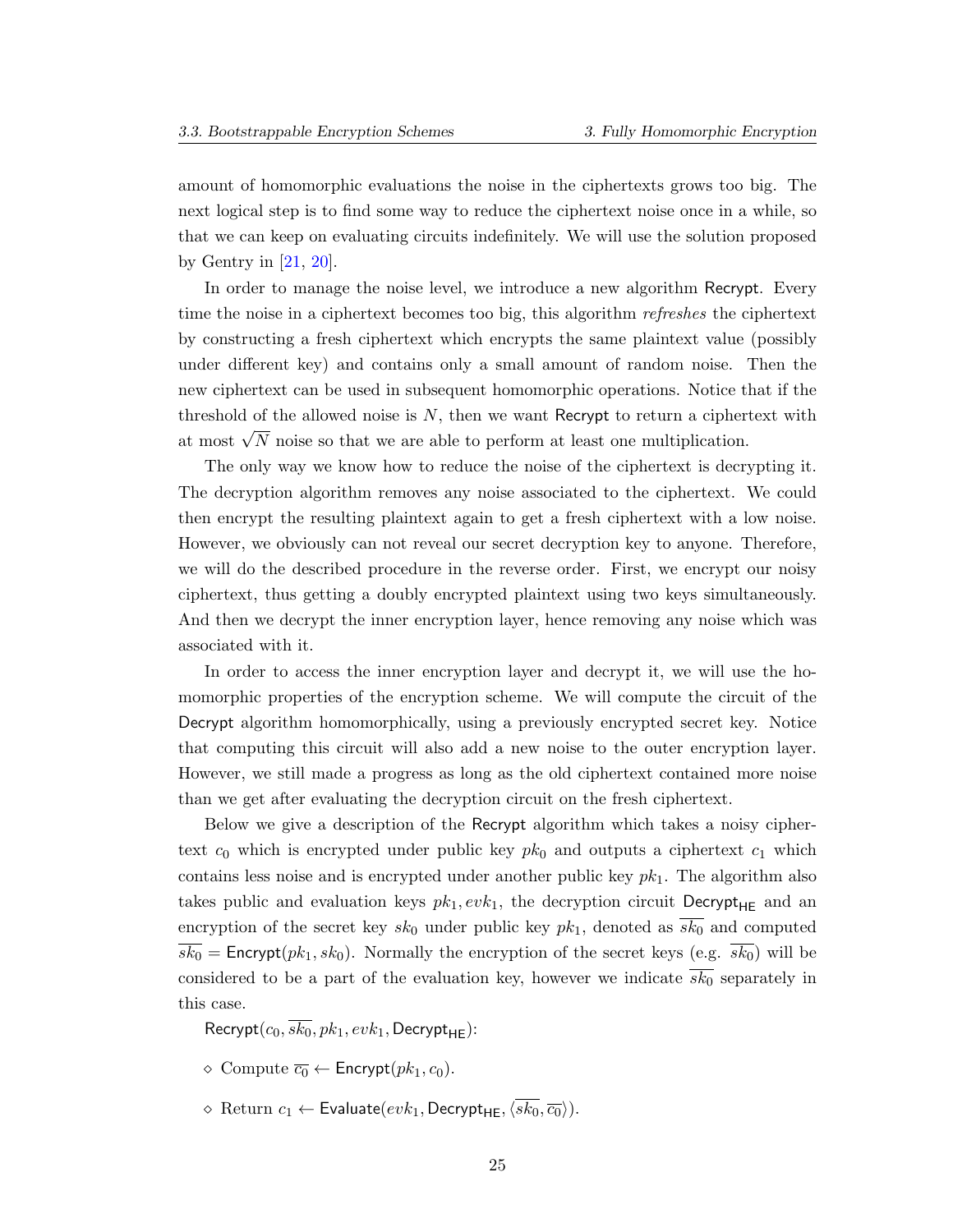amount of homomorphic evaluations the noise in the ciphertexts grows too big. The next logical step is to find some way to reduce the ciphertext noise once in a while, so that we can keep on evaluating circuits indefinitely. We will use the solution proposed by Gentry in [21, 20].

In order to manage the noise level, we introduce a new algorithm Recrypt. Every time the noise in a ciphertext becomes too big, this algorithm *refreshes* the ciphertext by constructing a fresh ciphertext which encrypts the same plaintext value (possibly under different key) and contains only a small amount of random noise. Then the new ciphertext can be used in subsequent homomorphic operations. Notice that if the threshold of the allowed noise is $N$, then we want Recrypt to return a ciphertext with at most $\sqrt{N}$ noise so that we are able to perform at least one multiplication.

The only way we know how to reduce the noise of the ciphertext is decrypting it. The decryption algorithm removes any noise associated to the ciphertext. We could then encrypt the resulting plaintext again to get a fresh ciphertext with a low noise. However, we obviously can not reveal our secret decryption key to anyone. Therefore, we will do the described procedure in the reverse order. First, we encrypt our noisy ciphertext, thus getting a doubly encrypted plaintext using two keys simultaneously. And then we decrypt the inner encryption layer, hence removing any noise which was associated with it.

In order to access the inner encryption layer and decrypt it, we will use the homomorphic properties of the encryption scheme. We will compute the circuit of the Decrypt algorithm homomorphically, using a previously encrypted secret key. Notice that computing this circuit will also add a new noise to the outer encryption layer. However, we still made a progress as long as the old ciphertext contained more noise than we get after evaluating the decryption circuit on the fresh ciphertext.

Below we give a description of the Recrypt algorithm which takes a noisy ciphertext $c_0$ which is encrypted under public key $pk_0$ and outputs a ciphertext $c_1$ which contains less noise and is encrypted under another public key $pk_1$. The algorithm also takes public and evaluation keys $pk_1, evk_1$, the decryption circuit $\mathsf{Decrypt}_{\mathsf{HE}}$ and an encryption of the secret key $sk_0$ under public key $pk_1$, denoted as $\overline{sk_0}$ and computed $\overline{sk_0} = \mathsf{Encrypt}(pk_1, sk_0)$. Normally the encryption of the secret keys (e.g. $\overline{sk_0}$) will be considered to be a part of the evaluation key, however we indicate $\overline{sk_0}$ separately in this case.

$\mathsf{Recrypt}(c_0, \overline{sk_0}, pk_1, evk_1, \mathsf{Decrypt}_{\mathsf{HE}})$:

- ⋄ Compute $\overline{c_0} \leftarrow \mathsf{Encrypt}(pk_1, c_0)$.
- ⋄ Return $c_1 \leftarrow \mathsf{Evaluate}(evk_1, \mathsf{Decrypt}_{\mathsf{HE}}, \langle \overline{sk_0}, \overline{c_0} \rangle)$.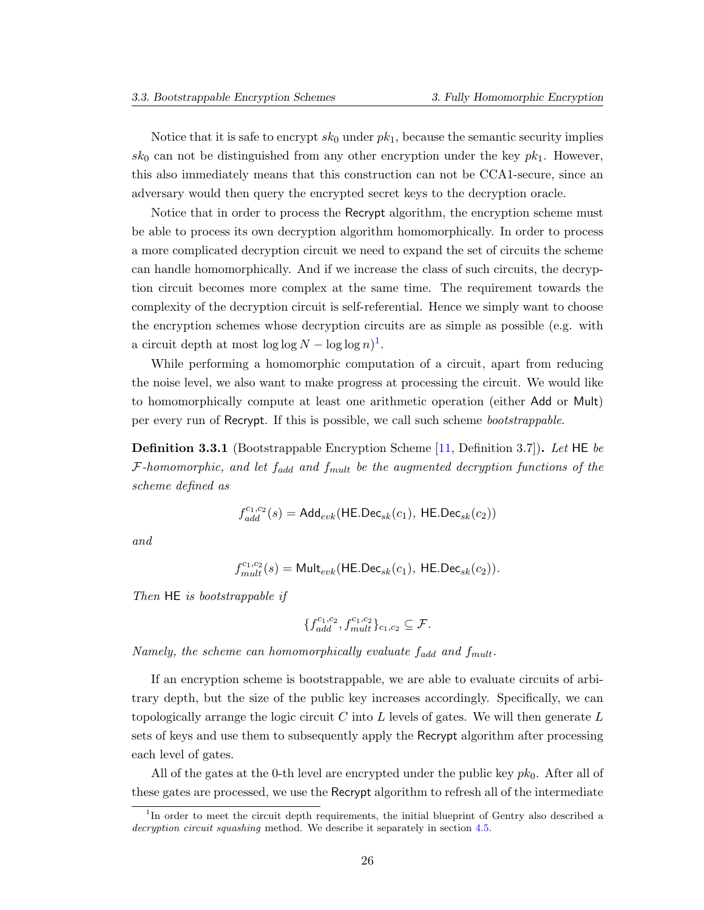Notice that it is safe to encrypt $sk_0$ under $pk_1$, because the semantic security implies $sk_0$ can not be distinguished from any other encryption under the key $pk_1$. However, this also immediately means that this construction can not be CCA1-secure, since an adversary would then query the encrypted secret keys to the decryption oracle.

Notice that in order to process the Recrypt algorithm, the encryption scheme must be able to process its own decryption algorithm homomorphically. In order to process a more complicated decryption circuit we need to expand the set of circuits the scheme can handle homomorphically. And if we increase the class of such circuits, the decryption circuit becomes more complex at the same time. The requirement towards the complexity of the decryption circuit is self-referential. Hence we simply want to choose the encryption schemes whose decryption circuits are as simple as possible (e.g. with a circuit depth at most $\log \log N - \log \log n$)[1].

While performing a homomorphic computation of a circuit, apart from reducing the noise level, we also want to make progress at processing the circuit. We would like to homomorphically compute at least one arithmetic operation (either Add or Mult) per every run of Recrypt. If this is possible, we call such scheme *bootstrappable*.

**Definition 3.3.1** (Bootstrappable Encryption Scheme [11, Definition 3.7])**.** *Let* HE *be* $\mathcal{F}$*-homomorphic, and let* $f_{add}$ *and* $f_{mult}$ *be the augmented decryption functions of the scheme defined as*

$$f_{add}^{c_1,c_2}(s) = \mathsf{Add}_{evk}(\mathsf{HE.Dec}_{sk}(c_1),\ \mathsf{HE.Dec}_{sk}(c_2))$$

*and*

$$f_{mult}^{c_1,c_2}(s) = \mathsf{Mult}_{evk}(\mathsf{HE.Dec}_{sk}(c_1),\ \mathsf{HE.Dec}_{sk}(c_2)).$$

*Then* HE *is bootstrappable if*

$$\{f_{add}^{c_1,c_2}, f_{mult}^{c_1,c_2}\}_{c_1,c_2} \subseteq \mathcal{F}.$$

*Namely, the scheme can homomorphically evaluate* $f_{add}$ *and* $f_{mult}$*.*

If an encryption scheme is bootstrappable, we are able to evaluate circuits of arbitrary depth, but the size of the public key increases accordingly. Specifically, we can topologically arrange the logic circuit $C$ into $L$ levels of gates. We will then generate $L$ sets of keys and use them to subsequently apply the Recrypt algorithm after processing each level of gates.

All of the gates at the 0-th level are encrypted under the public key $pk_0$. After all of these gates are processed, we use the Recrypt algorithm to refresh all of the intermediate

[1] In order to meet the circuit depth requirements, the initial blueprint of Gentry also described a *decryption circuit squashing* method. We describe it separately in section 4.5.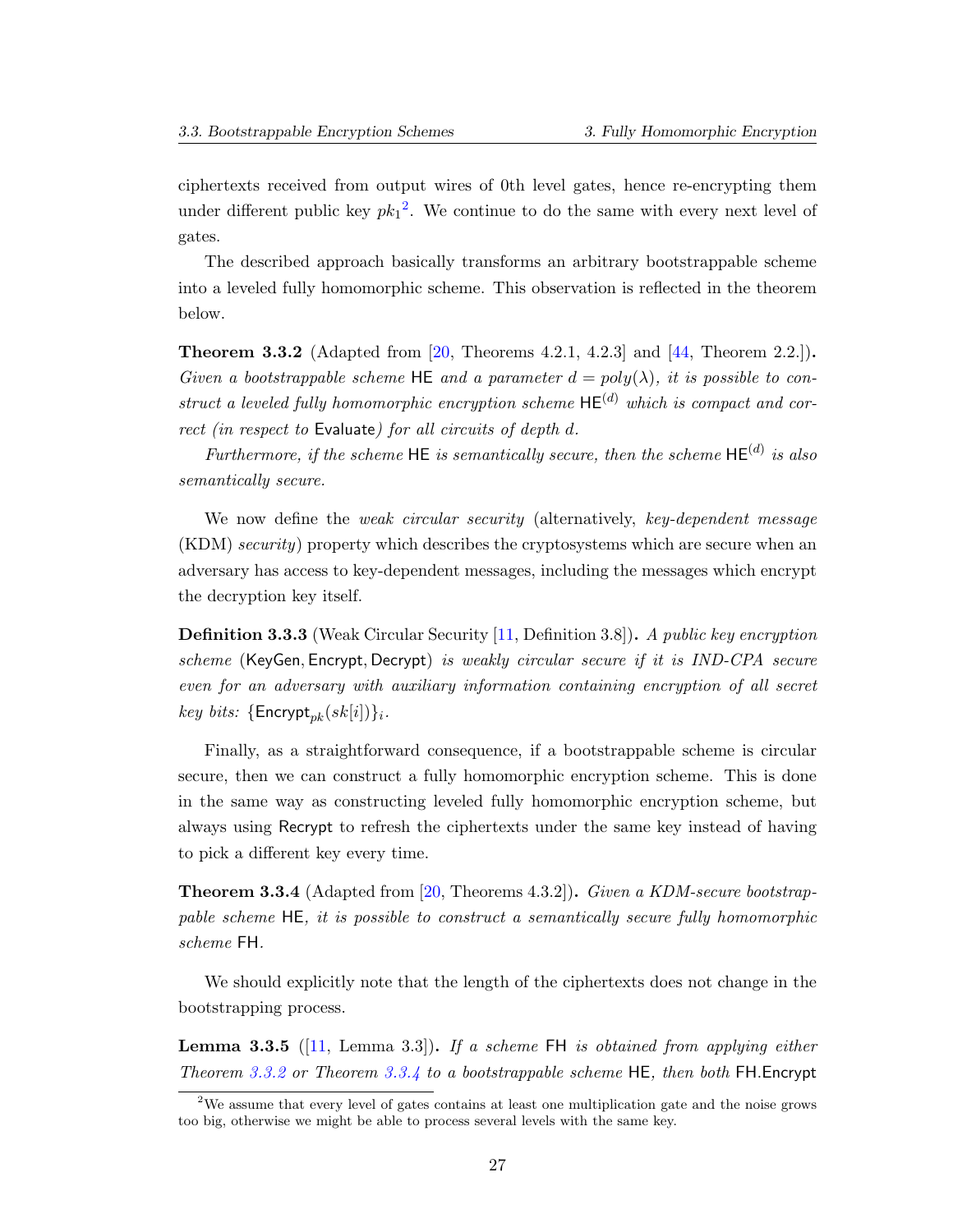ciphertexts received from output wires of 0th level gates, hence re-encrypting them under different public key $pk_1$[2]. We continue to do the same with every next level of gates.

The described approach basically transforms an arbitrary bootstrappable scheme into a leveled fully homomorphic scheme. This observation is reflected in the theorem below.

**Theorem 3.3.2** (Adapted from [20, Theorems 4.2.1, 4.2.3] and [44, Theorem 2.2.])**.** *Given a bootstrappable scheme* HE *and a parameter $d = poly(\lambda)$, it is possible to construct a leveled fully homomorphic encryption scheme* $\mathsf{HE}^{(d)}$ *which is compact and correct (in respect to* Evaluate*) for all circuits of depth $d$.*

*Furthermore, if the scheme* HE *is semantically secure, then the scheme* $\mathsf{HE}^{(d)}$ *is also semantically secure.*

We now define the *weak circular security* (alternatively, *key-dependent message* (KDM) *security*) property which describes the cryptosystems which are secure when an adversary has access to key-dependent messages, including the messages which encrypt the decryption key itself.

**Definition 3.3.3** (Weak Circular Security [11, Definition 3.8])**.** *A public key encryption scheme* (KeyGen, Encrypt, Decrypt) *is weakly circular secure if it is IND-CPA secure even for an adversary with auxiliary information containing encryption of all secret key bits:* $\{\mathsf{Encrypt}_{pk}(sk[i])\}_i$.

Finally, as a straightforward consequence, if a bootstrappable scheme is circular secure, then we can construct a fully homomorphic encryption scheme. This is done in the same way as constructing leveled fully homomorphic encryption scheme, but always using Recrypt to refresh the ciphertexts under the same key instead of having to pick a different key every time.

**Theorem 3.3.4** (Adapted from [20, Theorems 4.3.2])**.** *Given a KDM-secure bootstrappable scheme* HE*, it is possible to construct a semantically secure fully homomorphic scheme* FH.

We should explicitly note that the length of the ciphertexts does not change in the bootstrapping process.

**Lemma 3.3.5** ([11, Lemma 3.3])**.** *If a scheme* FH *is obtained from applying either Theorem 3.3.2 or Theorem 3.3.4 to a bootstrappable scheme* HE*, then both* FH.Encrypt

[2] We assume that every level of gates contains at least one multiplication gate and the noise grows too big, otherwise we might be able to process several levels with the same key.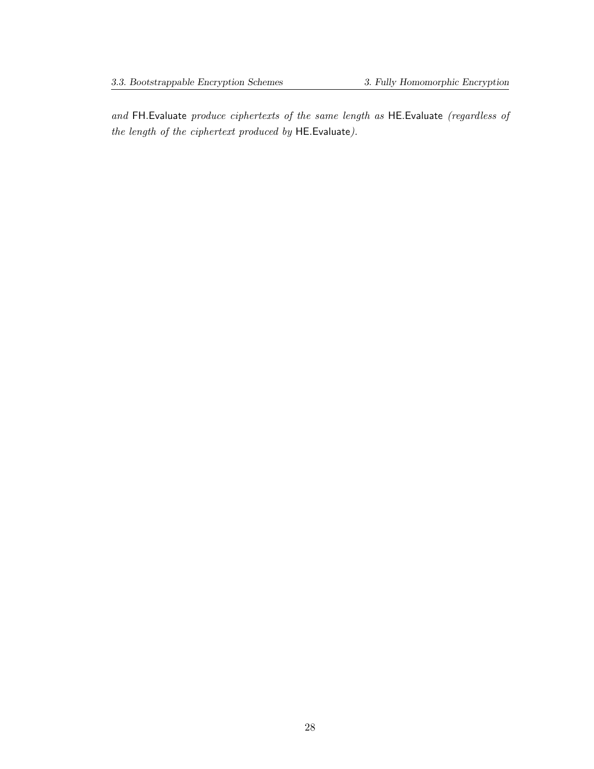*and* FH.Evaluate *produce ciphertexts of the same length as* HE.Evaluate *(regardless of the length of the ciphertext produced by* HE.Evaluate*).*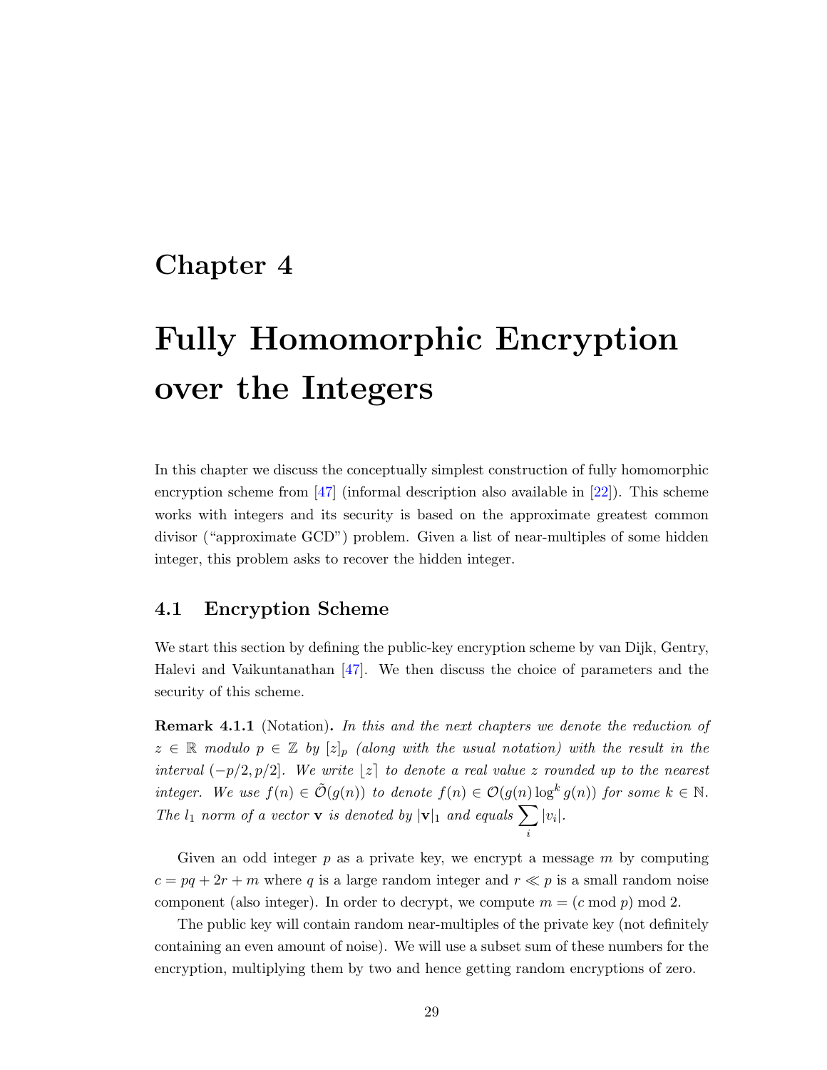# Chapter 4

# Fully Homomorphic Encryption over the Integers

In this chapter we discuss the conceptually simplest construction of fully homomorphic encryption scheme from [47] (informal description also available in [22]). This scheme works with integers and its security is based on the approximate greatest common divisor ("approximate GCD") problem. Given a list of near-multiples of some hidden integer, this problem asks to recover the hidden integer.

## 4.1 Encryption Scheme

We start this section by defining the public-key encryption scheme by van Dijk, Gentry, Halevi and Vaikuntanathan [47]. We then discuss the choice of parameters and the security of this scheme.

**Remark 4.1.1** (Notation)**.** *In this and the next chapters we denote the reduction of $z \in \mathbb{R}$ modulo $p \in \mathbb{Z}$ by $[z]_p$ (along with the usual notation) with the result in the interval $(-p/2, p/2]$. We write $\lfloor z \rceil$ to denote a real value $z$ rounded up to the nearest integer. We use $f(n) \in \tilde{\mathcal{O}}(g(n))$ to denote $f(n) \in \mathcal{O}(g(n) \log^k g(n))$ for some $k \in \mathbb{N}$. The $l_1$ norm of a vector $\mathbf{v}$ is denoted by $|\mathbf{v}|_1$ and equals $\sum_i |v_i|$.*

Given an odd integer $p$ as a private key, we encrypt a message $m$ by computing $c = pq + 2r + m$ where $q$ is a large random integer and $r \ll p$ is a small random noise component (also integer). In order to decrypt, we compute $m = (c \bmod p) \bmod 2$.

The public key will contain random near-multiples of the private key (not definitely containing an even amount of noise). We will use a subset sum of these numbers for the encryption, multiplying them by two and hence getting random encryptions of zero.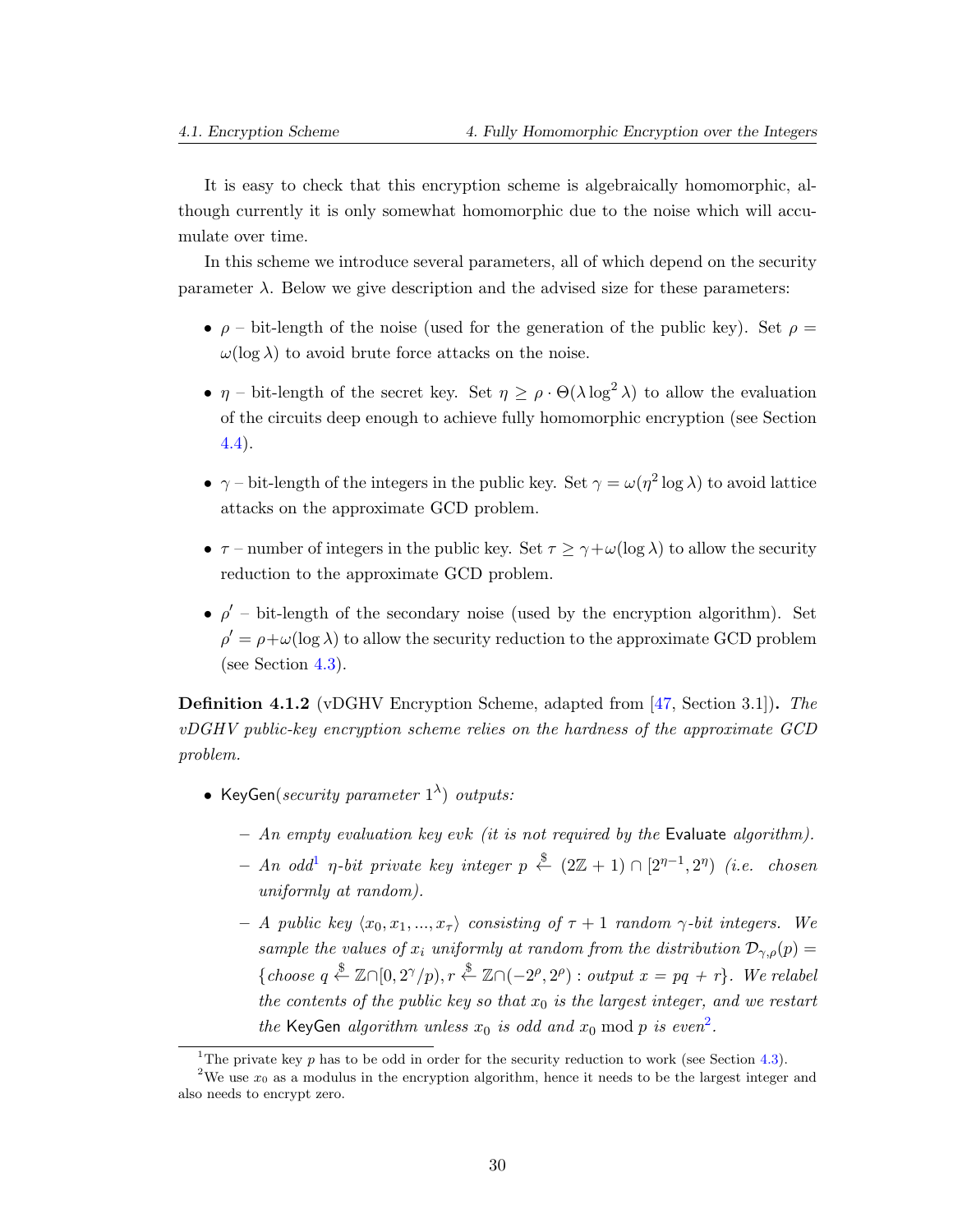It is easy to check that this encryption scheme is algebraically homomorphic, although currently it is only somewhat homomorphic due to the noise which will accumulate over time.

In this scheme we introduce several parameters, all of which depend on the security parameter $\lambda$. Below we give description and the advised size for these parameters:

- $\rho$ – bit-length of the noise (used for the generation of the public key). Set $\rho = \omega(\log \lambda)$ to avoid brute force attacks on the noise.
- $\eta$ – bit-length of the secret key. Set $\eta \geq \rho \cdot \Theta(\lambda \log^2 \lambda)$ to allow the evaluation of the circuits deep enough to achieve fully homomorphic encryption (see Section 4.4).
- $\gamma$ – bit-length of the integers in the public key. Set $\gamma = \omega(\eta^2 \log \lambda)$ to avoid lattice attacks on the approximate GCD problem.
- $\tau$ – number of integers in the public key. Set $\tau \geq \gamma + \omega(\log \lambda)$ to allow the security reduction to the approximate GCD problem.
- $\rho'$ – bit-length of the secondary noise (used by the encryption algorithm). Set $\rho' = \rho + \omega(\log \lambda)$ to allow the security reduction to the approximate GCD problem (see Section 4.3).

**Definition 4.1.2** (vDGHV Encryption Scheme, adapted from [47, Section 3.1])**.** *The vDGHV public-key encryption scheme relies on the hardness of the approximate GCD problem.*

- KeyGen(*security parameter* $1^\lambda$) *outputs:*
  - *An empty evaluation key evk (it is not required by the* Evaluate *algorithm).*
  - *An odd*[1] *$\eta$-bit private key integer $p \xleftarrow{\$} (2\mathbb{Z}+1) \cap [2^{\eta-1}, 2^\eta)$ (i.e. chosen uniformly at random).*
  - *A public key $\langle x_0, x_1, ..., x_\tau \rangle$ consisting of $\tau + 1$ random $\gamma$-bit integers. We sample the values of $x_i$ uniformly at random from the distribution $\mathcal{D}_{\gamma,\rho}(p) = \{$choose $q \xleftarrow{\$} \mathbb{Z} \cap [0, 2^\gamma/p), r \xleftarrow{\$} \mathbb{Z} \cap (-2^\rho, 2^\rho)$ : output $x = pq + r\}$. We relabel the contents of the public key so that $x_0$ is the largest integer, and we restart the* KeyGen *algorithm unless $x_0$ is odd and $x_0 \bmod p$ is even*[2]*.*

[1] The private key $p$ has to be odd in order for the security reduction to work (see Section 4.3).

[2] We use $x_0$ as a modulus in the encryption algorithm, hence it needs to be the largest integer and also needs to encrypt zero.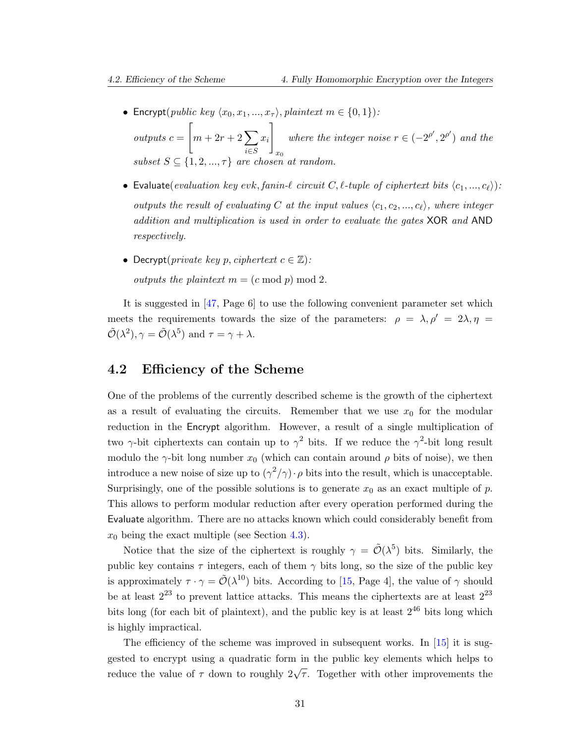- Encrypt(*public key* $\langle x_0, x_1, ..., x_\tau \rangle$, *plaintext* $m \in \{0,1\}$)*:*

  *outputs* $c = \left[ m + 2r + 2\sum_{i \in S} x_i \right]_{x_0}$ *where the integer noise* $r \in (-2^{\rho'}, 2^{\rho'})$ *and the subset* $S \subseteq \{1, 2, ..., \tau\}$ *are chosen at random.*

- Evaluate(*evaluation key evk, fanin-*$\ell$ *circuit* $C$*,* $\ell$*-tuple of ciphertext bits* $\langle c_1, ..., c_\ell \rangle$)*:*

  *outputs the result of evaluating* $C$ *at the input values* $\langle c_1, c_2, ..., c_\ell \rangle$*, where integer addition and multiplication is used in order to evaluate the gates* XOR *and* AND *respectively.*

- Decrypt(*private key* $p$*, ciphertext* $c \in \mathbb{Z}$)*:*

  *outputs the plaintext* $m = (c \bmod p) \bmod 2$*.*

It is suggested in [47, Page 6] to use the following convenient parameter set which meets the requirements towards the size of the parameters: $\rho = \lambda, \rho' = 2\lambda, \eta = \tilde{\mathcal{O}}(\lambda^2), \gamma = \tilde{\mathcal{O}}(\lambda^5)$ and $\tau = \gamma + \lambda$.

## 4.2 Efficiency of the Scheme

One of the problems of the currently described scheme is the growth of the ciphertext as a result of evaluating the circuits. Remember that we use $x_0$ for the modular reduction in the Encrypt algorithm. However, a result of a single multiplication of two $\gamma$-bit ciphertexts can contain up to $\gamma^2$ bits. If we reduce the $\gamma^2$-bit long result modulo the $\gamma$-bit long number $x_0$ (which can contain around $\rho$ bits of noise), we then introduce a new noise of size up to $(\gamma^2/\gamma) \cdot \rho$ bits into the result, which is unacceptable. Surprisingly, one of the possible solutions is to generate $x_0$ as an exact multiple of $p$. This allows to perform modular reduction after every operation performed during the Evaluate algorithm. There are no attacks known which could considerably benefit from $x_0$ being the exact multiple (see Section 4.3).

Notice that the size of the ciphertext is roughly $\gamma = \tilde{\mathcal{O}}(\lambda^5)$ bits. Similarly, the public key contains $\tau$ integers, each of them $\gamma$ bits long, so the size of the public key is approximately $\tau \cdot \gamma = \tilde{\mathcal{O}}(\lambda^{10})$ bits. According to [15, Page 4], the value of $\gamma$ should be at least $2^{23}$ to prevent lattice attacks. This means the ciphertexts are at least $2^{23}$ bits long (for each bit of plaintext), and the public key is at least $2^{46}$ bits long which is highly impractical.

The efficiency of the scheme was improved in subsequent works. In [15] it is suggested to encrypt using a quadratic form in the public key elements which helps to reduce the value of $\tau$ down to roughly $2\sqrt{\tau}$. Together with other improvements the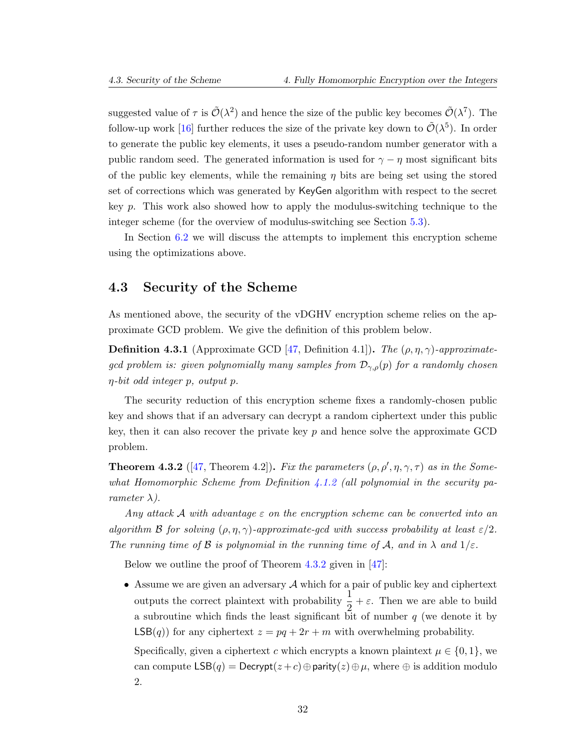suggested value of $\tau$ is $\tilde{\mathcal{O}}(\lambda^2)$ and hence the size of the public key becomes $\tilde{\mathcal{O}}(\lambda^7)$. The follow-up work [16] further reduces the size of the private key down to $\tilde{\mathcal{O}}(\lambda^5)$. In order to generate the public key elements, it uses a pseudo-random number generator with a public random seed. The generated information is used for $\gamma - \eta$ most significant bits of the public key elements, while the remaining $\eta$ bits are being set using the stored set of corrections which was generated by KeyGen algorithm with respect to the secret key $p$. This work also showed how to apply the modulus-switching technique to the integer scheme (for the overview of modulus-switching see Section 5.3).

In Section 6.2 we will discuss the attempts to implement this encryption scheme using the optimizations above.

## 4.3 Security of the Scheme

As mentioned above, the security of the vDGHV encryption scheme relies on the approximate GCD problem. We give the definition of this problem below.

**Definition 4.3.1** (Approximate GCD [47, Definition 4.1])**.** *The $(\rho, \eta, \gamma)$-approximate-gcd problem is: given polynomially many samples from $\mathcal{D}_{\gamma,\rho}(p)$ for a randomly chosen $\eta$-bit odd integer $p$, output $p$.*

The security reduction of this encryption scheme fixes a randomly-chosen public key and shows that if an adversary can decrypt a random ciphertext under this public key, then it can also recover the private key $p$ and hence solve the approximate GCD problem.

**Theorem 4.3.2** ([47, Theorem 4.2])**.** *Fix the parameters $(\rho, \rho', \eta, \gamma, \tau)$ as in the Somewhat Homomorphic Scheme from Definition 4.1.2 (all polynomial in the security parameter $\lambda$).*

*Any attack $\mathcal{A}$ with advantage $\varepsilon$ on the encryption scheme can be converted into an algorithm $\mathcal{B}$ for solving $(\rho, \eta, \gamma)$-approximate-gcd with success probability at least $\varepsilon/2$. The running time of $\mathcal{B}$ is polynomial in the running time of $\mathcal{A}$, and in $\lambda$ and $1/\varepsilon$.*

Below we outline the proof of Theorem 4.3.2 given in [47]:

- Assume we are given an adversary $\mathcal{A}$ which for a pair of public key and ciphertext outputs the correct plaintext with probability $\frac{1}{2} + \varepsilon$. Then we are able to build a subroutine which finds the least significant bit of number $q$ (we denote it by $\mathsf{LSB}(q)$) for any ciphertext $z = pq + 2r + m$ with overwhelming probability.

  Specifically, given a ciphertext $c$ which encrypts a known plaintext $\mu \in \{0, 1\}$, we can compute $\mathsf{LSB}(q) = \mathsf{Decrypt}(z + c) \oplus \mathsf{parity}(z) \oplus \mu$, where $\oplus$ is addition modulo 2.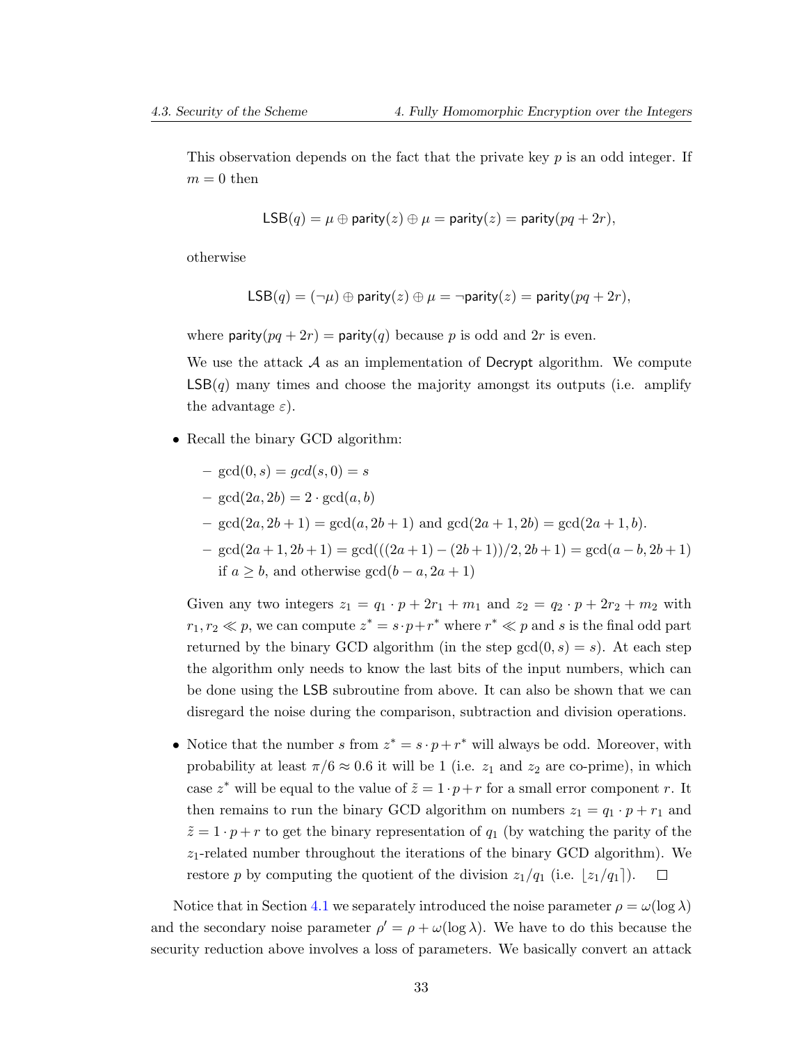This observation depends on the fact that the private key $p$ is an odd integer. If $m = 0$ then

$$\mathsf{LSB}(q) = \mu \oplus \mathsf{parity}(z) \oplus \mu = \mathsf{parity}(z) = \mathsf{parity}(pq + 2r),$$

otherwise

$$\mathsf{LSB}(q) = (\neg\mu) \oplus \mathsf{parity}(z) \oplus \mu = \neg\mathsf{parity}(z) = \mathsf{parity}(pq + 2r),$$

where $\mathsf{parity}(pq + 2r) = \mathsf{parity}(q)$ because $p$ is odd and $2r$ is even.

We use the attack $\mathcal{A}$ as an implementation of $\mathsf{Decrypt}$ algorithm. We compute $\mathsf{LSB}(q)$ many times and choose the majority amongst its outputs (i.e. amplify the advantage $\varepsilon$).

- Recall the binary GCD algorithm:
  - $\gcd(0, s) = gcd(s, 0) = s$
  - $\gcd(2a, 2b) = 2 \cdot \gcd(a, b)$
  - $\gcd(2a, 2b + 1) = \gcd(a, 2b + 1)$ and $\gcd(2a + 1, 2b) = \gcd(2a + 1, b)$.
  - $\gcd(2a + 1, 2b + 1) = \gcd(((2a + 1) - (2b + 1))/2, 2b + 1) = \gcd(a - b, 2b + 1)$ if $a \geq b$, and otherwise $\gcd(b - a, 2a + 1)$

  Given any two integers $z_1 = q_1 \cdot p + 2r_1 + m_1$ and $z_2 = q_2 \cdot p + 2r_2 + m_2$ with $r_1, r_2 \ll p$, we can compute $z^* = s \cdot p + r^*$ where $r^* \ll p$ and $s$ is the final odd part returned by the binary GCD algorithm (in the step $\gcd(0, s) = s$). At each step the algorithm only needs to know the last bits of the input numbers, which can be done using the $\mathsf{LSB}$ subroutine from above. It can also be shown that we can disregard the noise during the comparison, subtraction and division operations.

- Notice that the number $s$ from $z^* = s \cdot p + r^*$ will always be odd. Moreover, with probability at least $\pi/6 \approx 0.6$ it will be 1 (i.e. $z_1$ and $z_2$ are co-prime), in which case $z^*$ will be equal to the value of $\tilde{z} = 1 \cdot p + r$ for a small error component $r$. It then remains to run the binary GCD algorithm on numbers $z_1 = q_1 \cdot p + r_1$ and $\tilde{z} = 1 \cdot p + r$ to get the binary representation of $q_1$ (by watching the parity of the $z_1$-related number throughout the iterations of the binary GCD algorithm). We restore $p$ by computing the quotient of the division $z_1/q_1$ (i.e. $\lfloor z_1/q_1 \rceil$). $\square$

Notice that in Section 4.1 we separately introduced the noise parameter $\rho = \omega(\log \lambda)$ and the secondary noise parameter $\rho' = \rho + \omega(\log \lambda)$. We have to do this because the security reduction above involves a loss of parameters. We basically convert an attack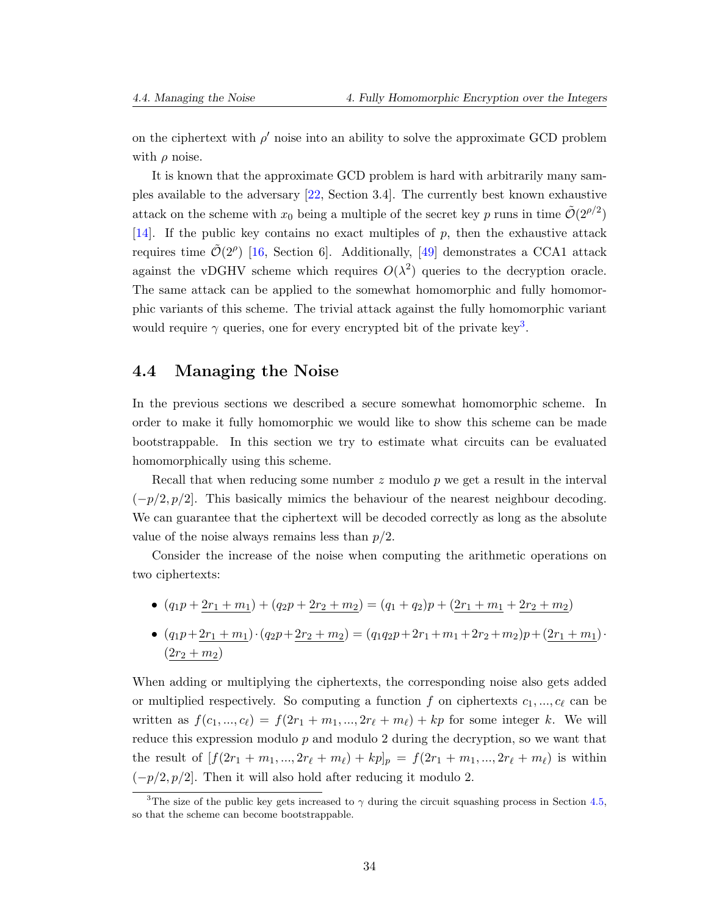on the ciphertext with $\rho'$ noise into an ability to solve the approximate GCD problem with $\rho$ noise.

It is known that the approximate GCD problem is hard with arbitrarily many samples available to the adversary [22, Section 3.4]. The currently best known exhaustive attack on the scheme with $x_0$ being a multiple of the secret key $p$ runs in time $\tilde{\mathcal{O}}(2^{\rho/2})$ [14]. If the public key contains no exact multiples of $p$, then the exhaustive attack requires time $\tilde{\mathcal{O}}(2^{\rho})$ [16, Section 6]. Additionally, [49] demonstrates a CCA1 attack against the vDGHV scheme which requires $O(\lambda^2)$ queries to the decryption oracle. The same attack can be applied to the somewhat homomorphic and fully homomorphic variants of this scheme. The trivial attack against the fully homomorphic variant would require $\gamma$ queries, one for every encrypted bit of the private key[3].

## 4.4 Managing the Noise

In the previous sections we described a secure somewhat homomorphic scheme. In order to make it fully homomorphic we would like to show this scheme can be made bootstrappable. In this section we try to estimate what circuits can be evaluated homomorphically using this scheme.

Recall that when reducing some number $z$ modulo $p$ we get a result in the interval $(-p/2, p/2]$. This basically mimics the behaviour of the nearest neighbour decoding. We can guarantee that the ciphertext will be decoded correctly as long as the absolute value of the noise always remains less than $p/2$.

Consider the increase of the noise when computing the arithmetic operations on two ciphertexts:

- $(q_1p + \underline{2r_1 + m_1}) + (q_2p + \underline{2r_2 + m_2}) = (q_1 + q_2)p + (\underline{2r_1 + m_1} + \underline{2r_2 + m_2})$
- $(q_1p + \underline{2r_1 + m_1}) \cdot (q_2p + \underline{2r_2 + m_2}) = (q_1q_2p + 2r_1 + m_1 + 2r_2 + m_2)p + (\underline{2r_1 + m_1}) \cdot (\underline{2r_2 + m_2})$

When adding or multiplying the ciphertexts, the corresponding noise also gets added or multiplied respectively. So computing a function $f$ on ciphertexts $c_1, ..., c_\ell$ can be written as $f(c_1, ..., c_\ell) = f(2r_1 + m_1, ..., 2r_\ell + m_\ell) + kp$ for some integer $k$. We will reduce this expression modulo $p$ and modulo 2 during the decryption, so we want that the result of $[f(2r_1 + m_1, ..., 2r_\ell + m_\ell) + kp]_p = f(2r_1 + m_1, ..., 2r_\ell + m_\ell)$ is within $(-p/2, p/2]$. Then it will also hold after reducing it modulo 2.

[3] The size of the public key gets increased to $\gamma$ during the circuit squashing process in Section 4.5, so that the scheme can become bootstrappable.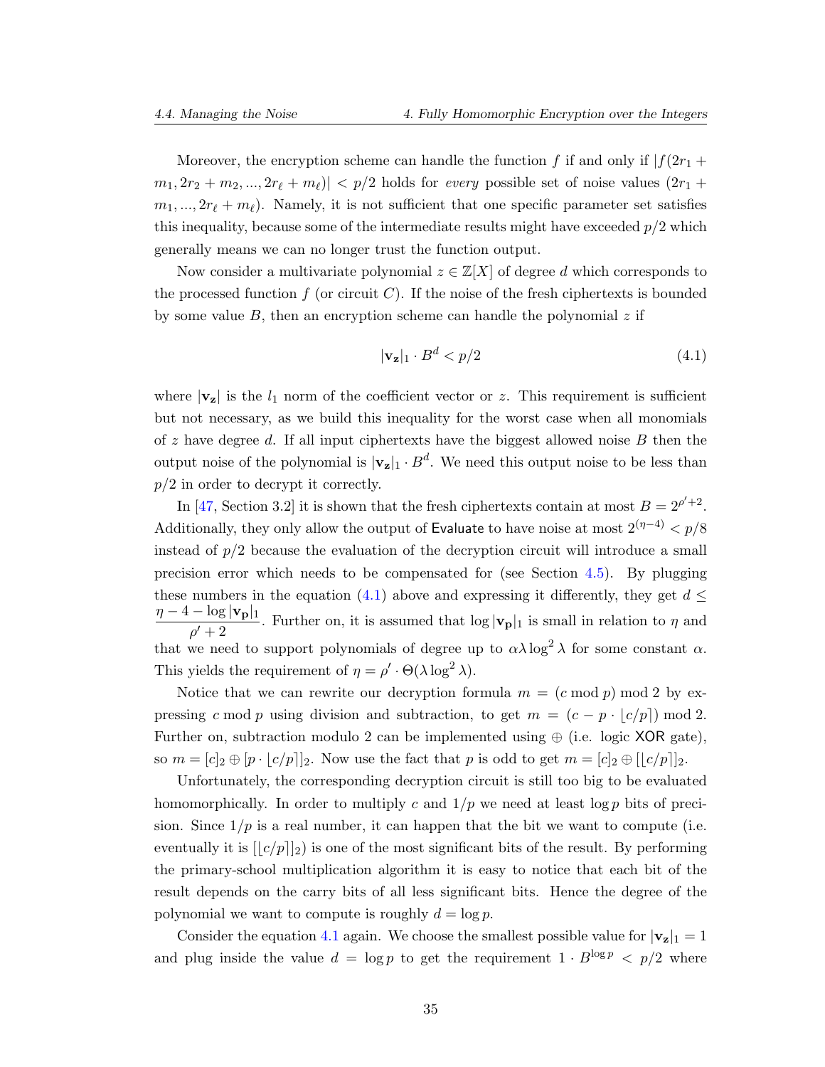Moreover, the encryption scheme can handle the function $f$ if and only if $|f(2r_1 + m_1, 2r_2 + m_2, ..., 2r_\ell + m_\ell)| < p/2$ holds for *every* possible set of noise values $(2r_1 + m_1, ..., 2r_\ell + m_\ell)$. Namely, it is not sufficient that one specific parameter set satisfies this inequality, because some of the intermediate results might have exceeded $p/2$ which generally means we can no longer trust the function output.

Now consider a multivariate polynomial $z \in \mathbb{Z}[X]$ of degree $d$ which corresponds to the processed function $f$ (or circuit $C$). If the noise of the fresh ciphertexts is bounded by some value $B$, then an encryption scheme can handle the polynomial $z$ if

$$|\mathbf{v_z}|_1 \cdot B^d < p/2 \tag{4.1}$$

where $|\mathbf{v_z}|$ is the $l_1$ norm of the coefficient vector or $z$. This requirement is sufficient but not necessary, as we build this inequality for the worst case when all monomials of $z$ have degree $d$. If all input ciphertexts have the biggest allowed noise $B$ then the output noise of the polynomial is $|\mathbf{v_z}|_1 \cdot B^d$. We need this output noise to be less than $p/2$ in order to decrypt it correctly.

In [47, Section 3.2] it is shown that the fresh ciphertexts contain at most $B = 2^{\rho'+2}$. Additionally, they only allow the output of Evaluate to have noise at most $2^{(\eta-4)} < p/8$ instead of $p/2$ because the evaluation of the decryption circuit will introduce a small precision error which needs to be compensated for (see Section 4.5). By plugging these numbers in the equation (4.1) above and expressing it differently, they get $d \leq \dfrac{\eta - 4 - \log|\mathbf{v_p}|_1}{\rho' + 2}$. Further on, it is assumed that $\log|\mathbf{v_p}|_1$ is small in relation to $\eta$ and that we need to support polynomials of degree up to $\alpha\lambda\log^2\lambda$ for some constant $\alpha$. This yields the requirement of $\eta = \rho' \cdot \Theta(\lambda\log^2\lambda)$.

Notice that we can rewrite our decryption formula $m = (c \bmod p) \bmod 2$ by expressing $c \bmod p$ using division and subtraction, to get $m = (c - p \cdot \lfloor c/p \rceil) \bmod 2$. Further on, subtraction modulo 2 can be implemented using $\oplus$ (i.e. logic XOR gate), so $m = [c]_2 \oplus [p \cdot \lfloor c/p \rceil]_2$. Now use the fact that $p$ is odd to get $m = [c]_2 \oplus [\lfloor c/p \rceil]_2$.

Unfortunately, the corresponding decryption circuit is still too big to be evaluated homomorphically. In order to multiply $c$ and $1/p$ we need at least $\log p$ bits of precision. Since $1/p$ is a real number, it can happen that the bit we want to compute (i.e. eventually it is $[\lfloor c/p \rceil]_2$) is one of the most significant bits of the result. By performing the primary-school multiplication algorithm it is easy to notice that each bit of the result depends on the carry bits of all less significant bits. Hence the degree of the polynomial we want to compute is roughly $d = \log p$.

Consider the equation 4.1 again. We choose the smallest possible value for $|\mathbf{v_z}|_1 = 1$ and plug inside the value $d = \log p$ to get the requirement $1 \cdot B^{\log p} < p/2$ where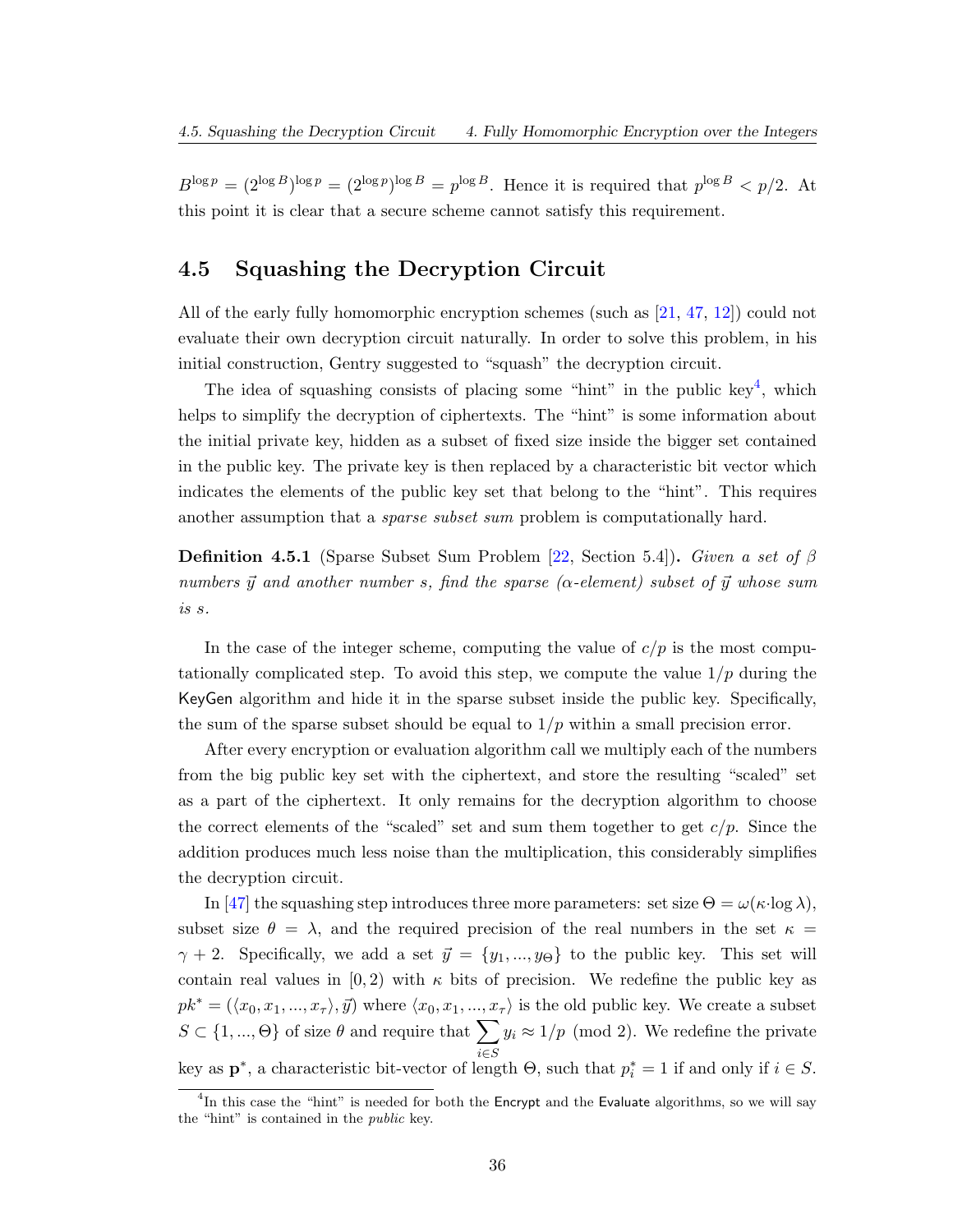$B^{\log p} = (2^{\log B})^{\log p} = (2^{\log p})^{\log B} = p^{\log B}$. Hence it is required that $p^{\log B} < p/2$. At this point it is clear that a secure scheme cannot satisfy this requirement.

## 4.5 Squashing the Decryption Circuit

All of the early fully homomorphic encryption schemes (such as [21, 47, 12]) could not evaluate their own decryption circuit naturally. In order to solve this problem, in his initial construction, Gentry suggested to "squash" the decryption circuit.

The idea of squashing consists of placing some "hint" in the public key[4], which helps to simplify the decryption of ciphertexts. The "hint" is some information about the initial private key, hidden as a subset of fixed size inside the bigger set contained in the public key. The private key is then replaced by a characteristic bit vector which indicates the elements of the public key set that belong to the "hint". This requires another assumption that a *sparse subset sum* problem is computationally hard.

**Definition 4.5.1** (Sparse Subset Sum Problem [22, Section 5.4])**.** *Given a set of $\beta$ numbers $\vec{y}$ and another number $s$, find the sparse ($\alpha$-element) subset of $\vec{y}$ whose sum is $s$.*

In the case of the integer scheme, computing the value of $c/p$ is the most computationally complicated step. To avoid this step, we compute the value $1/p$ during the KeyGen algorithm and hide it in the sparse subset inside the public key. Specifically, the sum of the sparse subset should be equal to $1/p$ within a small precision error.

After every encryption or evaluation algorithm call we multiply each of the numbers from the big public key set with the ciphertext, and store the resulting "scaled" set as a part of the ciphertext. It only remains for the decryption algorithm to choose the correct elements of the "scaled" set and sum them together to get $c/p$. Since the addition produces much less noise than the multiplication, this considerably simplifies the decryption circuit.

In [47] the squashing step introduces three more parameters: set size $\Theta = \omega(\kappa \cdot \log \lambda)$, subset size $\theta = \lambda$, and the required precision of the real numbers in the set $\kappa = \gamma + 2$. Specifically, we add a set $\vec{y} = \{y_1, ..., y_\Theta\}$ to the public key. This set will contain real values in $[0, 2)$ with $\kappa$ bits of precision. We redefine the public key as $pk^* = (\langle x_0, x_1, ..., x_\tau \rangle, \vec{y})$ where $\langle x_0, x_1, ..., x_\tau \rangle$ is the old public key. We create a subset $S \subset \{1, ..., \Theta\}$ of size $\theta$ and require that $\sum_{i \in S} y_i \approx 1/p \pmod 2$. We redefine the private key as $\mathbf{p}^*$, a characteristic bit-vector of length $\Theta$, such that $p_i^* = 1$ if and only if $i \in S$.

[4] In this case the "hint" is needed for both the Encrypt and the Evaluate algorithms, so we will say the "hint" is contained in the *public* key.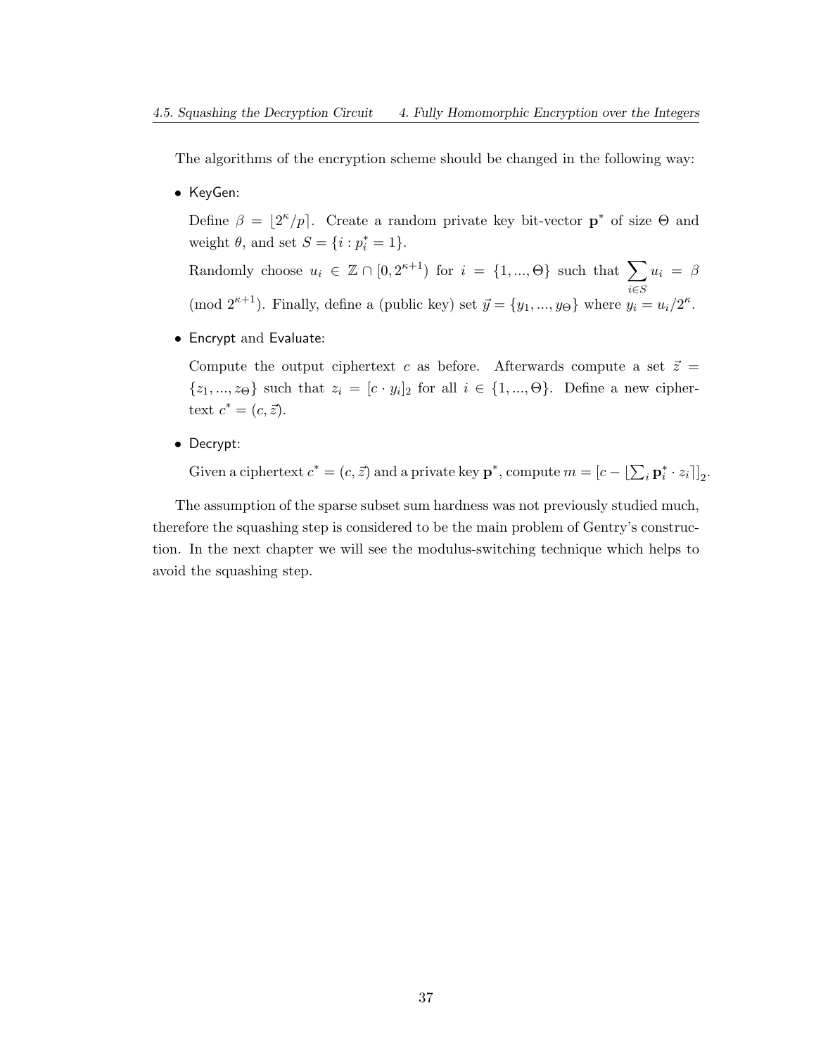The algorithms of the encryption scheme should be changed in the following way:

- KeyGen:

  Define $\beta = \lfloor 2^{\kappa}/p \rceil$. Create a random private key bit-vector $\mathbf{p}^*$ of size $\Theta$ and weight $\theta$, and set $S = \{i : p_i^* = 1\}$.

  Randomly choose $u_i \in \mathbb{Z} \cap [0, 2^{\kappa+1})$ for $i = \{1, ..., \Theta\}$ such that $\sum_{i \in S} u_i = \beta \pmod{2^{\kappa+1}}$. Finally, define a (public key) set $\vec{y} = \{y_1, ..., y_\Theta\}$ where $y_i = u_i/2^{\kappa}$.

- Encrypt and Evaluate:

  Compute the output ciphertext $c$ as before. Afterwards compute a set $\vec{z} = \{z_1, ..., z_\Theta\}$ such that $z_i = [c \cdot y_i]_2$ for all $i \in \{1, ..., \Theta\}$. Define a new ciphertext $c^* = (c, \vec{z})$.

- Decrypt:

  Given a ciphertext $c^* = (c, \vec{z})$ and a private key $\mathbf{p}^*$, compute $m = [c - \lfloor \sum_i \mathbf{p}_i^* \cdot z_i \rceil]_2$.

The assumption of the sparse subset sum hardness was not previously studied much, therefore the squashing step is considered to be the main problem of Gentry's construction. In the next chapter we will see the modulus-switching technique which helps to avoid the squashing step.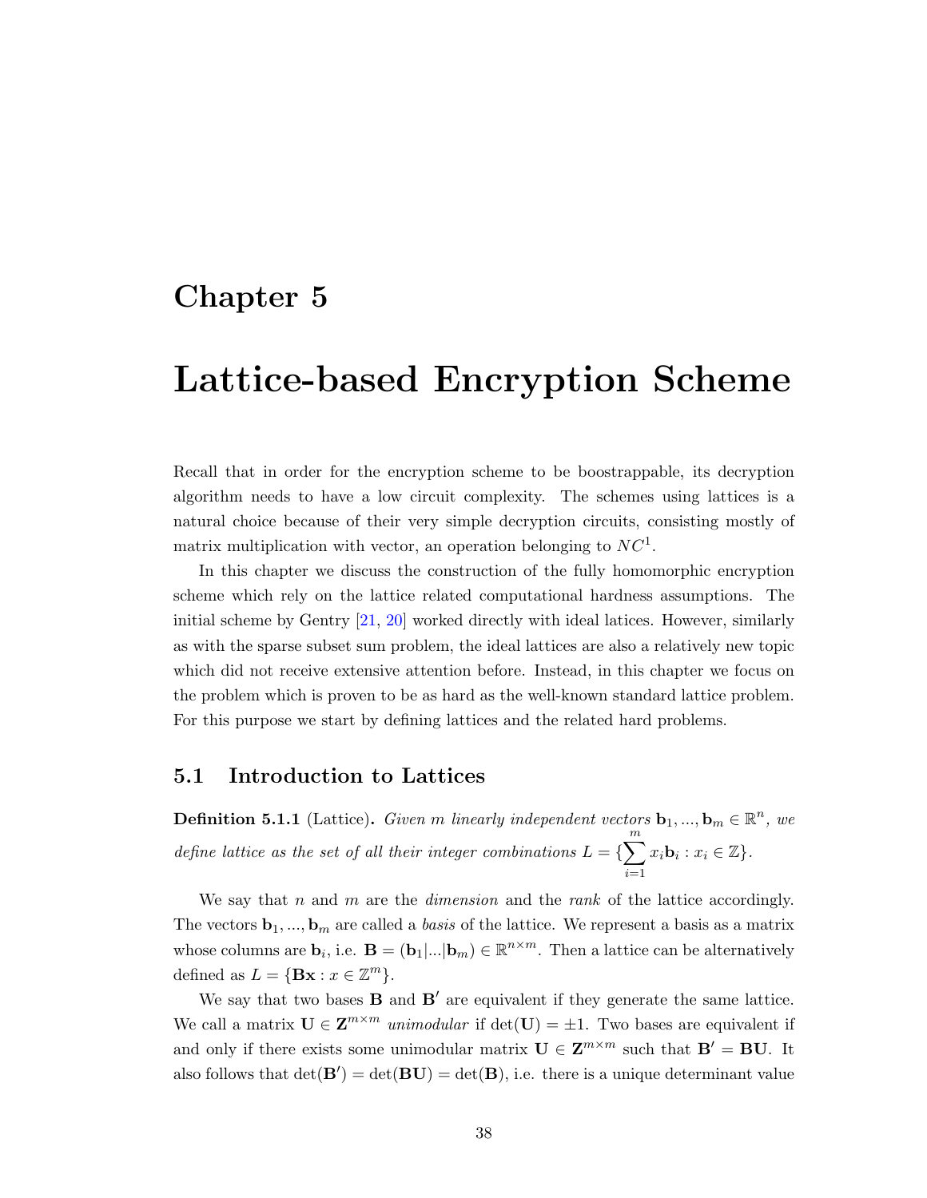# Chapter 5

# Lattice-based Encryption Scheme

Recall that in order for the encryption scheme to be boostrappable, its decryption algorithm needs to have a low circuit complexity. The schemes using lattices is a natural choice because of their very simple decryption circuits, consisting mostly of matrix multiplication with vector, an operation belonging to $NC^1$.

In this chapter we discuss the construction of the fully homomorphic encryption scheme which rely on the lattice related computational hardness assumptions. The initial scheme by Gentry [21, 20] worked directly with ideal latices. However, similarly as with the sparse subset sum problem, the ideal lattices are also a relatively new topic which did not receive extensive attention before. Instead, in this chapter we focus on the problem which is proven to be as hard as the well-known standard lattice problem. For this purpose we start by defining lattices and the related hard problems.

## 5.1 Introduction to Lattices

**Definition 5.1.1** (Lattice)**.** *Given $m$ linearly independent vectors $\mathbf{b}_1, ..., \mathbf{b}_m \in \mathbb{R}^n$, we define lattice as the set of all their integer combinations $L = \{\sum_{i=1}^{m} x_i \mathbf{b}_i : x_i \in \mathbb{Z}\}$.*

We say that $n$ and $m$ are the *dimension* and the *rank* of the lattice accordingly. The vectors $\mathbf{b}_1, ..., \mathbf{b}_m$ are called a *basis* of the lattice. We represent a basis as a matrix whose columns are $\mathbf{b}_i$, i.e. $\mathbf{B} = (\mathbf{b}_1 | ... | \mathbf{b}_m) \in \mathbb{R}^{n \times m}$. Then a lattice can be alternatively defined as $L = \{\mathbf{B}\mathbf{x} : x \in \mathbb{Z}^m\}$.

We say that two bases $\mathbf{B}$ and $\mathbf{B'}$ are equivalent if they generate the same lattice. We call a matrix $\mathbf{U} \in \mathbf{Z}^{m \times m}$ *unimodular* if $\det(\mathbf{U}) = \pm 1$. Two bases are equivalent if and only if there exists some unimodular matrix $\mathbf{U} \in \mathbf{Z}^{m \times m}$ such that $\mathbf{B'} = \mathbf{B}\mathbf{U}$. It also follows that $\det(\mathbf{B'}) = \det(\mathbf{B}\mathbf{U}) = \det(\mathbf{B})$, i.e. there is a unique determinant value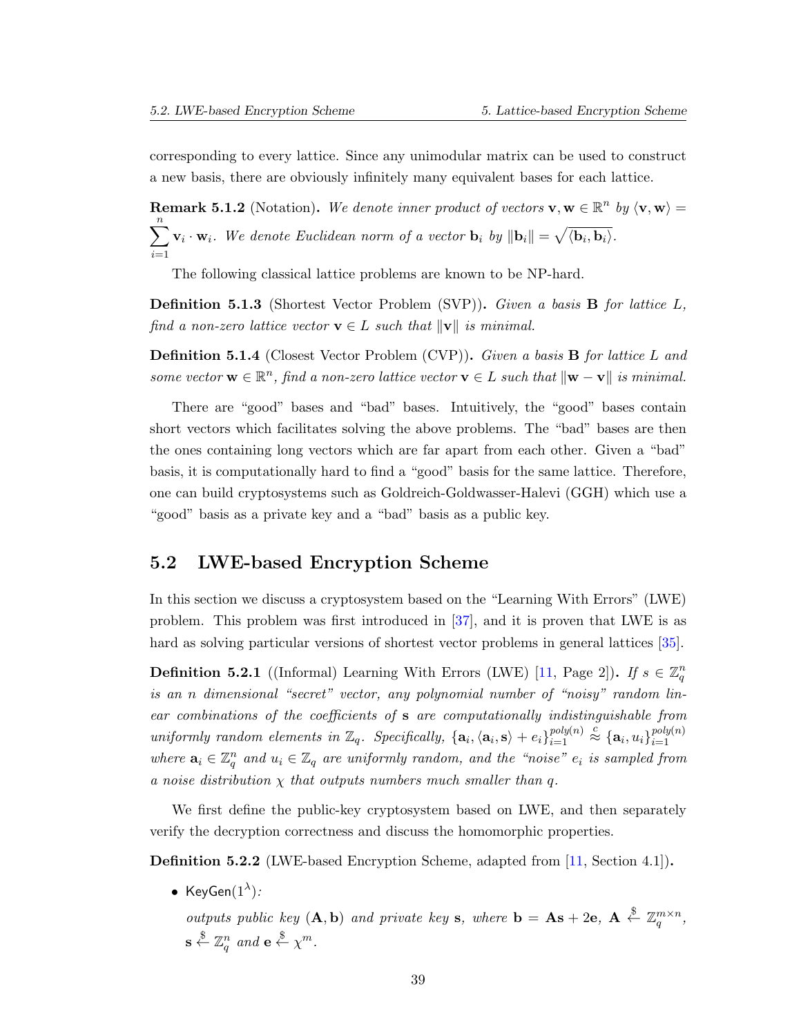corresponding to every lattice. Since any unimodular matrix can be used to construct a new basis, there are obviously infinitely many equivalent bases for each lattice.

**Remark 5.1.2** (Notation)**.** *We denote inner product of vectors* $\mathbf{v}, \mathbf{w} \in \mathbb{R}^n$ *by* $\langle \mathbf{v}, \mathbf{w} \rangle = \sum_{i=1}^{n} \mathbf{v}_i \cdot \mathbf{w}_i$*. We denote Euclidean norm of a vector* $\mathbf{b}_i$ *by* $\|\mathbf{b}_i\| = \sqrt{\langle \mathbf{b}_i, \mathbf{b}_i \rangle}$*.*

The following classical lattice problems are known to be NP-hard.

**Definition 5.1.3** (Shortest Vector Problem (SVP))**.** *Given a basis* $\mathbf{B}$ *for lattice* $L$*, find a non-zero lattice vector* $\mathbf{v} \in L$ *such that* $\|\mathbf{v}\|$ *is minimal.*

**Definition 5.1.4** (Closest Vector Problem (CVP))**.** *Given a basis* $\mathbf{B}$ *for lattice* $L$ *and some vector* $\mathbf{w} \in \mathbb{R}^n$*, find a non-zero lattice vector* $\mathbf{v} \in L$ *such that* $\|\mathbf{w} - \mathbf{v}\|$ *is minimal.*

There are "good" bases and "bad" bases. Intuitively, the "good" bases contain short vectors which facilitates solving the above problems. The "bad" bases are then the ones containing long vectors which are far apart from each other. Given a "bad" basis, it is computationally hard to find a "good" basis for the same lattice. Therefore, one can build cryptosystems such as Goldreich-Goldwasser-Halevi (GGH) which use a "good" basis as a private key and a "bad" basis as a public key.

## 5.2 LWE-based Encryption Scheme

In this section we discuss a cryptosystem based on the "Learning With Errors" (LWE) problem. This problem was first introduced in [37], and it is proven that LWE is as hard as solving particular versions of shortest vector problems in general lattices [35].

**Definition 5.2.1** ((Informal) Learning With Errors (LWE) [11, Page 2])**.** *If* $s \in \mathbb{Z}_q^n$ *is an* $n$ *dimensional "secret" vector, any polynomial number of "noisy" random linear combinations of the coefficients of* $\mathbf{s}$ *are computationally indistinguishable from uniformly random elements in* $\mathbb{Z}_q$*. Specifically,* $\{\mathbf{a}_i, \langle \mathbf{a}_i, \mathbf{s} \rangle + e_i\}_{i=1}^{poly(n)} \overset{c}{\approx} \{\mathbf{a}_i, u_i\}_{i=1}^{poly(n)}$ *where* $\mathbf{a}_i \in \mathbb{Z}_q^n$ *and* $u_i \in \mathbb{Z}_q$ *are uniformly random, and the "noise"* $e_i$ *is sampled from a noise distribution* $\chi$ *that outputs numbers much smaller than* $q$*.*

We first define the public-key cryptosystem based on LWE, and then separately verify the decryption correctness and discuss the homomorphic properties.

**Definition 5.2.2** (LWE-based Encryption Scheme, adapted from [11, Section 4.1])**.**

- $\mathsf{KeyGen}(1^\lambda)$*:*

  *outputs public key* $(\mathbf{A}, \mathbf{b})$ *and private key* $\mathbf{s}$*, where* $\mathbf{b} = \mathbf{A}\mathbf{s} + 2\mathbf{e}$*,* $\mathbf{A} \overset{\$}{\leftarrow} \mathbb{Z}_q^{m \times n}$*,* $\mathbf{s} \overset{\$}{\leftarrow} \mathbb{Z}_q^n$ *and* $\mathbf{e} \overset{\$}{\leftarrow} \chi^m$*.*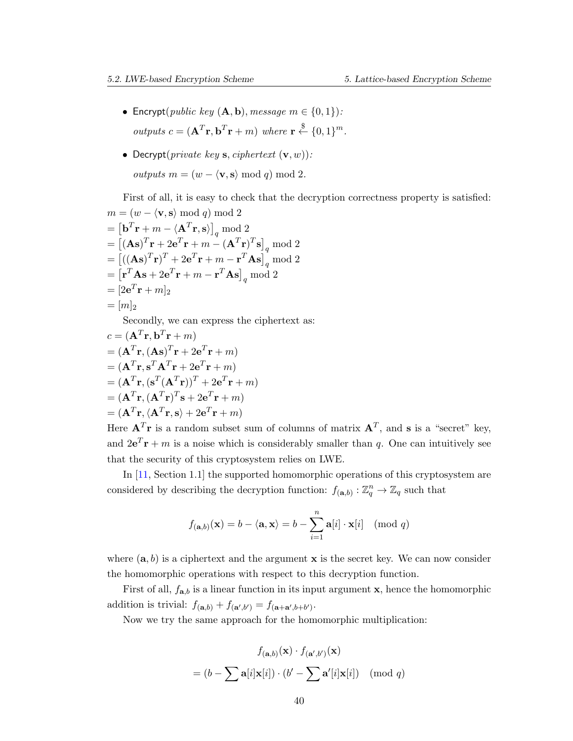- $\mathsf{Encrypt}$(*public key* $(\mathbf{A}, \mathbf{b})$, *message* $m \in \{0,1\}$)*:*

  *outputs* $c = (\mathbf{A}^T\mathbf{r}, \mathbf{b}^T\mathbf{r} + m)$ *where* $\mathbf{r} \xleftarrow{\$} \{0,1\}^m$.

- $\mathsf{Decrypt}$(*private key* $\mathbf{s}$, *ciphertext* $(\mathbf{v}, w)$)*:*

  *outputs* $m = (w - \langle \mathbf{v}, \mathbf{s} \rangle \bmod q) \bmod 2$.

First of all, it is easy to check that the decryption correctness property is satisfied:
$m = (w - \langle \mathbf{v}, \mathbf{s} \rangle \bmod q) \bmod 2$
$= \left[\mathbf{b}^T\mathbf{r} + m - \langle \mathbf{A}^T\mathbf{r}, \mathbf{s} \rangle\right]_q \bmod 2$
$= \left[(\mathbf{A}\mathbf{s})^T\mathbf{r} + 2\mathbf{e}^T\mathbf{r} + m - (\mathbf{A}^T\mathbf{r})^T\mathbf{s}\right]_q \bmod 2$
$= \left[((\mathbf{A}\mathbf{s})^T\mathbf{r})^T + 2\mathbf{e}^T\mathbf{r} + m - \mathbf{r}^T\mathbf{A}\mathbf{s}\right]_q \bmod 2$
$= \left[\mathbf{r}^T\mathbf{A}\mathbf{s} + 2\mathbf{e}^T\mathbf{r} + m - \mathbf{r}^T\mathbf{A}\mathbf{s}\right]_q \bmod 2$
$= [2\mathbf{e}^T\mathbf{r} + m]_2$
$= [m]_2$

Secondly, we can express the ciphertext as:
$c = (\mathbf{A}^T\mathbf{r}, \mathbf{b}^T\mathbf{r} + m)$
$= (\mathbf{A}^T\mathbf{r}, (\mathbf{A}\mathbf{s})^T\mathbf{r} + 2\mathbf{e}^T\mathbf{r} + m)$
$= (\mathbf{A}^T\mathbf{r}, \mathbf{s}^T\mathbf{A}^T\mathbf{r} + 2\mathbf{e}^T\mathbf{r} + m)$
$= (\mathbf{A}^T\mathbf{r}, (\mathbf{s}^T(\mathbf{A}^T\mathbf{r}))^T + 2\mathbf{e}^T\mathbf{r} + m)$
$= (\mathbf{A}^T\mathbf{r}, (\mathbf{A}^T\mathbf{r})^T\mathbf{s} + 2\mathbf{e}^T\mathbf{r} + m)$
$= (\mathbf{A}^T\mathbf{r}, \langle \mathbf{A}^T\mathbf{r}, \mathbf{s} \rangle + 2\mathbf{e}^T\mathbf{r} + m)$
Here $\mathbf{A}^T\mathbf{r}$ is a random subset sum of columns of matrix $\mathbf{A}^T$, and $\mathbf{s}$ is a "secret" key, and $2\mathbf{e}^T\mathbf{r} + m$ is a noise which is considerably smaller than $q$. One can intuitively see that the security of this cryptosystem relies on LWE.

In [11, Section 1.1] the supported homomorphic operations of this cryptosystem are considered by describing the decryption function: $f_{(\mathbf{a},b)} : \mathbb{Z}_q^n \to \mathbb{Z}_q$ such that

$$f_{(\mathbf{a},b)}(\mathbf{x}) = b - \langle \mathbf{a}, \mathbf{x} \rangle = b - \sum_{i=1}^{n} \mathbf{a}[i] \cdot \mathbf{x}[i] \pmod q$$

where $(\mathbf{a}, b)$ is a ciphertext and the argument $\mathbf{x}$ is the secret key. We can now consider the homomorphic operations with respect to this decryption function.

First of all, $f_{\mathbf{a},b}$ is a linear function in its input argument $\mathbf{x}$, hence the homomorphic addition is trivial: $f_{(\mathbf{a},b)} + f_{(\mathbf{a}',b')} = f_{(\mathbf{a}+\mathbf{a}',b+b')}$.

Now we try the same approach for the homomorphic multiplication:

$$f_{(\mathbf{a},b)}(\mathbf{x}) \cdot f_{(\mathbf{a}',b')}(\mathbf{x})$$
$$= (b - \sum \mathbf{a}[i]\mathbf{x}[i]) \cdot (b' - \sum \mathbf{a}'[i]\mathbf{x}[i]) \pmod q$$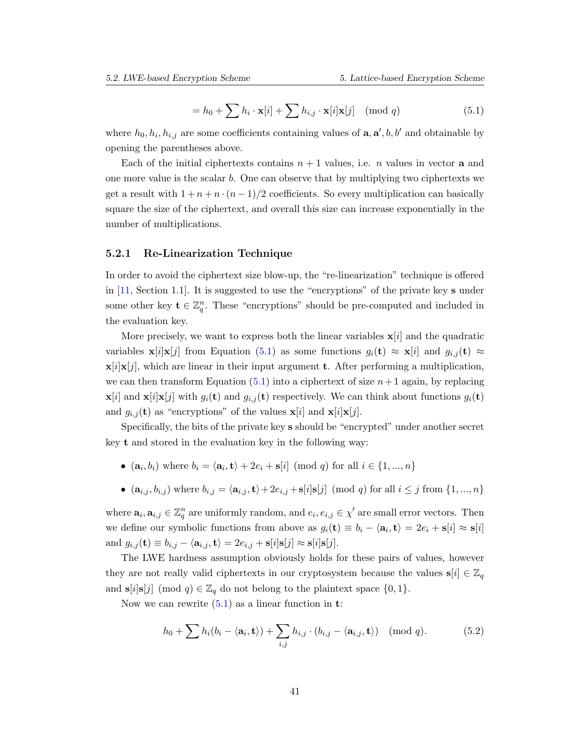$$= h_0 + \sum h_i \cdot \mathbf{x}[i] + \sum h_{i,j} \cdot \mathbf{x}[i]\mathbf{x}[j] \pmod{q} \tag{5.1}$$

where $h_0, h_i, h_{i,j}$ are some coefficients containing values of $\mathbf{a}, \mathbf{a}', b, b'$ and obtainable by opening the parentheses above.

Each of the initial ciphertexts contains $n+1$ values, i.e. $n$ values in vector $\mathbf{a}$ and one more value is the scalar $b$. One can observe that by multiplying two ciphertexts we get a result with $1 + n + n \cdot (n-1)/2$ coefficients. So every multiplication can basically square the size of the ciphertext, and overall this size can increase exponentially in the number of multiplications.

### 5.2.1 Re-Linearization Technique

In order to avoid the ciphertext size blow-up, the "re-linearization" technique is offered in [11, Section 1.1]. It is suggested to use the "encryptions" of the private key $\mathbf{s}$ under some other key $\mathbf{t} \in \mathbb{Z}_q^n$. These "encryptions" should be pre-computed and included in the evaluation key.

More precisely, we want to express both the linear variables $\mathbf{x}[i]$ and the quadratic variables $\mathbf{x}[i]\mathbf{x}[j]$ from Equation (5.1) as some functions $g_i(\mathbf{t}) \approx \mathbf{x}[i]$ and $g_{i,j}(\mathbf{t}) \approx \mathbf{x}[i]\mathbf{x}[j]$, which are linear in their input argument $\mathbf{t}$. After performing a multiplication, we can then transform Equation (5.1) into a ciphertext of size $n+1$ again, by replacing $\mathbf{x}[i]$ and $\mathbf{x}[i]\mathbf{x}[j]$ with $g_i(\mathbf{t})$ and $g_{i,j}(\mathbf{t})$ respectively. We can think about functions $g_i(\mathbf{t})$ and $g_{i,j}(\mathbf{t})$ as "encryptions" of the values $\mathbf{x}[i]$ and $\mathbf{x}[i]\mathbf{x}[j]$.

Specifically, the bits of the private key $\mathbf{s}$ should be "encrypted" under another secret key $\mathbf{t}$ and stored in the evaluation key in the following way:

- $(\mathbf{a}_i, b_i)$ where $b_i = \langle \mathbf{a}_i, \mathbf{t} \rangle + 2e_i + \mathbf{s}[i] \pmod{q}$ for all $i \in \{1, ..., n\}$
- $(\mathbf{a}_{i,j}, b_{i,j})$ where $b_{i,j} = \langle \mathbf{a}_{i,j}, \mathbf{t} \rangle + 2e_{i,j} + \mathbf{s}[i]\mathbf{s}[j] \pmod{q}$ for all $i \leq j$ from $\{1, ..., n\}$

where $\mathbf{a}_i, \mathbf{a}_{i,j} \in \mathbb{Z}_q^n$ are uniformly random, and $e_i, e_{i,j} \in \chi'$ are small error vectors. Then we define our symbolic functions from above as $g_i(\mathbf{t}) \equiv b_i - \langle \mathbf{a}_i, \mathbf{t} \rangle = 2e_i + \mathbf{s}[i] \approx \mathbf{s}[i]$ and $g_{i,j}(\mathbf{t}) \equiv b_{i,j} - \langle \mathbf{a}_{i,j}, \mathbf{t} \rangle = 2e_{i,j} + \mathbf{s}[i]\mathbf{s}[j] \approx \mathbf{s}[i]\mathbf{s}[j]$.

The LWE hardness assumption obviously holds for these pairs of values, however they are not really valid ciphertexts in our cryptosystem because the values $\mathbf{s}[i] \in \mathbb{Z}_q$ and $\mathbf{s}[i]\mathbf{s}[j] \pmod{q} \in \mathbb{Z}_q$ do not belong to the plaintext space $\{0, 1\}$.

Now we can rewrite (5.1) as a linear function in $\mathbf{t}$:

$$h_0 + \sum h_i(b_i - \langle \mathbf{a}_i, \mathbf{t} \rangle) + \sum_{i,j} h_{i,j} \cdot (b_{i,j} - \langle \mathbf{a}_{i,j}, \mathbf{t} \rangle) \pmod{q}. \tag{5.2}$$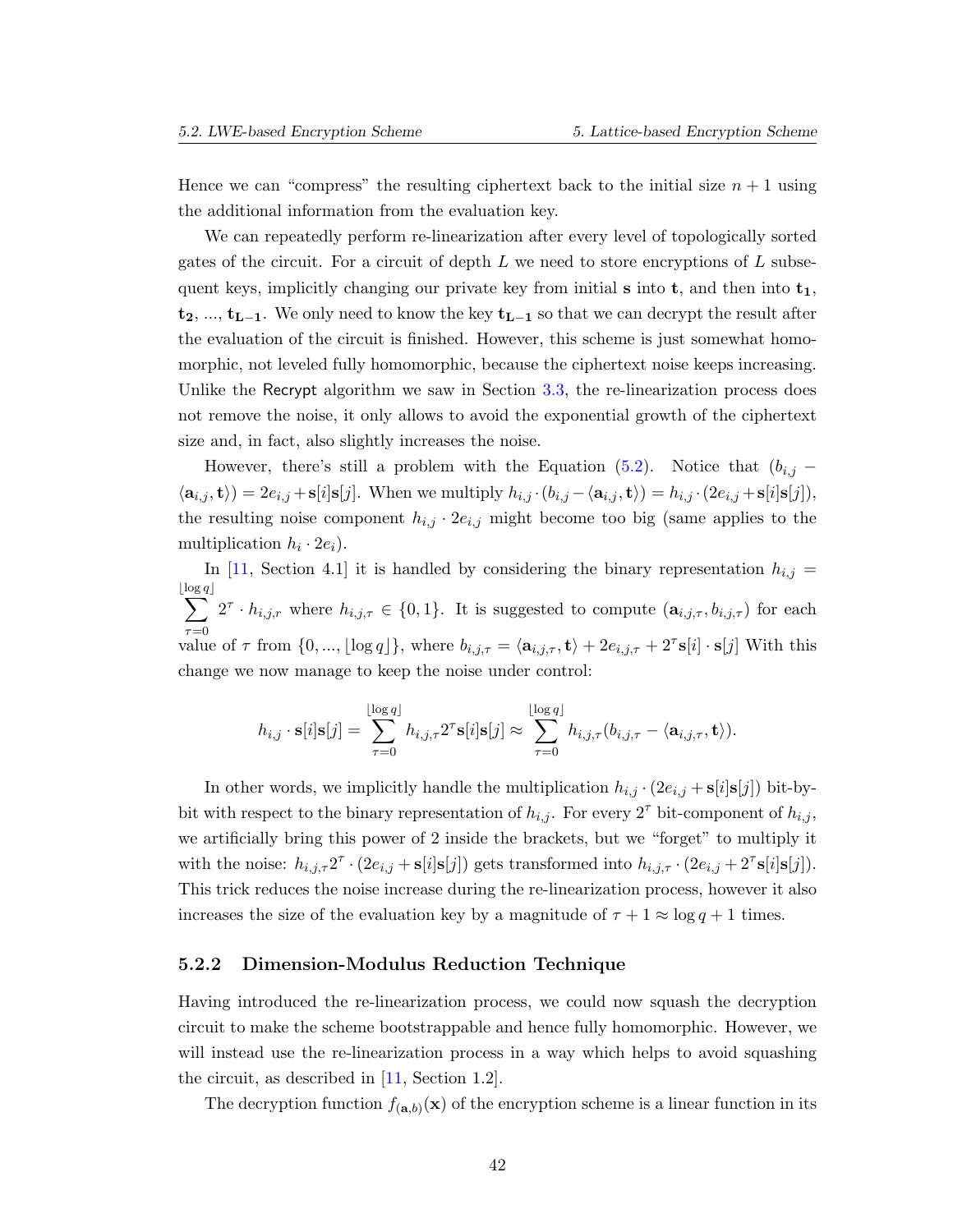Hence we can "compress" the resulting ciphertext back to the initial size $n+1$ using the additional information from the evaluation key.

We can repeatedly perform re-linearization after every level of topologically sorted gates of the circuit. For a circuit of depth $L$ we need to store encryptions of $L$ subsequent keys, implicitly changing our private key from initial $\mathbf{s}$ into $\mathbf{t}$, and then into $\mathbf{t_1}$, $\mathbf{t_2}$, ..., $\mathbf{t_{L-1}}$. We only need to know the key $\mathbf{t_{L-1}}$ so that we can decrypt the result after the evaluation of the circuit is finished. However, this scheme is just somewhat homomorphic, not leveled fully homomorphic, because the ciphertext noise keeps increasing. Unlike the Recrypt algorithm we saw in Section 3.3, the re-linearization process does not remove the noise, it only allows to avoid the exponential growth of the ciphertext size and, in fact, also slightly increases the noise.

However, there's still a problem with the Equation (5.2). Notice that $(b_{i,j} - \langle \mathbf{a}_{i,j}, \mathbf{t} \rangle) = 2e_{i,j} + \mathbf{s}[i]\mathbf{s}[j]$. When we multiply $h_{i,j} \cdot (b_{i,j} - \langle \mathbf{a}_{i,j}, \mathbf{t} \rangle) = h_{i,j} \cdot (2e_{i,j} + \mathbf{s}[i]\mathbf{s}[j])$, the resulting noise component $h_{i,j} \cdot 2e_{i,j}$ might become too big (same applies to the multiplication $h_i \cdot 2e_i$).

In [11, Section 4.1] it is handled by considering the binary representation $h_{i,j} = \sum_{\tau=0}^{\lfloor \log q \rfloor} 2^\tau \cdot h_{i,j,r}$ where $h_{i,j,\tau} \in \{0,1\}$. It is suggested to compute $(\mathbf{a}_{i,j,\tau}, b_{i,j,\tau})$ for each value of $\tau$ from $\{0, ..., \lfloor \log q \rfloor\}$, where $b_{i,j,\tau} = \langle \mathbf{a}_{i,j,\tau}, \mathbf{t} \rangle + 2e_{i,j,\tau} + 2^\tau \mathbf{s}[i] \cdot \mathbf{s}[j]$ With this change we now manage to keep the noise under control:

$$h_{i,j} \cdot \mathbf{s}[i]\mathbf{s}[j] = \sum_{\tau=0}^{\lfloor \log q \rfloor} h_{i,j,\tau} 2^\tau \mathbf{s}[i]\mathbf{s}[j] \approx \sum_{\tau=0}^{\lfloor \log q \rfloor} h_{i,j,\tau} (b_{i,j,\tau} - \langle \mathbf{a}_{i,j,\tau}, \mathbf{t} \rangle).$$

In other words, we implicitly handle the multiplication $h_{i,j} \cdot (2e_{i,j} + \mathbf{s}[i]\mathbf{s}[j])$ bit-by-bit with respect to the binary representation of $h_{i,j}$. For every $2^\tau$ bit-component of $h_{i,j}$, we artificially bring this power of 2 inside the brackets, but we "forget" to multiply it with the noise: $h_{i,j,\tau} 2^\tau \cdot (2e_{i,j} + \mathbf{s}[i]\mathbf{s}[j])$ gets transformed into $h_{i,j,\tau} \cdot (2e_{i,j} + 2^\tau \mathbf{s}[i]\mathbf{s}[j])$. This trick reduces the noise increase during the re-linearization process, however it also increases the size of the evaluation key by a magnitude of $\tau + 1 \approx \log q + 1$ times.

### 5.2.2 Dimension-Modulus Reduction Technique

Having introduced the re-linearization process, we could now squash the decryption circuit to make the scheme bootstrappable and hence fully homomorphic. However, we will instead use the re-linearization process in a way which helps to avoid squashing the circuit, as described in [11, Section 1.2].

The decryption function $f_{(\mathbf{a},b)}(\mathbf{x})$ of the encryption scheme is a linear function in its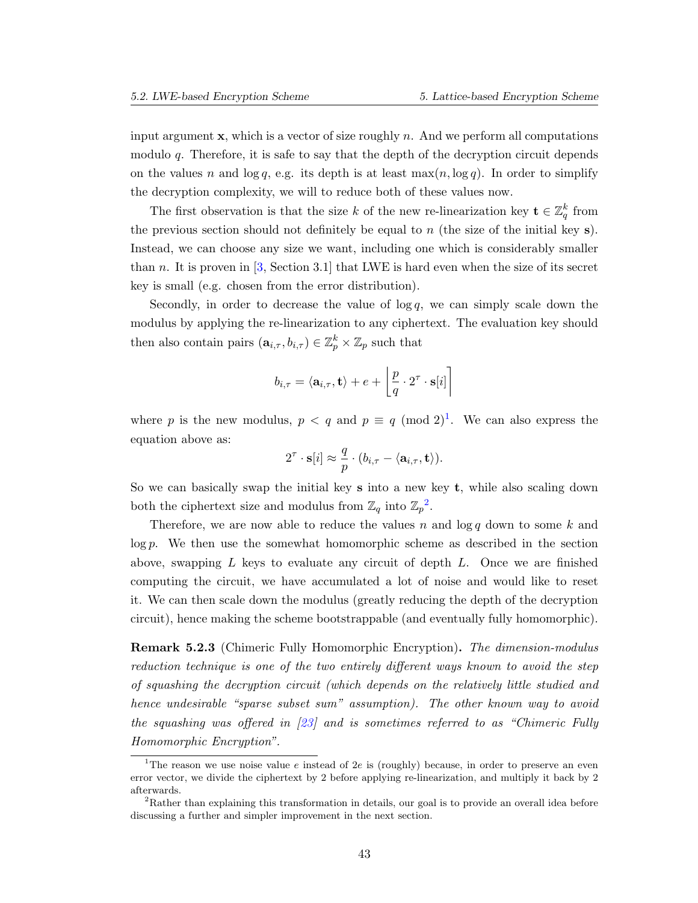input argument $\mathbf{x}$, which is a vector of size roughly $n$. And we perform all computations modulo $q$. Therefore, it is safe to say that the depth of the decryption circuit depends on the values $n$ and $\log q$, e.g. its depth is at least $\max(n, \log q)$. In order to simplify the decryption complexity, we will to reduce both of these values now.

The first observation is that the size $k$ of the new re-linearization key $\mathbf{t} \in \mathbb{Z}_q^k$ from the previous section should not definitely be equal to $n$ (the size of the initial key $\mathbf{s}$). Instead, we can choose any size we want, including one which is considerably smaller than $n$. It is proven in [3, Section 3.1] that LWE is hard even when the size of its secret key is small (e.g. chosen from the error distribution).

Secondly, in order to decrease the value of $\log q$, we can simply scale down the modulus by applying the re-linearization to any ciphertext. The evaluation key should then also contain pairs $(\mathbf{a}_{i,\tau}, b_{i,\tau}) \in \mathbb{Z}_p^k \times \mathbb{Z}_p$ such that

$$b_{i,\tau} = \langle \mathbf{a}_{i,\tau}, \mathbf{t} \rangle + e + \left\lfloor \frac{p}{q} \cdot 2^\tau \cdot \mathbf{s}[i] \right\rceil$$

where $p$ is the new modulus, $p < q$ and $p \equiv q \pmod 2$[1]. We can also express the equation above as:

$$2^\tau \cdot \mathbf{s}[i] \approx \frac{q}{p} \cdot (b_{i,\tau} - \langle \mathbf{a}_{i,\tau}, \mathbf{t} \rangle).$$

So we can basically swap the initial key $\mathbf{s}$ into a new key $\mathbf{t}$, while also scaling down both the ciphertext size and modulus from $\mathbb{Z}_q$ into $\mathbb{Z}_p$[2].

Therefore, we are now able to reduce the values $n$ and $\log q$ down to some $k$ and $\log p$. We then use the somewhat homomorphic scheme as described in the section above, swapping $L$ keys to evaluate any circuit of depth $L$. Once we are finished computing the circuit, we have accumulated a lot of noise and would like to reset it. We can then scale down the modulus (greatly reducing the depth of the decryption circuit), hence making the scheme bootstrappable (and eventually fully homomorphic).

**Remark 5.2.3** (Chimeric Fully Homomorphic Encryption)**.** *The dimension-modulus reduction technique is one of the two entirely different ways known to avoid the step of squashing the decryption circuit (which depends on the relatively little studied and hence undesirable "sparse subset sum" assumption). The other known way to avoid the squashing was offered in [23] and is sometimes referred to as "Chimeric Fully Homomorphic Encryption".*

---

[1] The reason we use noise value $e$ instead of $2e$ is (roughly) because, in order to preserve an even error vector, we divide the ciphertext by 2 before applying re-linearization, and multiply it back by 2 afterwards.

[2] Rather than explaining this transformation in details, our goal is to provide an overall idea before discussing a further and simpler improvement in the next section.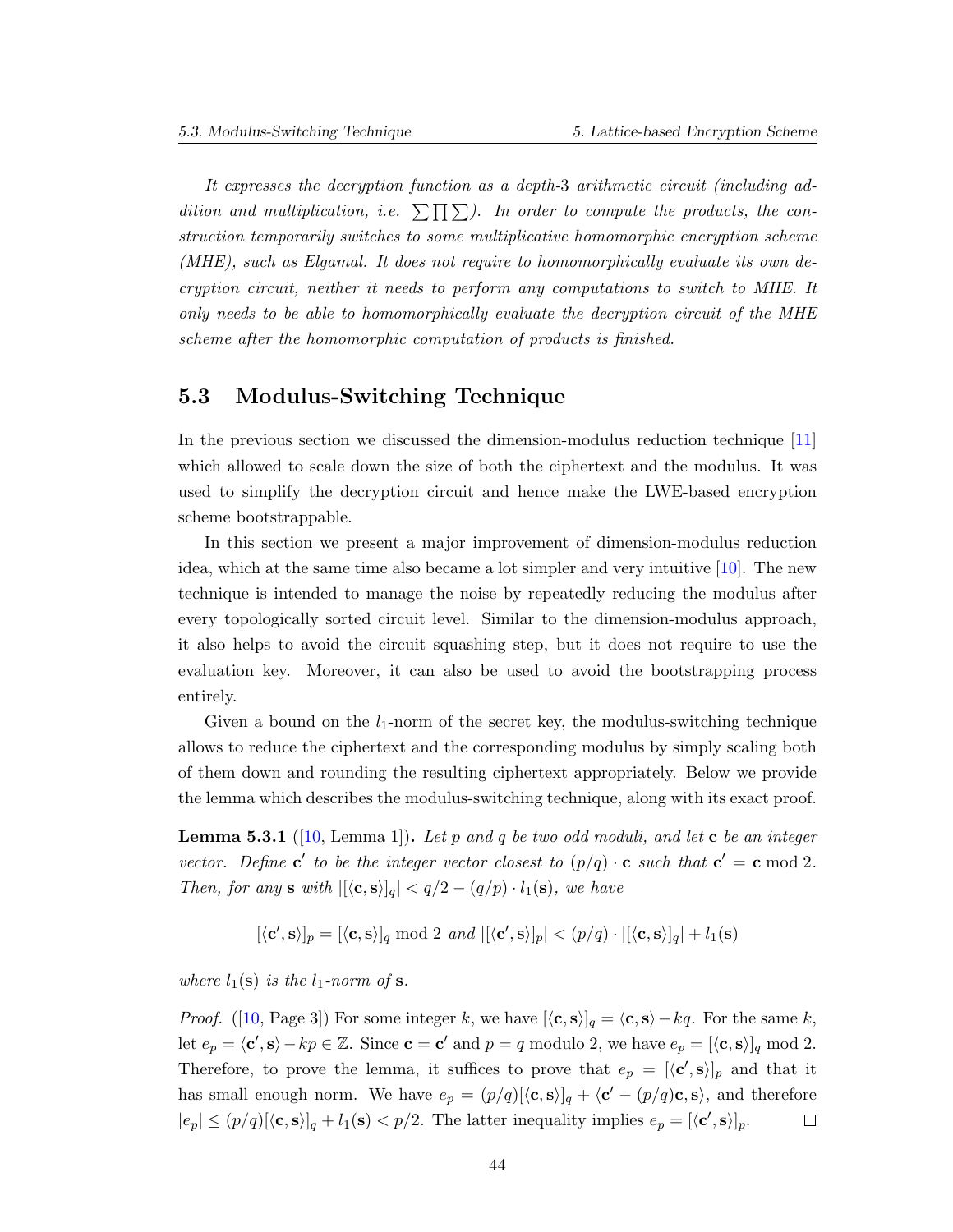*It expresses the decryption function as a depth-3 arithmetic circuit (including addition and multiplication, i.e. $\sum\prod\sum$). In order to compute the products, the construction temporarily switches to some multiplicative homomorphic encryption scheme (MHE), such as Elgamal. It does not require to homomorphically evaluate its own decryption circuit, neither it needs to perform any computations to switch to MHE. It only needs to be able to homomorphically evaluate the decryption circuit of the MHE scheme after the homomorphic computation of products is finished.*

## 5.3 Modulus-Switching Technique

In the previous section we discussed the dimension-modulus reduction technique [11] which allowed to scale down the size of both the ciphertext and the modulus. It was used to simplify the decryption circuit and hence make the LWE-based encryption scheme bootstrappable.

In this section we present a major improvement of dimension-modulus reduction idea, which at the same time also became a lot simpler and very intuitive [10]. The new technique is intended to manage the noise by repeatedly reducing the modulus after every topologically sorted circuit level. Similar to the dimension-modulus approach, it also helps to avoid the circuit squashing step, but it does not require to use the evaluation key. Moreover, it can also be used to avoid the bootstrapping process entirely.

Given a bound on the $l_1$-norm of the secret key, the modulus-switching technique allows to reduce the ciphertext and the corresponding modulus by simply scaling both of them down and rounding the resulting ciphertext appropriately. Below we provide the lemma which describes the modulus-switching technique, along with its exact proof.

**Lemma 5.3.1** ([10, Lemma 1])**.** *Let $p$ and $q$ be two odd moduli, and let $\mathbf{c}$ be an integer vector. Define $\mathbf{c}'$ to be the integer vector closest to $(p/q)\cdot\mathbf{c}$ such that $\mathbf{c}' = \mathbf{c} \bmod 2$. Then, for any $\mathbf{s}$ with $|[\langle\mathbf{c},\mathbf{s}\rangle]_q| < q/2 - (q/p)\cdot l_1(\mathbf{s})$, we have*

$$[\langle\mathbf{c}',\mathbf{s}\rangle]_p = [\langle\mathbf{c},\mathbf{s}\rangle]_q \bmod 2 \text{ and } |[\langle\mathbf{c}',\mathbf{s}\rangle]_p| < (p/q)\cdot|[\langle\mathbf{c},\mathbf{s}\rangle]_q| + l_1(\mathbf{s})$$

*where $l_1(\mathbf{s})$ is the $l_1$-norm of $\mathbf{s}$.*

*Proof.* ([10, Page 3]) For some integer $k$, we have $[\langle\mathbf{c},\mathbf{s}\rangle]_q = \langle\mathbf{c},\mathbf{s}\rangle - kq$. For the same $k$, let $e_p = \langle\mathbf{c}',\mathbf{s}\rangle - kp \in \mathbb{Z}$. Since $\mathbf{c} = \mathbf{c}'$ and $p = q$ modulo 2, we have $e_p = [\langle\mathbf{c},\mathbf{s}\rangle]_q \bmod 2$. Therefore, to prove the lemma, it suffices to prove that $e_p = [\langle\mathbf{c}',\mathbf{s}\rangle]_p$ and that it has small enough norm. We have $e_p = (p/q)[\langle\mathbf{c},\mathbf{s}\rangle]_q + \langle\mathbf{c}' - (p/q)\mathbf{c},\mathbf{s}\rangle$, and therefore $|e_p| \le (p/q)[\langle\mathbf{c},\mathbf{s}\rangle]_q + l_1(\mathbf{s}) < p/2$. The latter inequality implies $e_p = [\langle\mathbf{c}',\mathbf{s}\rangle]_p$. $\square$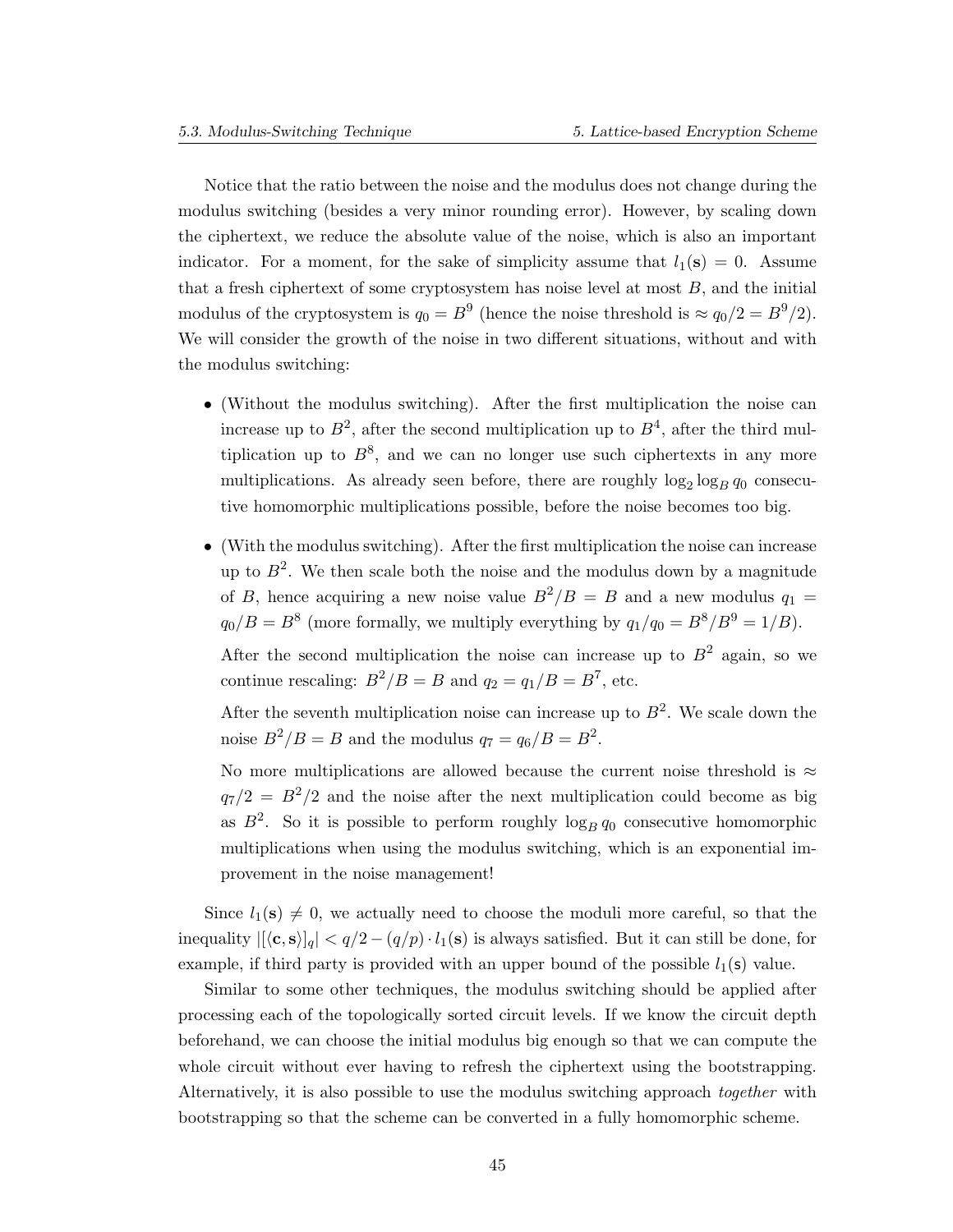Notice that the ratio between the noise and the modulus does not change during the modulus switching (besides a very minor rounding error). However, by scaling down the ciphertext, we reduce the absolute value of the noise, which is also an important indicator. For a moment, for the sake of simplicity assume that $l_1(\mathbf{s}) = 0$. Assume that a fresh ciphertext of some cryptosystem has noise level at most $B$, and the initial modulus of the cryptosystem is $q_0 = B^9$ (hence the noise threshold is $\approx q_0/2 = B^9/2$). We will consider the growth of the noise in two different situations, without and with the modulus switching:

- (Without the modulus switching). After the first multiplication the noise can increase up to $B^2$, after the second multiplication up to $B^4$, after the third multiplication up to $B^8$, and we can no longer use such ciphertexts in any more multiplications. As already seen before, there are roughly $\log_2 \log_B q_0$ consecutive homomorphic multiplications possible, before the noise becomes too big.

- (With the modulus switching). After the first multiplication the noise can increase up to $B^2$. We then scale both the noise and the modulus down by a magnitude of $B$, hence acquiring a new noise value $B^2/B = B$ and a new modulus $q_1 = q_0/B = B^8$ (more formally, we multiply everything by $q_1/q_0 = B^8/B^9 = 1/B$).

  After the second multiplication the noise can increase up to $B^2$ again, so we continue rescaling: $B^2/B = B$ and $q_2 = q_1/B = B^7$, etc.

  After the seventh multiplication noise can increase up to $B^2$. We scale down the noise $B^2/B = B$ and the modulus $q_7 = q_6/B = B^2$.

  No more multiplications are allowed because the current noise threshold is $\approx q_7/2 = B^2/2$ and the noise after the next multiplication could become as big as $B^2$. So it is possible to perform roughly $\log_B q_0$ consecutive homomorphic multiplications when using the modulus switching, which is an exponential improvement in the noise management!

Since $l_1(\mathbf{s}) \neq 0$, we actually need to choose the moduli more careful, so that the inequality $|[\langle \mathbf{c}, \mathbf{s} \rangle]_q| < q/2 - (q/p) \cdot l_1(\mathbf{s})$ is always satisfied. But it can still be done, for example, if third party is provided with an upper bound of the possible $l_1(\mathbf{s})$ value.

Similar to some other techniques, the modulus switching should be applied after processing each of the topologically sorted circuit levels. If we know the circuit depth beforehand, we can choose the initial modulus big enough so that we can compute the whole circuit without ever having to refresh the ciphertext using the bootstrapping. Alternatively, it is also possible to use the modulus switching approach *together* with bootstrapping so that the scheme can be converted in a fully homomorphic scheme.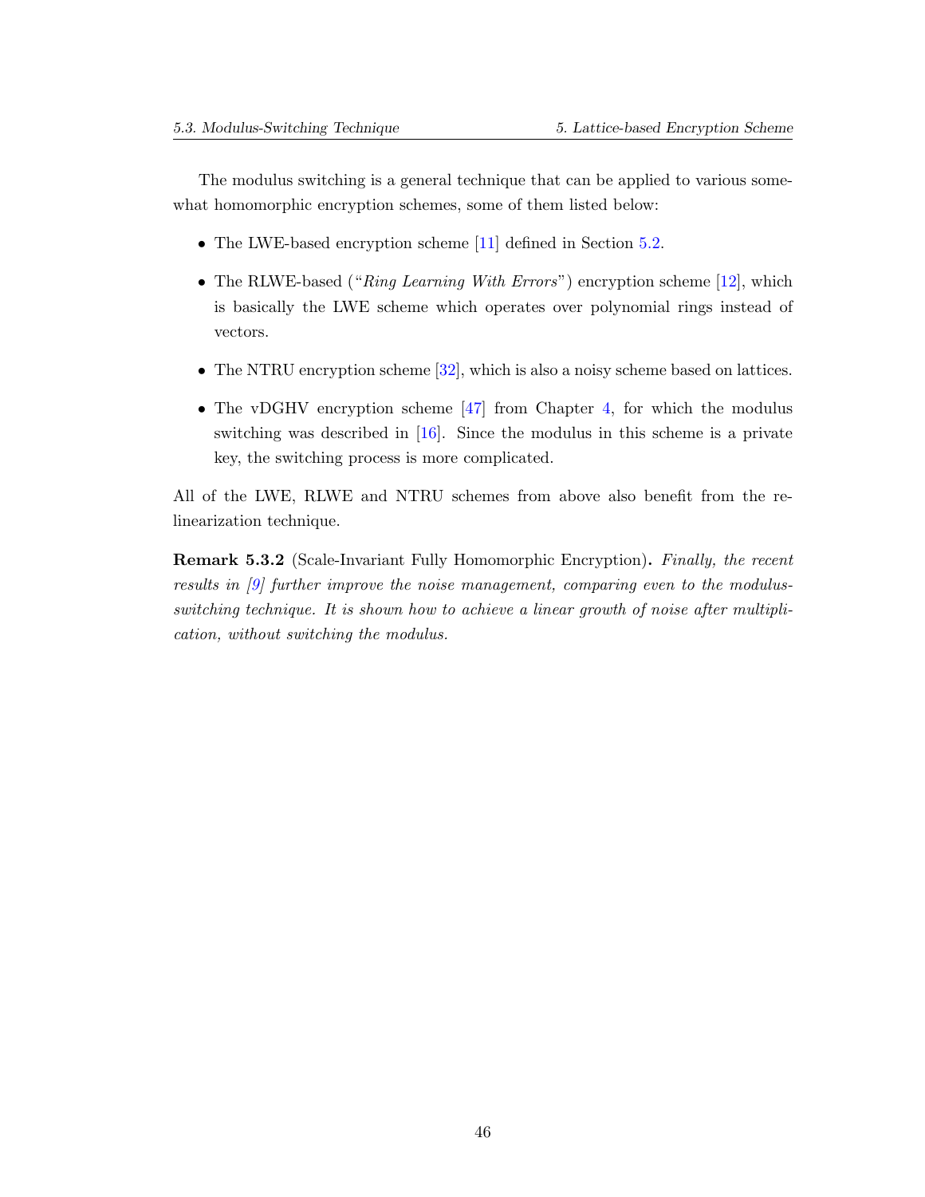The modulus switching is a general technique that can be applied to various somewhat homomorphic encryption schemes, some of them listed below:

- The LWE-based encryption scheme [11] defined in Section 5.2.
- The RLWE-based ("*Ring Learning With Errors*") encryption scheme [12], which is basically the LWE scheme which operates over polynomial rings instead of vectors.
- The NTRU encryption scheme [32], which is also a noisy scheme based on lattices.
- The vDGHV encryption scheme [47] from Chapter 4, for which the modulus switching was described in [16]. Since the modulus in this scheme is a private key, the switching process is more complicated.

All of the LWE, RLWE and NTRU schemes from above also benefit from the relinearization technique.

**Remark 5.3.2** (Scale-Invariant Fully Homomorphic Encryption)**.** *Finally, the recent results in [9] further improve the noise management, comparing even to the modulus-switching technique. It is shown how to achieve a linear growth of noise after multiplication, without switching the modulus.*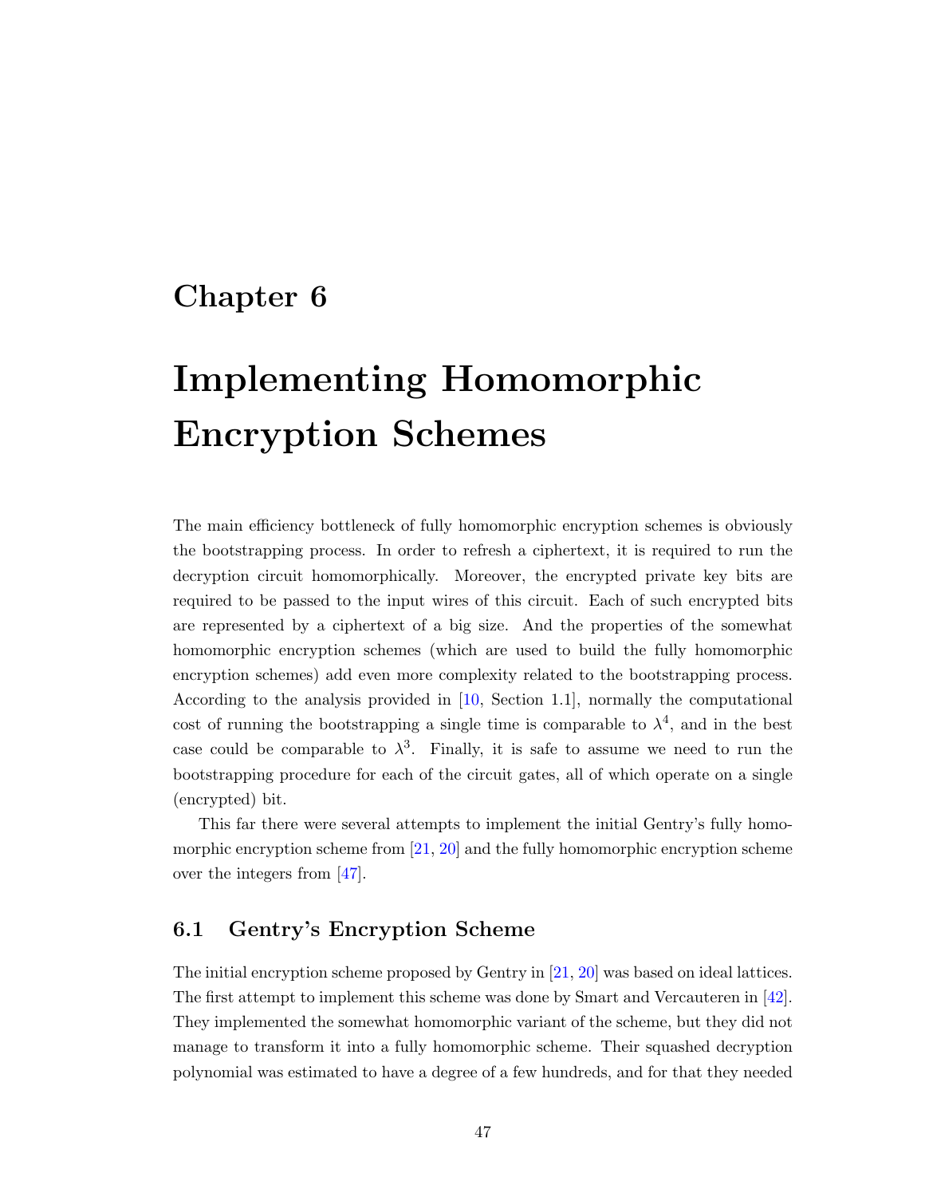# Chapter 6

# Implementing Homomorphic Encryption Schemes

The main efficiency bottleneck of fully homomorphic encryption schemes is obviously the bootstrapping process. In order to refresh a ciphertext, it is required to run the decryption circuit homomorphically. Moreover, the encrypted private key bits are required to be passed to the input wires of this circuit. Each of such encrypted bits are represented by a ciphertext of a big size. And the properties of the somewhat homomorphic encryption schemes (which are used to build the fully homomorphic encryption schemes) add even more complexity related to the bootstrapping process. According to the analysis provided in [10, Section 1.1], normally the computational cost of running the bootstrapping a single time is comparable to $\lambda^4$, and in the best case could be comparable to $\lambda^3$. Finally, it is safe to assume we need to run the bootstrapping procedure for each of the circuit gates, all of which operate on a single (encrypted) bit.

This far there were several attempts to implement the initial Gentry's fully homomorphic encryption scheme from [21, 20] and the fully homomorphic encryption scheme over the integers from [47].

## 6.1 Gentry's Encryption Scheme

The initial encryption scheme proposed by Gentry in [21, 20] was based on ideal lattices. The first attempt to implement this scheme was done by Smart and Vercauteren in [42]. They implemented the somewhat homomorphic variant of the scheme, but they did not manage to transform it into a fully homomorphic scheme. Their squashed decryption polynomial was estimated to have a degree of a few hundreds, and for that they needed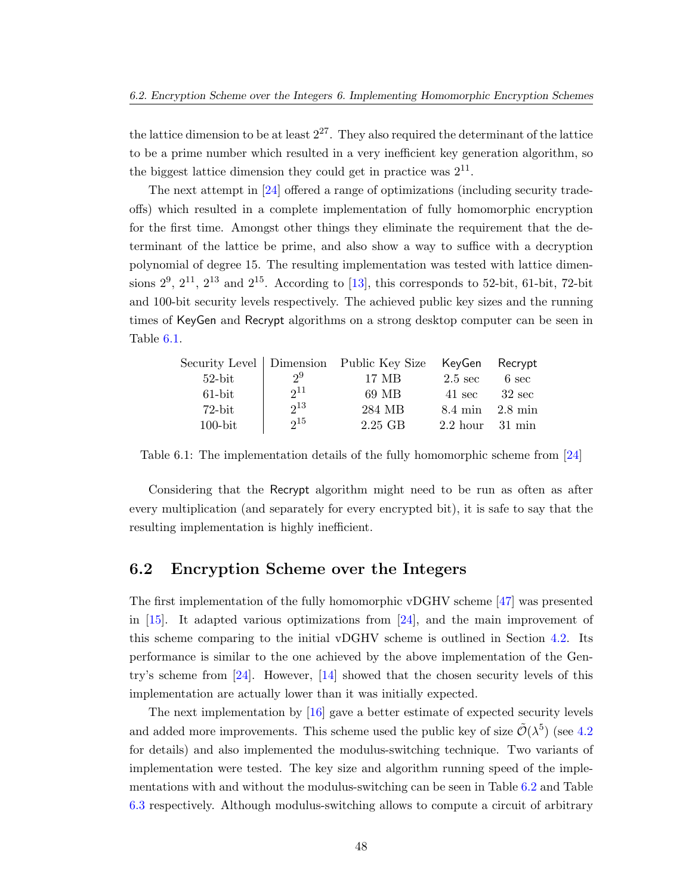the lattice dimension to be at least $2^{27}$. They also required the determinant of the lattice to be a prime number which resulted in a very inefficient key generation algorithm, so the biggest lattice dimension they could get in practice was $2^{11}$.

The next attempt in [24] offered a range of optimizations (including security trade-offs) which resulted in a complete implementation of fully homomorphic encryption for the first time. Amongst other things they eliminate the requirement that the determinant of the lattice be prime, and also show a way to suffice with a decryption polynomial of degree 15. The resulting implementation was tested with lattice dimensions $2^9$, $2^{11}$, $2^{13}$ and $2^{15}$. According to [13], this corresponds to 52-bit, 61-bit, 72-bit and 100-bit security levels respectively. The achieved public key sizes and the running times of KeyGen and Recrypt algorithms on a strong desktop computer can be seen in Table 6.1.

| Security Level | Dimension | Public Key Size | KeyGen | Recrypt |
|---|---|---|---|---|
| 52-bit | $2^9$ | 17 MB | 2.5 sec | 6 sec |
| 61-bit | $2^{11}$ | 69 MB | 41 sec | 32 sec |
| 72-bit | $2^{13}$ | 284 MB | 8.4 min | 2.8 min |
| 100-bit | $2^{15}$ | 2.25 GB | 2.2 hour | 31 min |

Table 6.1: The implementation details of the fully homomorphic scheme from [24]

Considering that the Recrypt algorithm might need to be run as often as after every multiplication (and separately for every encrypted bit), it is safe to say that the resulting implementation is highly inefficient.

## 6.2 Encryption Scheme over the Integers

The first implementation of the fully homomorphic vDGHV scheme [47] was presented in [15]. It adapted various optimizations from [24], and the main improvement of this scheme comparing to the initial vDGHV scheme is outlined in Section 4.2. Its performance is similar to the one achieved by the above implementation of the Gentry's scheme from [24]. However, [14] showed that the chosen security levels of this implementation are actually lower than it was initially expected.

The next implementation by [16] gave a better estimate of expected security levels and added more improvements. This scheme used the public key of size $\tilde{\mathcal{O}}(\lambda^5)$ (see 4.2 for details) and also implemented the modulus-switching technique. Two variants of implementation were tested. The key size and algorithm running speed of the implementations with and without the modulus-switching can be seen in Table 6.2 and Table 6.3 respectively. Although modulus-switching allows to compute a circuit of arbitrary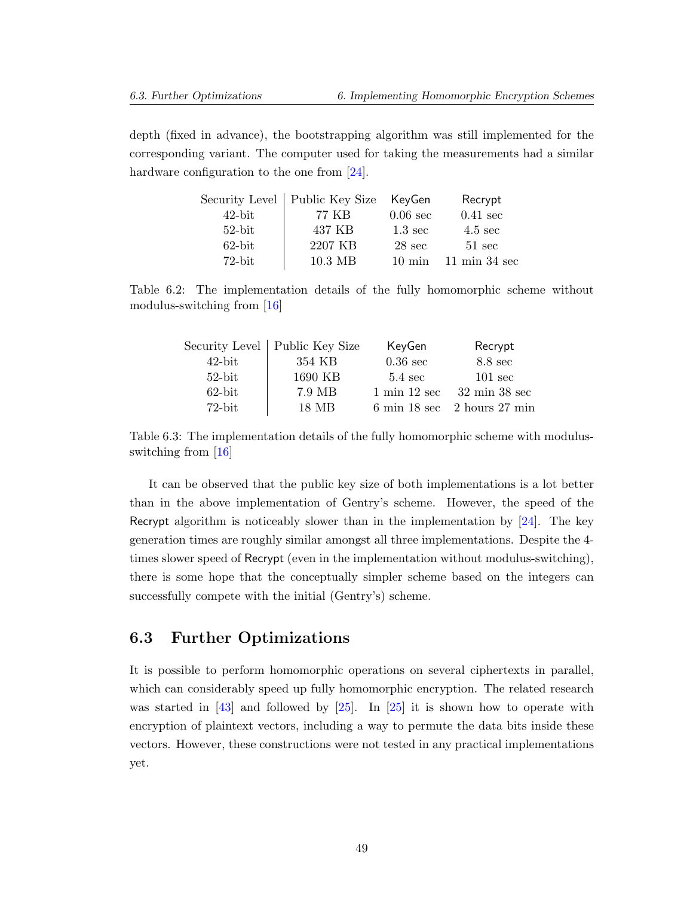depth (fixed in advance), the bootstrapping algorithm was still implemented for the corresponding variant. The computer used for taking the measurements had a similar hardware configuration to the one from [24].

| Security Level | Public Key Size | KeyGen | Recrypt |
|---|---|---|---|
| 42-bit | 77 KB | 0.06 sec | 0.41 sec |
| 52-bit | 437 KB | 1.3 sec | 4.5 sec |
| 62-bit | 2207 KB | 28 sec | 51 sec |
| 72-bit | 10.3 MB | 10 min | 11 min 34 sec |

Table 6.2: The implementation details of the fully homomorphic scheme without modulus-switching from [16]

| Security Level | Public Key Size | KeyGen | Recrypt |
|---|---|---|---|
| 42-bit | 354 KB | 0.36 sec | 8.8 sec |
| 52-bit | 1690 KB | 5.4 sec | 101 sec |
| 62-bit | 7.9 MB | 1 min 12 sec | 32 min 38 sec |
| 72-bit | 18 MB | 6 min 18 sec | 2 hours 27 min |

Table 6.3: The implementation details of the fully homomorphic scheme with modulus-switching from [16]

It can be observed that the public key size of both implementations is a lot better than in the above implementation of Gentry's scheme. However, the speed of the Recrypt algorithm is noticeably slower than in the implementation by [24]. The key generation times are roughly similar amongst all three implementations. Despite the 4-times slower speed of Recrypt (even in the implementation without modulus-switching), there is some hope that the conceptually simpler scheme based on the integers can successfully compete with the initial (Gentry's) scheme.

## 6.3 Further Optimizations

It is possible to perform homomorphic operations on several ciphertexts in parallel, which can considerably speed up fully homomorphic encryption. The related research was started in [43] and followed by [25]. In [25] it is shown how to operate with encryption of plaintext vectors, including a way to permute the data bits inside these vectors. However, these constructions were not tested in any practical implementations yet.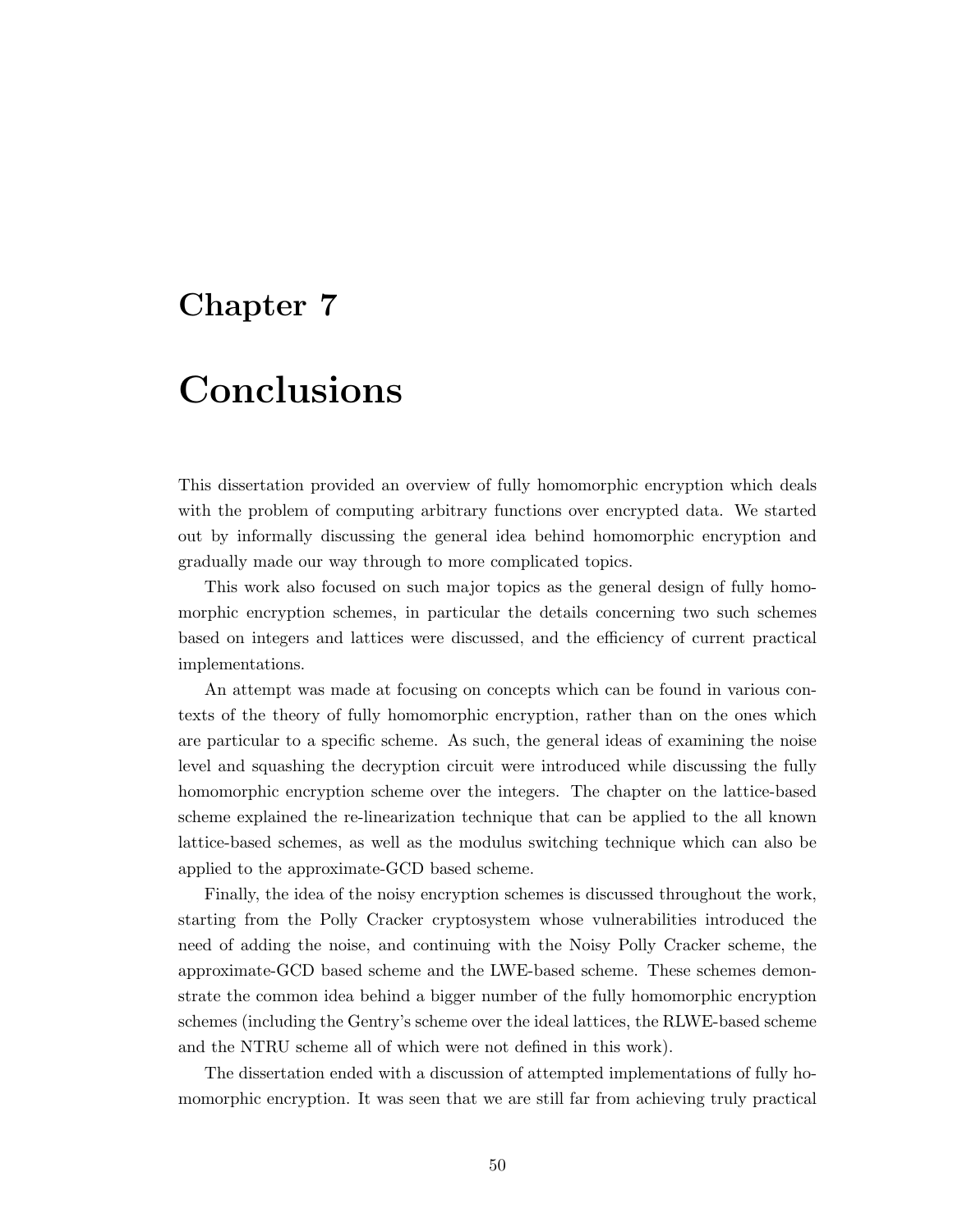# Chapter 7

# Conclusions

This dissertation provided an overview of fully homomorphic encryption which deals with the problem of computing arbitrary functions over encrypted data. We started out by informally discussing the general idea behind homomorphic encryption and gradually made our way through to more complicated topics.

This work also focused on such major topics as the general design of fully homomorphic encryption schemes, in particular the details concerning two such schemes based on integers and lattices were discussed, and the efficiency of current practical implementations.

An attempt was made at focusing on concepts which can be found in various contexts of the theory of fully homomorphic encryption, rather than on the ones which are particular to a specific scheme. As such, the general ideas of examining the noise level and squashing the decryption circuit were introduced while discussing the fully homomorphic encryption scheme over the integers. The chapter on the lattice-based scheme explained the re-linearization technique that can be applied to the all known lattice-based schemes, as well as the modulus switching technique which can also be applied to the approximate-GCD based scheme.

Finally, the idea of the noisy encryption schemes is discussed throughout the work, starting from the Polly Cracker cryptosystem whose vulnerabilities introduced the need of adding the noise, and continuing with the Noisy Polly Cracker scheme, the approximate-GCD based scheme and the LWE-based scheme. These schemes demonstrate the common idea behind a bigger number of the fully homomorphic encryption schemes (including the Gentry's scheme over the ideal lattices, the RLWE-based scheme and the NTRU scheme all of which were not defined in this work).

The dissertation ended with a discussion of attempted implementations of fully homomorphic encryption. It was seen that we are still far from achieving truly practical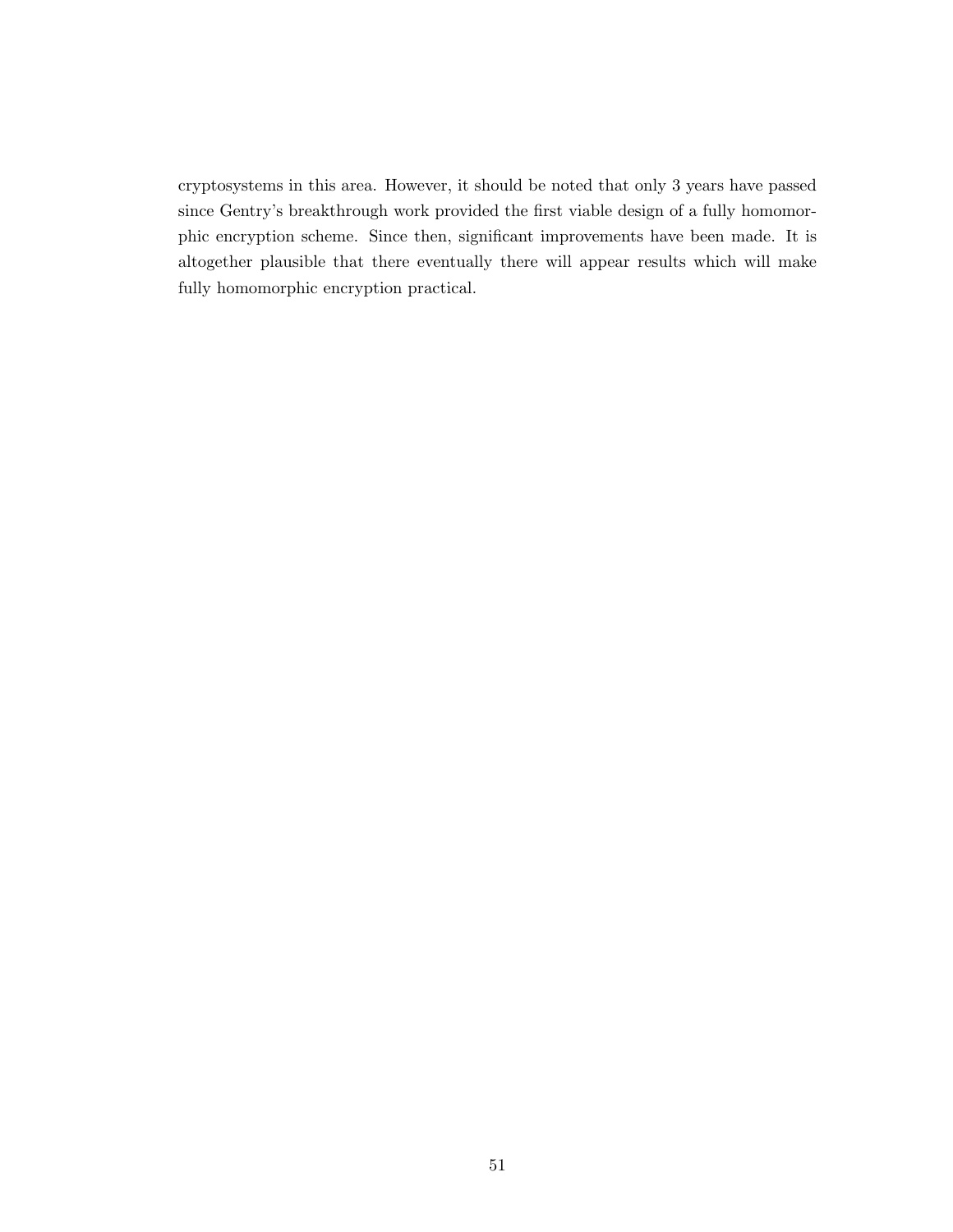cryptosystems in this area. However, it should be noted that only 3 years have passed since Gentry's breakthrough work provided the first viable design of a fully homomorphic encryption scheme. Since then, significant improvements have been made. It is altogether plausible that there eventually there will appear results which will make fully homomorphic encryption practical.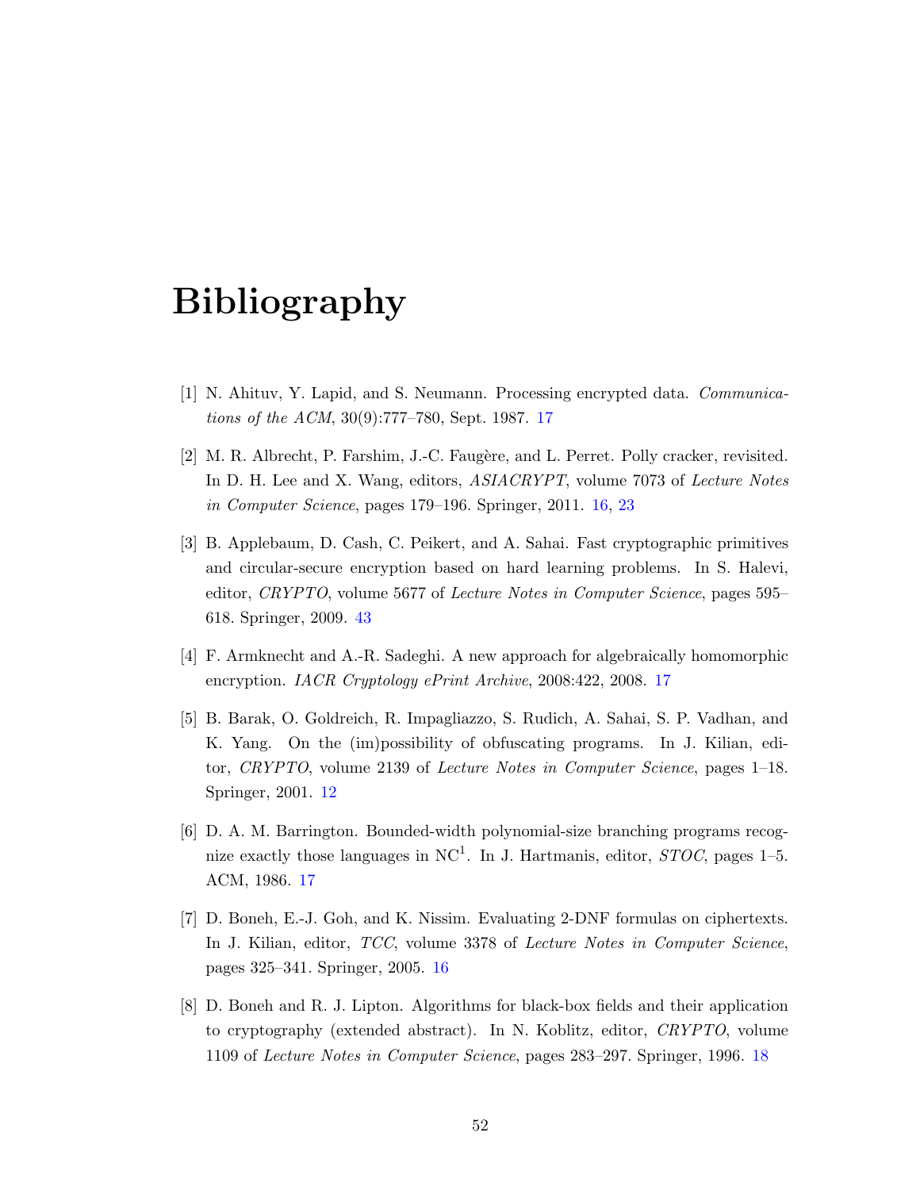# Bibliography

[1] N. Ahituv, Y. Lapid, and S. Neumann. Processing encrypted data. *Communications of the ACM*, 30(9):777–780, Sept. 1987. 17

[2] M. R. Albrecht, P. Farshim, J.-C. Faugère, and L. Perret. Polly cracker, revisited. In D. H. Lee and X. Wang, editors, *ASIACRYPT*, volume 7073 of *Lecture Notes in Computer Science*, pages 179–196. Springer, 2011. 16, 23

[3] B. Applebaum, D. Cash, C. Peikert, and A. Sahai. Fast cryptographic primitives and circular-secure encryption based on hard learning problems. In S. Halevi, editor, *CRYPTO*, volume 5677 of *Lecture Notes in Computer Science*, pages 595–618. Springer, 2009. 43

[4] F. Armknecht and A.-R. Sadeghi. A new approach for algebraically homomorphic encryption. *IACR Cryptology ePrint Archive*, 2008:422, 2008. 17

[5] B. Barak, O. Goldreich, R. Impagliazzo, S. Rudich, A. Sahai, S. P. Vadhan, and K. Yang. On the (im)possibility of obfuscating programs. In J. Kilian, editor, *CRYPTO*, volume 2139 of *Lecture Notes in Computer Science*, pages 1–18. Springer, 2001. 12

[6] D. A. M. Barrington. Bounded-width polynomial-size branching programs recognize exactly those languages in $NC^1$. In J. Hartmanis, editor, *STOC*, pages 1–5. ACM, 1986. 17

[7] D. Boneh, E.-J. Goh, and K. Nissim. Evaluating 2-DNF formulas on ciphertexts. In J. Kilian, editor, *TCC*, volume 3378 of *Lecture Notes in Computer Science*, pages 325–341. Springer, 2005. 16

[8] D. Boneh and R. J. Lipton. Algorithms for black-box fields and their application to cryptography (extended abstract). In N. Koblitz, editor, *CRYPTO*, volume 1109 of *Lecture Notes in Computer Science*, pages 283–297. Springer, 1996. 18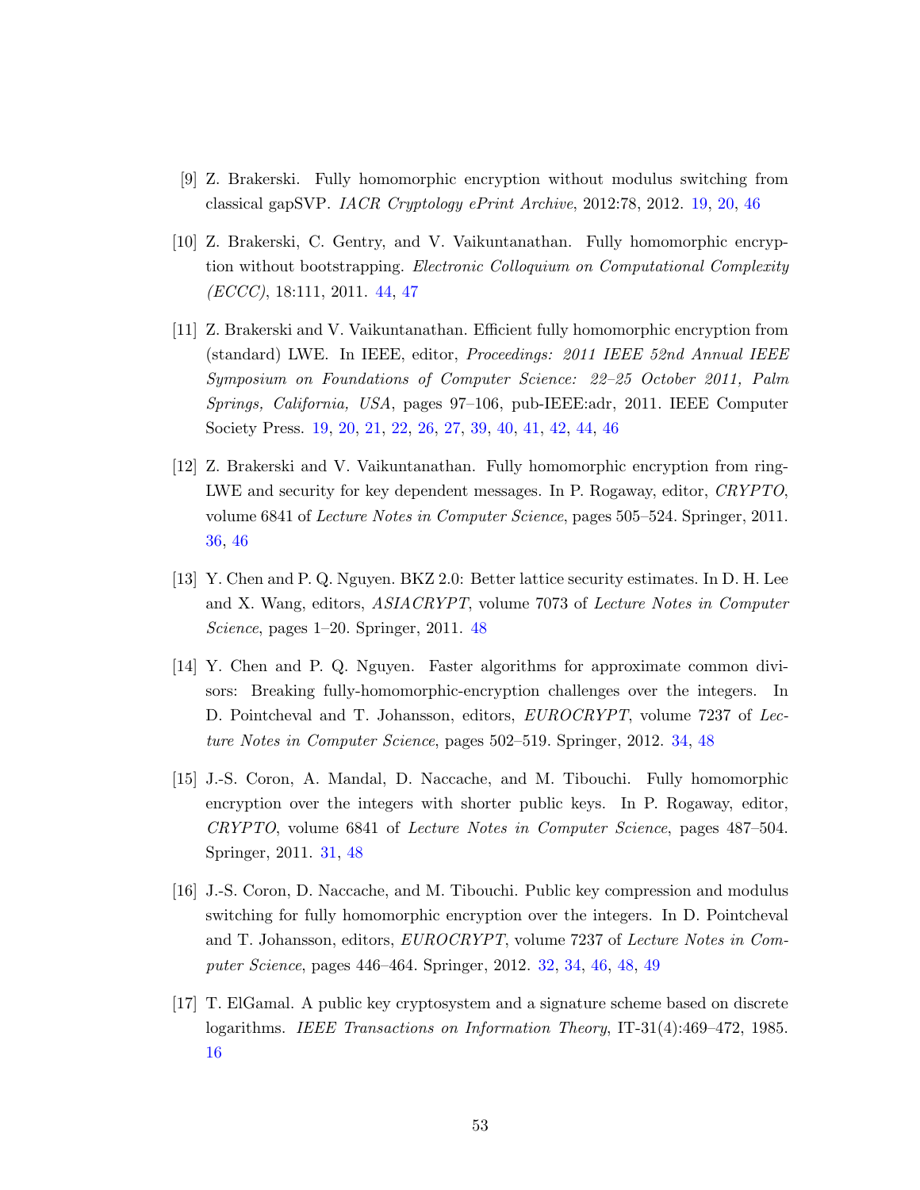[9] Z. Brakerski. Fully homomorphic encryption without modulus switching from classical gapSVP. *IACR Cryptology ePrint Archive*, 2012:78, 2012. 19, 20, 46

[10] Z. Brakerski, C. Gentry, and V. Vaikuntanathan. Fully homomorphic encryption without bootstrapping. *Electronic Colloquium on Computational Complexity (ECCC)*, 18:111, 2011. 44, 47

[11] Z. Brakerski and V. Vaikuntanathan. Efficient fully homomorphic encryption from (standard) LWE. In IEEE, editor, *Proceedings: 2011 IEEE 52nd Annual IEEE Symposium on Foundations of Computer Science: 22–25 October 2011, Palm Springs, California, USA*, pages 97–106, pub-IEEE:adr, 2011. IEEE Computer Society Press. 19, 20, 21, 22, 26, 27, 39, 40, 41, 42, 44, 46

[12] Z. Brakerski and V. Vaikuntanathan. Fully homomorphic encryption from ring-LWE and security for key dependent messages. In P. Rogaway, editor, *CRYPTO*, volume 6841 of *Lecture Notes in Computer Science*, pages 505–524. Springer, 2011. 36, 46

[13] Y. Chen and P. Q. Nguyen. BKZ 2.0: Better lattice security estimates. In D. H. Lee and X. Wang, editors, *ASIACRYPT*, volume 7073 of *Lecture Notes in Computer Science*, pages 1–20. Springer, 2011. 48

[14] Y. Chen and P. Q. Nguyen. Faster algorithms for approximate common divisors: Breaking fully-homomorphic-encryption challenges over the integers. In D. Pointcheval and T. Johansson, editors, *EUROCRYPT*, volume 7237 of *Lecture Notes in Computer Science*, pages 502–519. Springer, 2012. 34, 48

[15] J.-S. Coron, A. Mandal, D. Naccache, and M. Tibouchi. Fully homomorphic encryption over the integers with shorter public keys. In P. Rogaway, editor, *CRYPTO*, volume 6841 of *Lecture Notes in Computer Science*, pages 487–504. Springer, 2011. 31, 48

[16] J.-S. Coron, D. Naccache, and M. Tibouchi. Public key compression and modulus switching for fully homomorphic encryption over the integers. In D. Pointcheval and T. Johansson, editors, *EUROCRYPT*, volume 7237 of *Lecture Notes in Computer Science*, pages 446–464. Springer, 2012. 32, 34, 46, 48, 49

[17] T. ElGamal. A public key cryptosystem and a signature scheme based on discrete logarithms. *IEEE Transactions on Information Theory*, IT-31(4):469–472, 1985. 16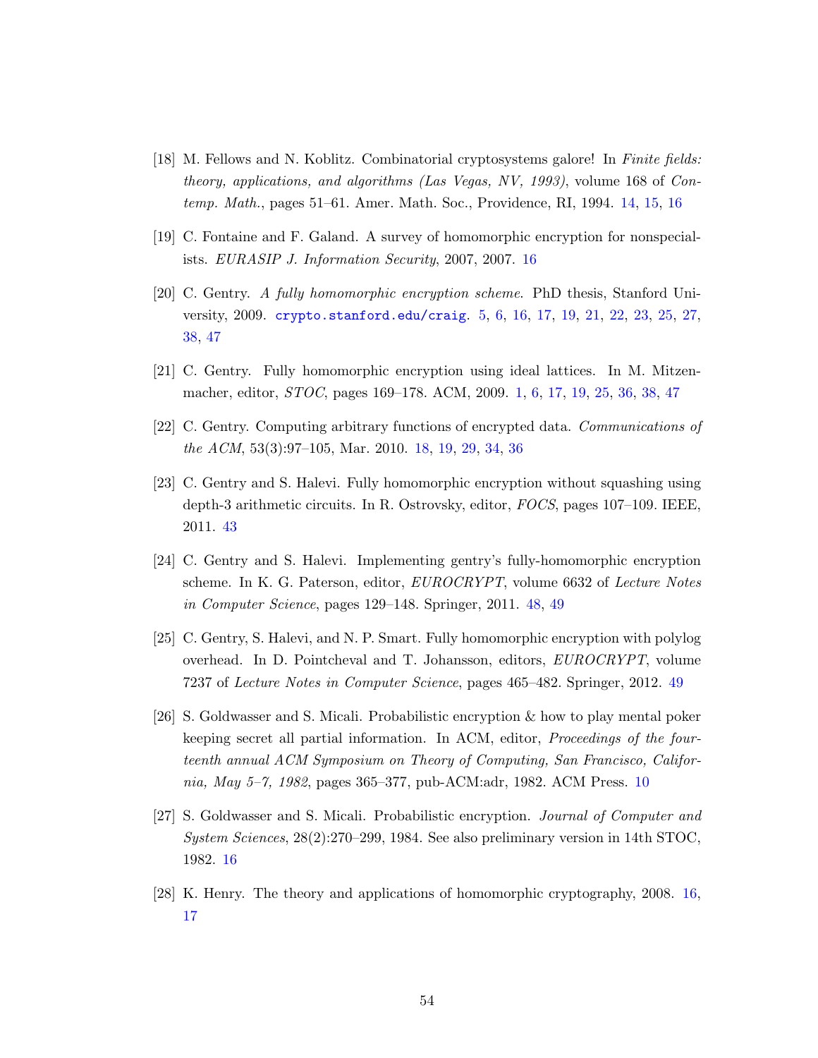[18] M. Fellows and N. Koblitz. Combinatorial cryptosystems galore! In *Finite fields: theory, applications, and algorithms (Las Vegas, NV, 1993)*, volume 168 of *Contemp. Math.*, pages 51–61. Amer. Math. Soc., Providence, RI, 1994. 14, 15, 16

[19] C. Fontaine and F. Galand. A survey of homomorphic encryption for nonspecialists. *EURASIP J. Information Security*, 2007, 2007. 16

[20] C. Gentry. *A fully homomorphic encryption scheme*. PhD thesis, Stanford University, 2009. `crypto.stanford.edu/craig`. 5, 6, 16, 17, 19, 21, 22, 23, 25, 27, 38, 47

[21] C. Gentry. Fully homomorphic encryption using ideal lattices. In M. Mitzenmacher, editor, *STOC*, pages 169–178. ACM, 2009. 1, 6, 17, 19, 25, 36, 38, 47

[22] C. Gentry. Computing arbitrary functions of encrypted data. *Communications of the ACM*, 53(3):97–105, Mar. 2010. 18, 19, 29, 34, 36

[23] C. Gentry and S. Halevi. Fully homomorphic encryption without squashing using depth-3 arithmetic circuits. In R. Ostrovsky, editor, *FOCS*, pages 107–109. IEEE, 2011. 43

[24] C. Gentry and S. Halevi. Implementing gentry's fully-homomorphic encryption scheme. In K. G. Paterson, editor, *EUROCRYPT*, volume 6632 of *Lecture Notes in Computer Science*, pages 129–148. Springer, 2011. 48, 49

[25] C. Gentry, S. Halevi, and N. P. Smart. Fully homomorphic encryption with polylog overhead. In D. Pointcheval and T. Johansson, editors, *EUROCRYPT*, volume 7237 of *Lecture Notes in Computer Science*, pages 465–482. Springer, 2012. 49

[26] S. Goldwasser and S. Micali. Probabilistic encryption & how to play mental poker keeping secret all partial information. In ACM, editor, *Proceedings of the fourteenth annual ACM Symposium on Theory of Computing, San Francisco, California, May 5–7, 1982*, pages 365–377, pub-ACM:adr, 1982. ACM Press. 10

[27] S. Goldwasser and S. Micali. Probabilistic encryption. *Journal of Computer and System Sciences*, 28(2):270–299, 1984. See also preliminary version in 14th STOC, 1982. 16

[28] K. Henry. The theory and applications of homomorphic cryptography, 2008. 16, 17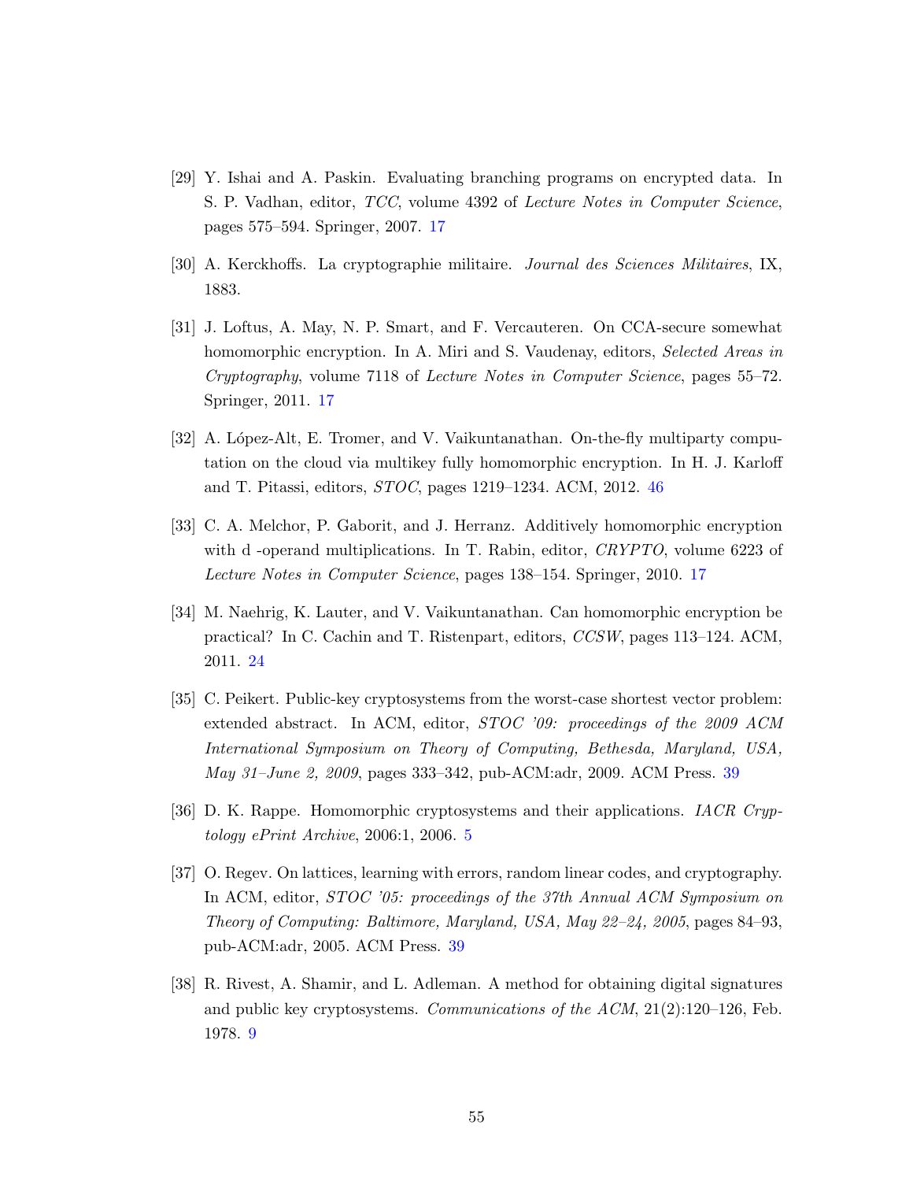[29] Y. Ishai and A. Paskin. Evaluating branching programs on encrypted data. In S. P. Vadhan, editor, *TCC*, volume 4392 of *Lecture Notes in Computer Science*, pages 575–594. Springer, 2007. 17

[30] A. Kerckhoffs. La cryptographie militaire. *Journal des Sciences Militaires*, IX, 1883.

[31] J. Loftus, A. May, N. P. Smart, and F. Vercauteren. On CCA-secure somewhat homomorphic encryption. In A. Miri and S. Vaudenay, editors, *Selected Areas in Cryptography*, volume 7118 of *Lecture Notes in Computer Science*, pages 55–72. Springer, 2011. 17

[32] A. López-Alt, E. Tromer, and V. Vaikuntanathan. On-the-fly multiparty computation on the cloud via multikey fully homomorphic encryption. In H. J. Karloff and T. Pitassi, editors, *STOC*, pages 1219–1234. ACM, 2012. 46

[33] C. A. Melchor, P. Gaborit, and J. Herranz. Additively homomorphic encryption with d -operand multiplications. In T. Rabin, editor, *CRYPTO*, volume 6223 of *Lecture Notes in Computer Science*, pages 138–154. Springer, 2010. 17

[34] M. Naehrig, K. Lauter, and V. Vaikuntanathan. Can homomorphic encryption be practical? In C. Cachin and T. Ristenpart, editors, *CCSW*, pages 113–124. ACM, 2011. 24

[35] C. Peikert. Public-key cryptosystems from the worst-case shortest vector problem: extended abstract. In ACM, editor, *STOC '09: proceedings of the 2009 ACM International Symposium on Theory of Computing, Bethesda, Maryland, USA, May 31–June 2, 2009*, pages 333–342, pub-ACM:adr, 2009. ACM Press. 39

[36] D. K. Rappe. Homomorphic cryptosystems and their applications. *IACR Cryptology ePrint Archive*, 2006:1, 2006. 5

[37] O. Regev. On lattices, learning with errors, random linear codes, and cryptography. In ACM, editor, *STOC '05: proceedings of the 37th Annual ACM Symposium on Theory of Computing: Baltimore, Maryland, USA, May 22–24, 2005*, pages 84–93, pub-ACM:adr, 2005. ACM Press. 39

[38] R. Rivest, A. Shamir, and L. Adleman. A method for obtaining digital signatures and public key cryptosystems. *Communications of the ACM*, 21(2):120–126, Feb. 1978. 9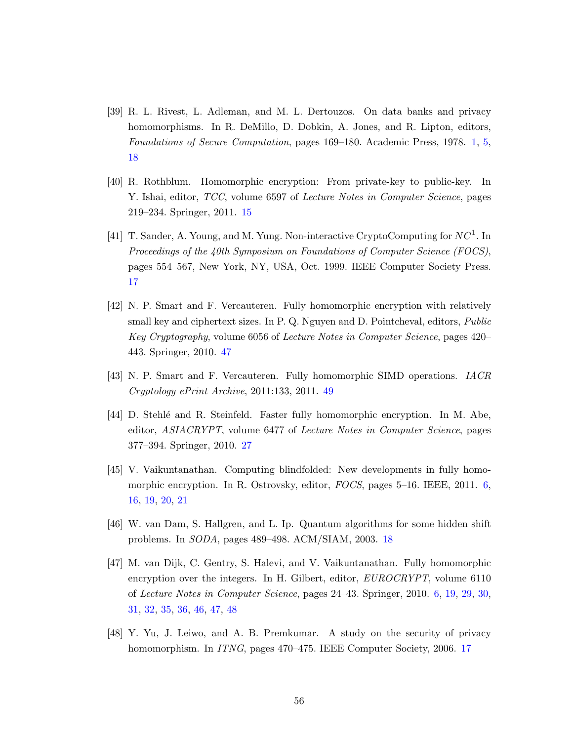[39] R. L. Rivest, L. Adleman, and M. L. Dertouzos. On data banks and privacy homomorphisms. In R. DeMillo, D. Dobkin, A. Jones, and R. Lipton, editors, *Foundations of Secure Computation*, pages 169–180. Academic Press, 1978. 1, 5, 18

[40] R. Rothblum. Homomorphic encryption: From private-key to public-key. In Y. Ishai, editor, *TCC*, volume 6597 of *Lecture Notes in Computer Science*, pages 219–234. Springer, 2011. 15

[41] T. Sander, A. Young, and M. Yung. Non-interactive CryptoComputing for $NC^1$. In *Proceedings of the 40th Symposium on Foundations of Computer Science (FOCS)*, pages 554–567, New York, NY, USA, Oct. 1999. IEEE Computer Society Press. 17

[42] N. P. Smart and F. Vercauteren. Fully homomorphic encryption with relatively small key and ciphertext sizes. In P. Q. Nguyen and D. Pointcheval, editors, *Public Key Cryptography*, volume 6056 of *Lecture Notes in Computer Science*, pages 420–443. Springer, 2010. 47

[43] N. P. Smart and F. Vercauteren. Fully homomorphic SIMD operations. *IACR Cryptology ePrint Archive*, 2011:133, 2011. 49

[44] D. Stehlé and R. Steinfeld. Faster fully homomorphic encryption. In M. Abe, editor, *ASIACRYPT*, volume 6477 of *Lecture Notes in Computer Science*, pages 377–394. Springer, 2010. 27

[45] V. Vaikuntanathan. Computing blindfolded: New developments in fully homomorphic encryption. In R. Ostrovsky, editor, *FOCS*, pages 5–16. IEEE, 2011. 6, 16, 19, 20, 21

[46] W. van Dam, S. Hallgren, and L. Ip. Quantum algorithms for some hidden shift problems. In *SODA*, pages 489–498. ACM/SIAM, 2003. 18

[47] M. van Dijk, C. Gentry, S. Halevi, and V. Vaikuntanathan. Fully homomorphic encryption over the integers. In H. Gilbert, editor, *EUROCRYPT*, volume 6110 of *Lecture Notes in Computer Science*, pages 24–43. Springer, 2010. 6, 19, 29, 30, 31, 32, 35, 36, 46, 47, 48

[48] Y. Yu, J. Leiwo, and A. B. Premkumar. A study on the security of privacy homomorphism. In *ITNG*, pages 470–475. IEEE Computer Society, 2006. 17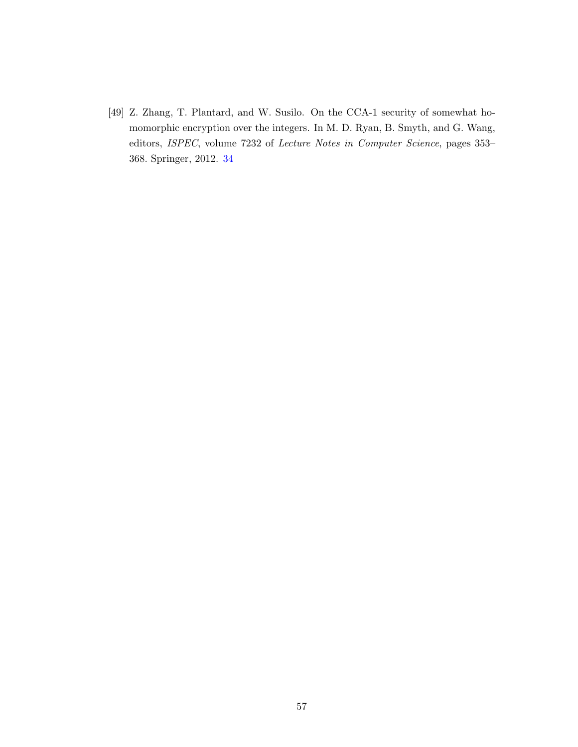[49] Z. Zhang, T. Plantard, and W. Susilo. On the CCA-1 security of somewhat homomorphic encryption over the integers. In M. D. Ryan, B. Smyth, and G. Wang, editors, *ISPEC*, volume 7232 of *Lecture Notes in Computer Science*, pages 353–368. Springer, 2012. 34